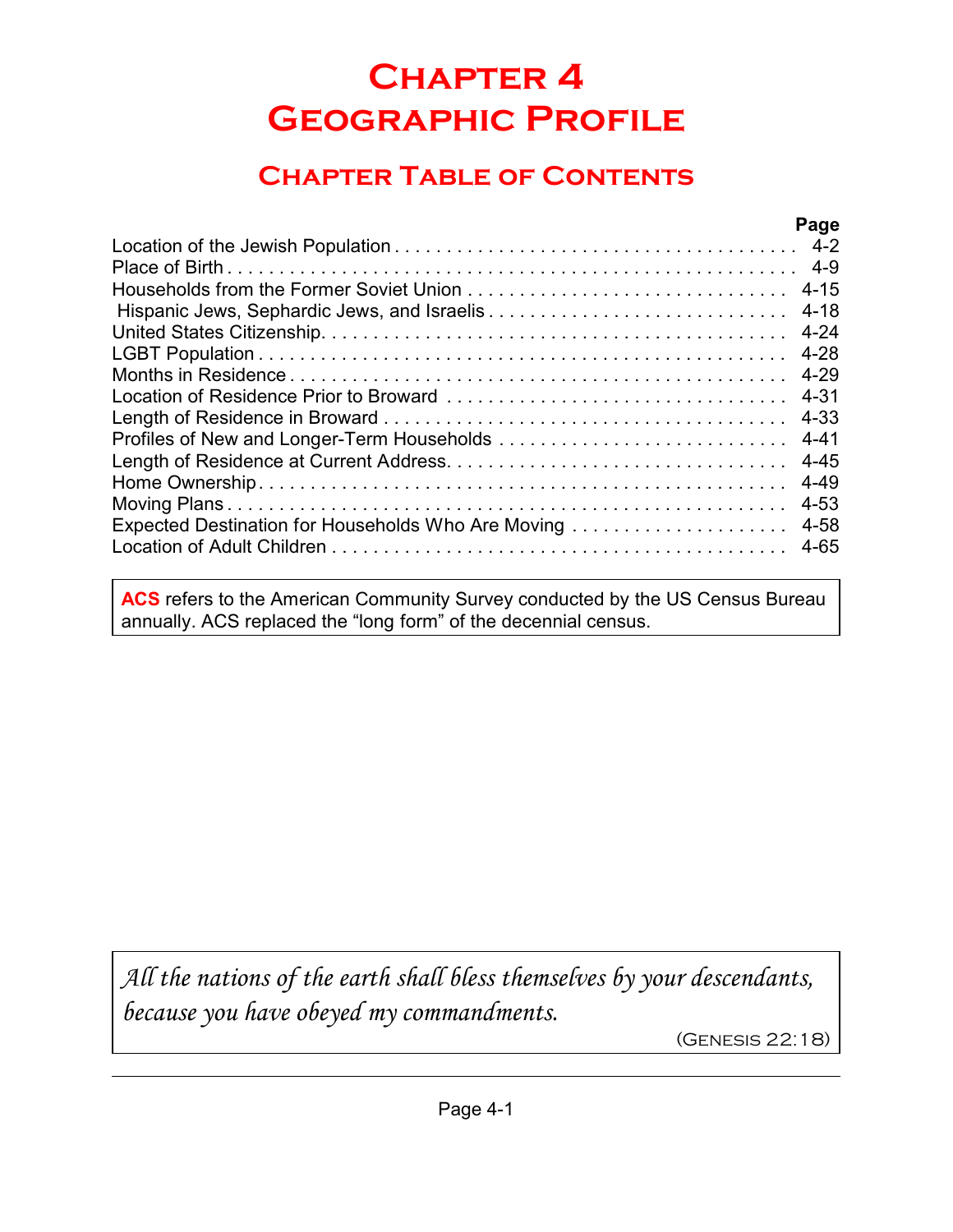# Chapter 4
# Geographic Profile

## Chapter Table of Contents

| | Page |
|---|---|
| Location of the Jewish Population | 4-2 |
| Place of Birth | 4-9 |
| Households from the Former Soviet Union | 4-15 |
| Hispanic Jews, Sephardic Jews, and Israelis | 4-18 |
| United States Citizenship | 4-24 |
| LGBT Population | 4-28 |
| Months in Residence | 4-29 |
| Location of Residence Prior to Broward | 4-31 |
| Length of Residence in Broward | 4-33 |
| Profiles of New and Longer-Term Households | 4-41 |
| Length of Residence at Current Address | 4-45 |
| Home Ownership | 4-49 |
| Moving Plans | 4-53 |
| Expected Destination for Households Who Are Moving | 4-58 |
| Location of Adult Children | 4-65 |

**ACS** refers to the American Community Survey conducted by the US Census Bureau annually. ACS replaced the "long form" of the decennial census.

*All the nations of the earth shall bless themselves by your descendants, because you have obeyed my commandments.*

(Genesis 22:18)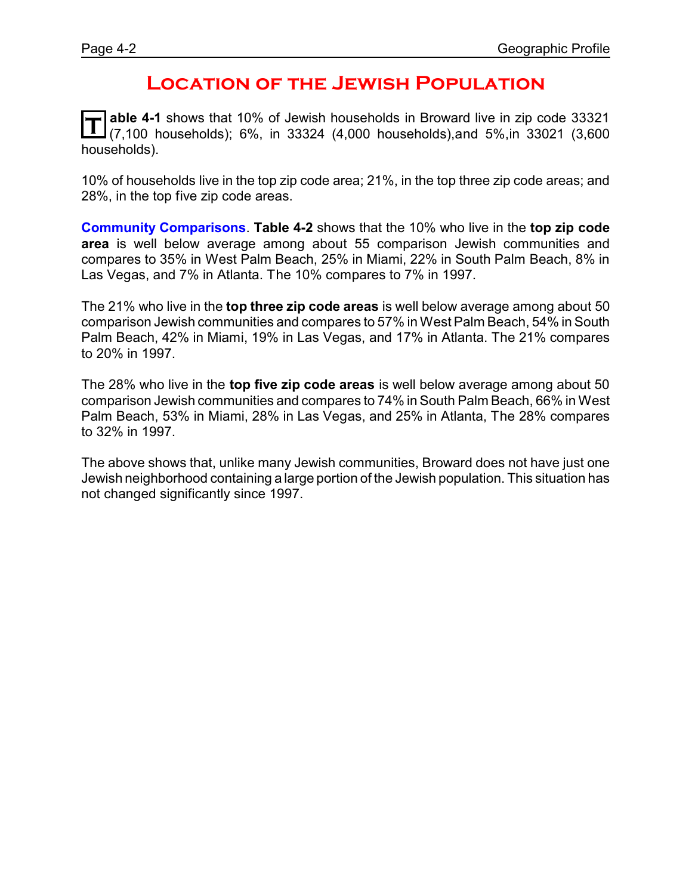# Location of the Jewish Population

**Table 4-1** shows that 10% of Jewish households in Broward live in zip code 33321 (7,100 households); 6%, in 33324 (4,000 households),and 5%,in 33021 (3,600 households).

10% of households live in the top zip code area; 21%, in the top three zip code areas; and 28%, in the top five zip code areas.

**Community Comparisons**. **Table 4-2** shows that the 10% who live in the **top zip code area** is well below average among about 55 comparison Jewish communities and compares to 35% in West Palm Beach, 25% in Miami, 22% in South Palm Beach, 8% in Las Vegas, and 7% in Atlanta. The 10% compares to 7% in 1997.

The 21% who live in the **top three zip code areas** is well below average among about 50 comparison Jewish communities and compares to 57% in West Palm Beach, 54% in South Palm Beach, 42% in Miami, 19% in Las Vegas, and 17% in Atlanta. The 21% compares to 20% in 1997.

The 28% who live in the **top five zip code areas** is well below average among about 50 comparison Jewish communities and compares to 74% in South Palm Beach, 66% in West Palm Beach, 53% in Miami, 28% in Las Vegas, and 25% in Atlanta, The 28% compares to 32% in 1997.

The above shows that, unlike many Jewish communities, Broward does not have just one Jewish neighborhood containing a large portion of the Jewish population. This situation has not changed significantly since 1997.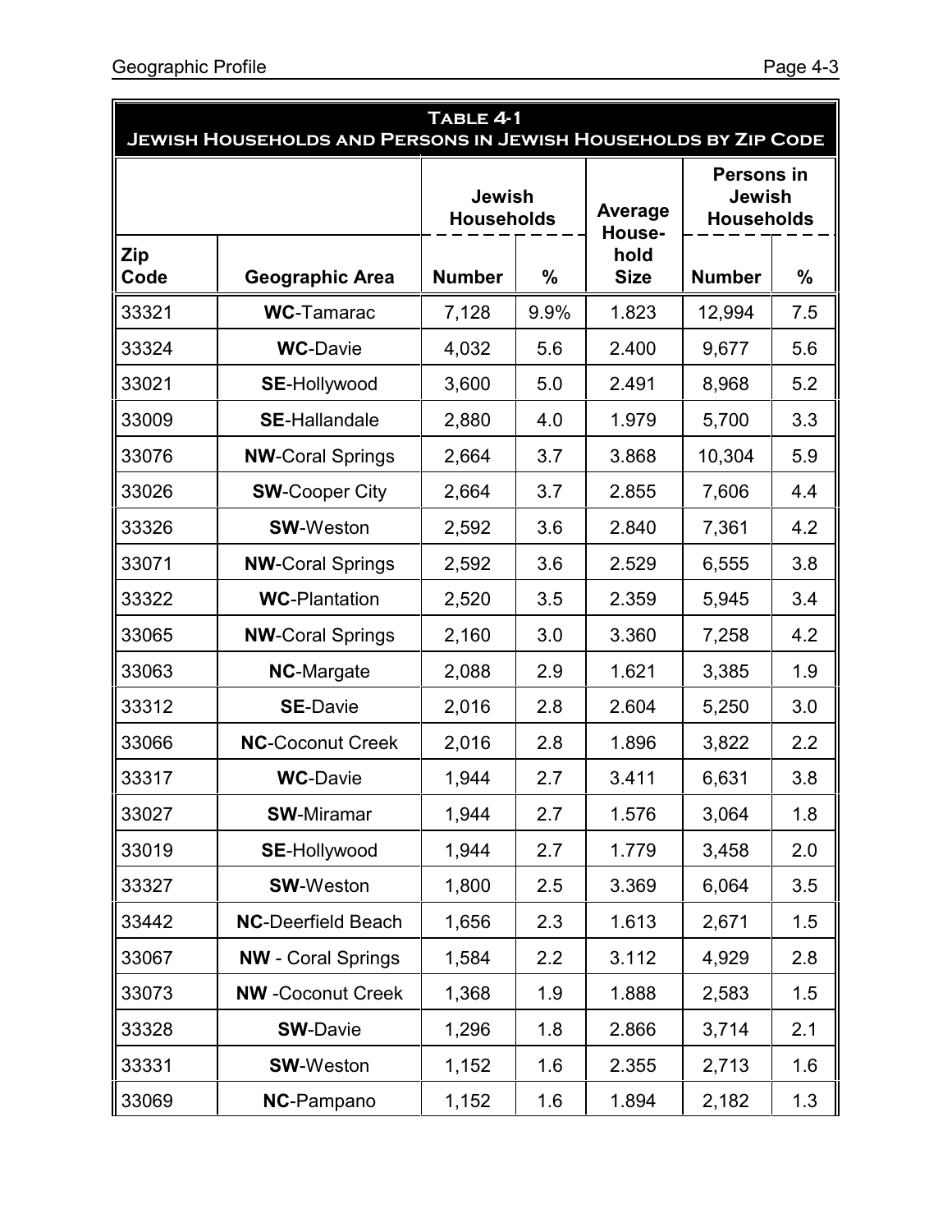## Table 4-1
## Jewish Households and Persons in Jewish Households by Zip Code

| Zip Code | Geographic Area | Jewish Households | | Average Household Size | Persons in Jewish Households | |
|---|---|---|---|---|---|---|
| | | Number | % | | Number | % |
| 33321 | **WC**-Tamarac | 7,128 | 9.9% | 1.823 | 12,994 | 7.5 |
| 33324 | **WC**-Davie | 4,032 | 5.6 | 2.400 | 9,677 | 5.6 |
| 33021 | **SE**-Hollywood | 3,600 | 5.0 | 2.491 | 8,968 | 5.2 |
| 33009 | **SE**-Hallandale | 2,880 | 4.0 | 1.979 | 5,700 | 3.3 |
| 33076 | **NW**-Coral Springs | 2,664 | 3.7 | 3.868 | 10,304 | 5.9 |
| 33026 | **SW**-Cooper City | 2,664 | 3.7 | 2.855 | 7,606 | 4.4 |
| 33326 | **SW**-Weston | 2,592 | 3.6 | 2.840 | 7,361 | 4.2 |
| 33071 | **NW**-Coral Springs | 2,592 | 3.6 | 2.529 | 6,555 | 3.8 |
| 33322 | **WC**-Plantation | 2,520 | 3.5 | 2.359 | 5,945 | 3.4 |
| 33065 | **NW**-Coral Springs | 2,160 | 3.0 | 3.360 | 7,258 | 4.2 |
| 33063 | **NC**-Margate | 2,088 | 2.9 | 1.621 | 3,385 | 1.9 |
| 33312 | **SE**-Davie | 2,016 | 2.8 | 2.604 | 5,250 | 3.0 |
| 33066 | **NC**-Coconut Creek | 2,016 | 2.8 | 1.896 | 3,822 | 2.2 |
| 33317 | **WC**-Davie | 1,944 | 2.7 | 3.411 | 6,631 | 3.8 |
| 33027 | **SW**-Miramar | 1,944 | 2.7 | 1.576 | 3,064 | 1.8 |
| 33019 | **SE**-Hollywood | 1,944 | 2.7 | 1.779 | 3,458 | 2.0 |
| 33327 | **SW**-Weston | 1,800 | 2.5 | 3.369 | 6,064 | 3.5 |
| 33442 | **NC**-Deerfield Beach | 1,656 | 2.3 | 1.613 | 2,671 | 1.5 |
| 33067 | **NW** - Coral Springs | 1,584 | 2.2 | 3.112 | 4,929 | 2.8 |
| 33073 | **NW** -Coconut Creek | 1,368 | 1.9 | 1.888 | 2,583 | 1.5 |
| 33328 | **SW**-Davie | 1,296 | 1.8 | 2.866 | 3,714 | 2.1 |
| 33331 | **SW**-Weston | 1,152 | 1.6 | 2.355 | 2,713 | 1.6 |
| 33069 | **NC**-Pampano | 1,152 | 1.6 | 1.894 | 2,182 | 1.3 |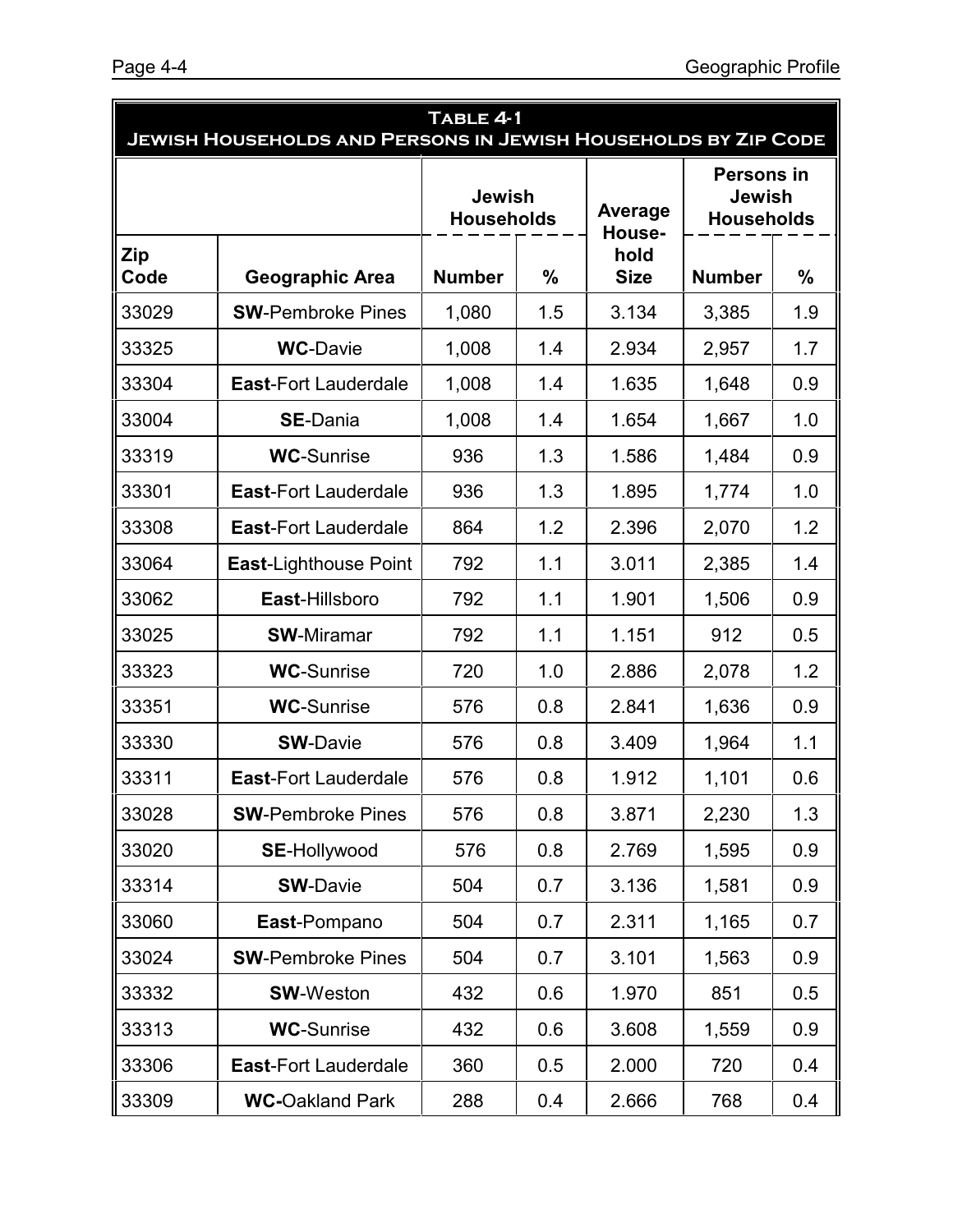| Table 4-1<br>Jewish Households and Persons in Jewish Households by Zip Code | | | | | | |
|---|---|---|---|---|---|---|
| | | Jewish Households | | Average Household Size | Persons in Jewish Households | |
| Zip Code | Geographic Area | Number | % | | Number | % |
| 33029 | **SW**-Pembroke Pines | 1,080 | 1.5 | 3.134 | 3,385 | 1.9 |
| 33325 | **WC**-Davie | 1,008 | 1.4 | 2.934 | 2,957 | 1.7 |
| 33304 | **East**-Fort Lauderdale | 1,008 | 1.4 | 1.635 | 1,648 | 0.9 |
| 33004 | **SE**-Dania | 1,008 | 1.4 | 1.654 | 1,667 | 1.0 |
| 33319 | **WC**-Sunrise | 936 | 1.3 | 1.586 | 1,484 | 0.9 |
| 33301 | **East**-Fort Lauderdale | 936 | 1.3 | 1.895 | 1,774 | 1.0 |
| 33308 | **East**-Fort Lauderdale | 864 | 1.2 | 2.396 | 2,070 | 1.2 |
| 33064 | **East**-Lighthouse Point | 792 | 1.1 | 3.011 | 2,385 | 1.4 |
| 33062 | **East**-Hillsboro | 792 | 1.1 | 1.901 | 1,506 | 0.9 |
| 33025 | **SW**-Miramar | 792 | 1.1 | 1.151 | 912 | 0.5 |
| 33323 | **WC**-Sunrise | 720 | 1.0 | 2.886 | 2,078 | 1.2 |
| 33351 | **WC**-Sunrise | 576 | 0.8 | 2.841 | 1,636 | 0.9 |
| 33330 | **SW**-Davie | 576 | 0.8 | 3.409 | 1,964 | 1.1 |
| 33311 | **East**-Fort Lauderdale | 576 | 0.8 | 1.912 | 1,101 | 0.6 |
| 33028 | **SW**-Pembroke Pines | 576 | 0.8 | 3.871 | 2,230 | 1.3 |
| 33020 | **SE**-Hollywood | 576 | 0.8 | 2.769 | 1,595 | 0.9 |
| 33314 | **SW**-Davie | 504 | 0.7 | 3.136 | 1,581 | 0.9 |
| 33060 | **East**-Pompano | 504 | 0.7 | 2.311 | 1,165 | 0.7 |
| 33024 | **SW**-Pembroke Pines | 504 | 0.7 | 3.101 | 1,563 | 0.9 |
| 33332 | **SW**-Weston | 432 | 0.6 | 1.970 | 851 | 0.5 |
| 33313 | **WC**-Sunrise | 432 | 0.6 | 3.608 | 1,559 | 0.9 |
| 33306 | **East**-Fort Lauderdale | 360 | 0.5 | 2.000 | 720 | 0.4 |
| 33309 | **WC-**Oakland Park | 288 | 0.4 | 2.666 | 768 | 0.4 |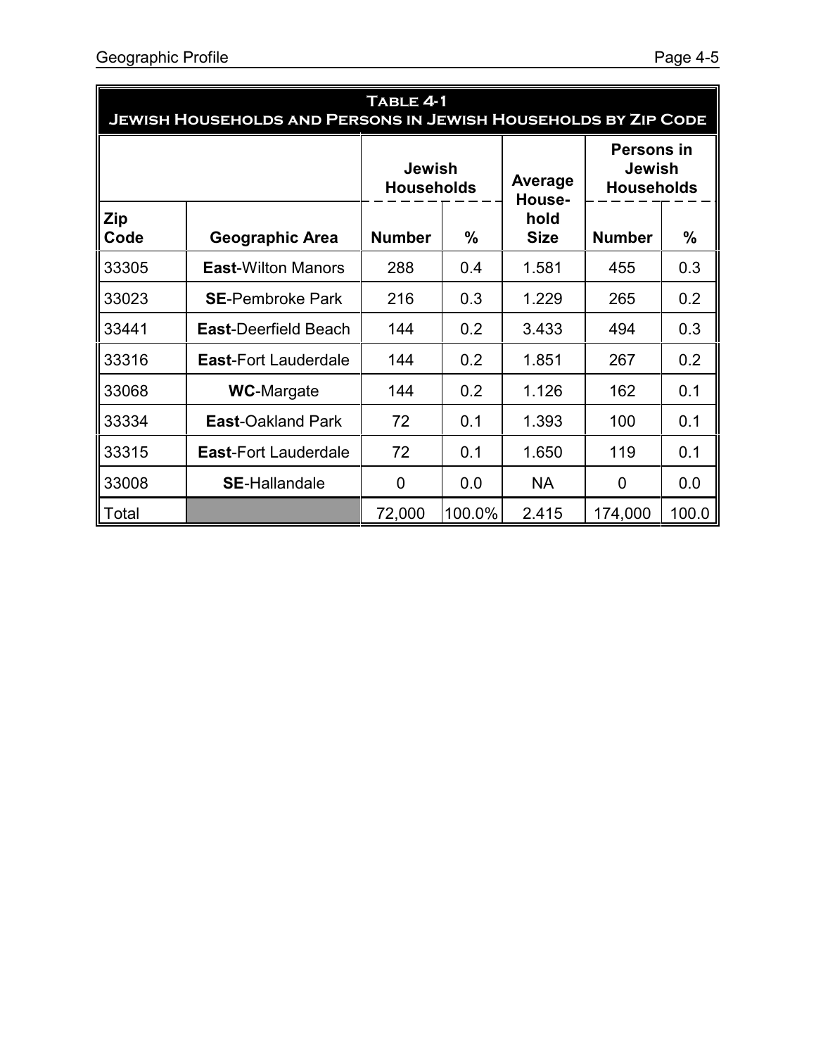**Table 4-1**
**Jewish Households and Persons in Jewish Households by Zip Code**

| Zip Code | Geographic Area | Jewish Households Number | Jewish Households % | Average Household Size | Persons in Jewish Households Number | Persons in Jewish Households % |
|---|---|---|---|---|---|---|
| 33305 | **East**-Wilton Manors | 288 | 0.4 | 1.581 | 455 | 0.3 |
| 33023 | **SE**-Pembroke Park | 216 | 0.3 | 1.229 | 265 | 0.2 |
| 33441 | **East**-Deerfield Beach | 144 | 0.2 | 3.433 | 494 | 0.3 |
| 33316 | **East**-Fort Lauderdale | 144 | 0.2 | 1.851 | 267 | 0.2 |
| 33068 | **WC**-Margate | 144 | 0.2 | 1.126 | 162 | 0.1 |
| 33334 | **East**-Oakland Park | 72 | 0.1 | 1.393 | 100 | 0.1 |
| 33315 | **East**-Fort Lauderdale | 72 | 0.1 | 1.650 | 119 | 0.1 |
| 33008 | **SE**-Hallandale | 0 | 0.0 | NA | 0 | 0.0 |
| Total | | 72,000 | 100.0% | 2.415 | 174,000 | 100.0 |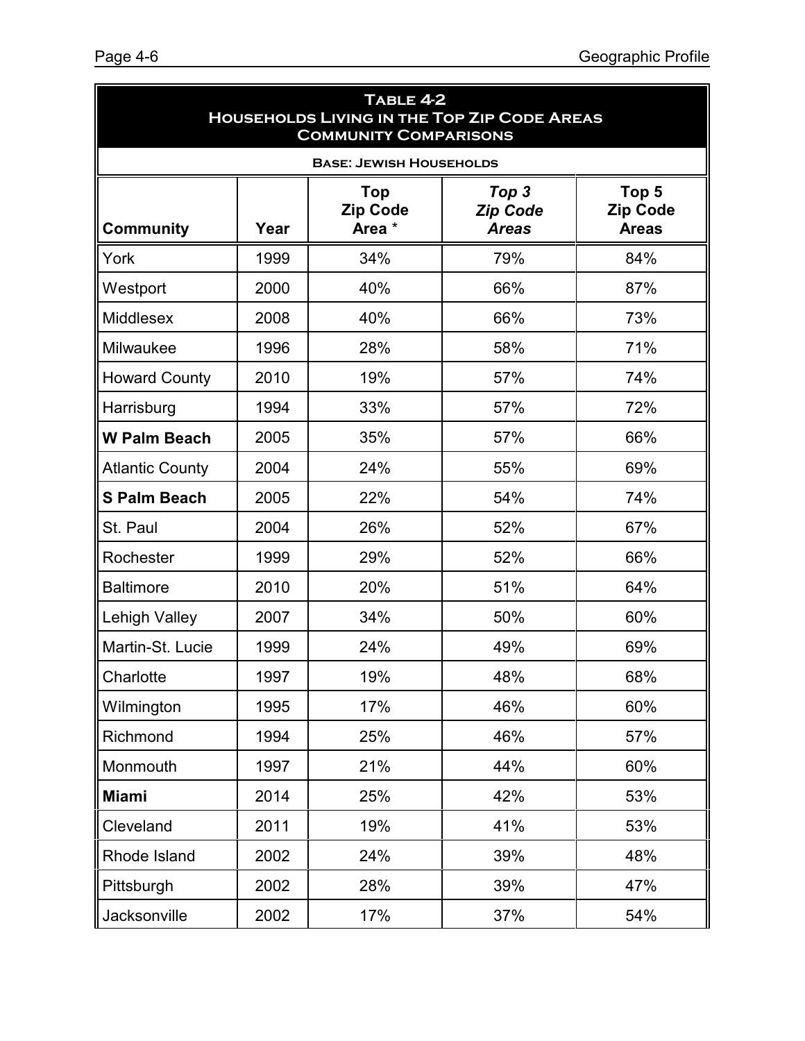**Table 4-2**
**Households Living in the Top Zip Code Areas**
**Community Comparisons**

**Base: Jewish Households**

| Community | Year | Top Zip Code Area * | *Top 3 Zip Code Areas* | Top 5 Zip Code Areas |
|---|---|---|---|---|
| York | 1999 | 34% | 79% | 84% |
| Westport | 2000 | 40% | 66% | 87% |
| Middlesex | 2008 | 40% | 66% | 73% |
| Milwaukee | 1996 | 28% | 58% | 71% |
| Howard County | 2010 | 19% | 57% | 74% |
| Harrisburg | 1994 | 33% | 57% | 72% |
| **W Palm Beach** | 2005 | 35% | 57% | 66% |
| Atlantic County | 2004 | 24% | 55% | 69% |
| **S Palm Beach** | 2005 | 22% | 54% | 74% |
| St. Paul | 2004 | 26% | 52% | 67% |
| Rochester | 1999 | 29% | 52% | 66% |
| Baltimore | 2010 | 20% | 51% | 64% |
| Lehigh Valley | 2007 | 34% | 50% | 60% |
| Martin-St. Lucie | 1999 | 24% | 49% | 69% |
| Charlotte | 1997 | 19% | 48% | 68% |
| Wilmington | 1995 | 17% | 46% | 60% |
| Richmond | 1994 | 25% | 46% | 57% |
| Monmouth | 1997 | 21% | 44% | 60% |
| **Miami** | 2014 | 25% | 42% | 53% |
| Cleveland | 2011 | 19% | 41% | 53% |
| Rhode Island | 2002 | 24% | 39% | 48% |
| Pittsburgh | 2002 | 28% | 39% | 47% |
| Jacksonville | 2002 | 17% | 37% | 54% |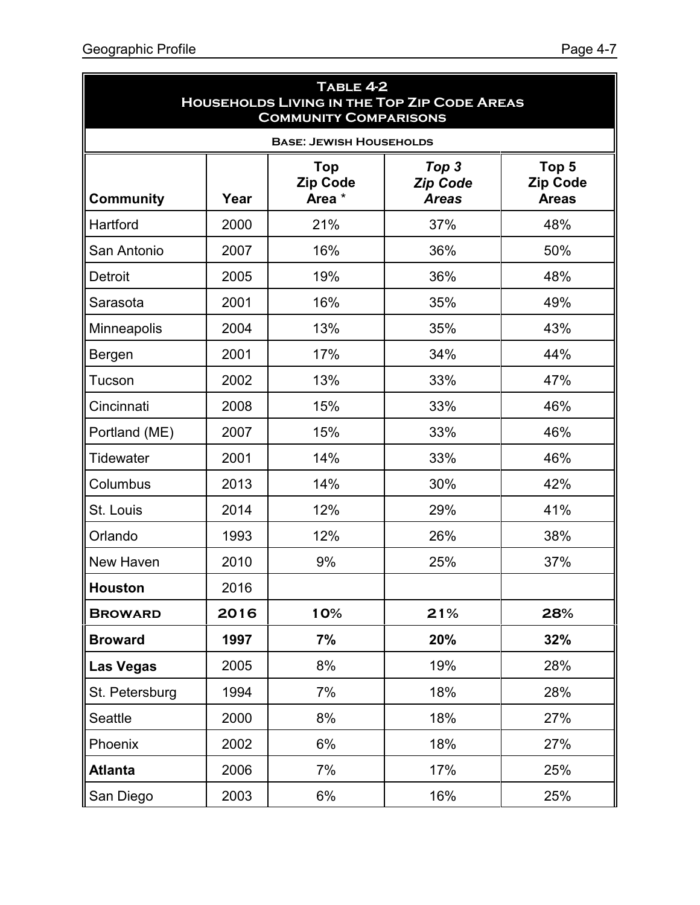**Table 4-2**
**Households Living in the Top Zip Code Areas**
**Community Comparisons**

**Base: Jewish Households**

| Community | Year | Top Zip Code Area * | *Top 3 Zip Code Areas* | Top 5 Zip Code Areas |
|---|---|---|---|---|
| Hartford | 2000 | 21% | 37% | 48% |
| San Antonio | 2007 | 16% | 36% | 50% |
| Detroit | 2005 | 19% | 36% | 48% |
| Sarasota | 2001 | 16% | 35% | 49% |
| Minneapolis | 2004 | 13% | 35% | 43% |
| Bergen | 2001 | 17% | 34% | 44% |
| Tucson | 2002 | 13% | 33% | 47% |
| Cincinnati | 2008 | 15% | 33% | 46% |
| Portland (ME) | 2007 | 15% | 33% | 46% |
| Tidewater | 2001 | 14% | 33% | 46% |
| Columbus | 2013 | 14% | 30% | 42% |
| St. Louis | 2014 | 12% | 29% | 41% |
| Orlando | 1993 | 12% | 26% | 38% |
| New Haven | 2010 | 9% | 25% | 37% |
| **Houston** | 2016 | | | |
| **BROWARD** | **2016** | **10%** | **21%** | **28%** |
| **Broward** | **1997** | **7%** | **20%** | **32%** |
| **Las Vegas** | 2005 | 8% | 19% | 28% |
| St. Petersburg | 1994 | 7% | 18% | 28% |
| Seattle | 2000 | 8% | 18% | 27% |
| Phoenix | 2002 | 6% | 18% | 27% |
| **Atlanta** | 2006 | 7% | 17% | 25% |
| San Diego | 2003 | 6% | 16% | 25% |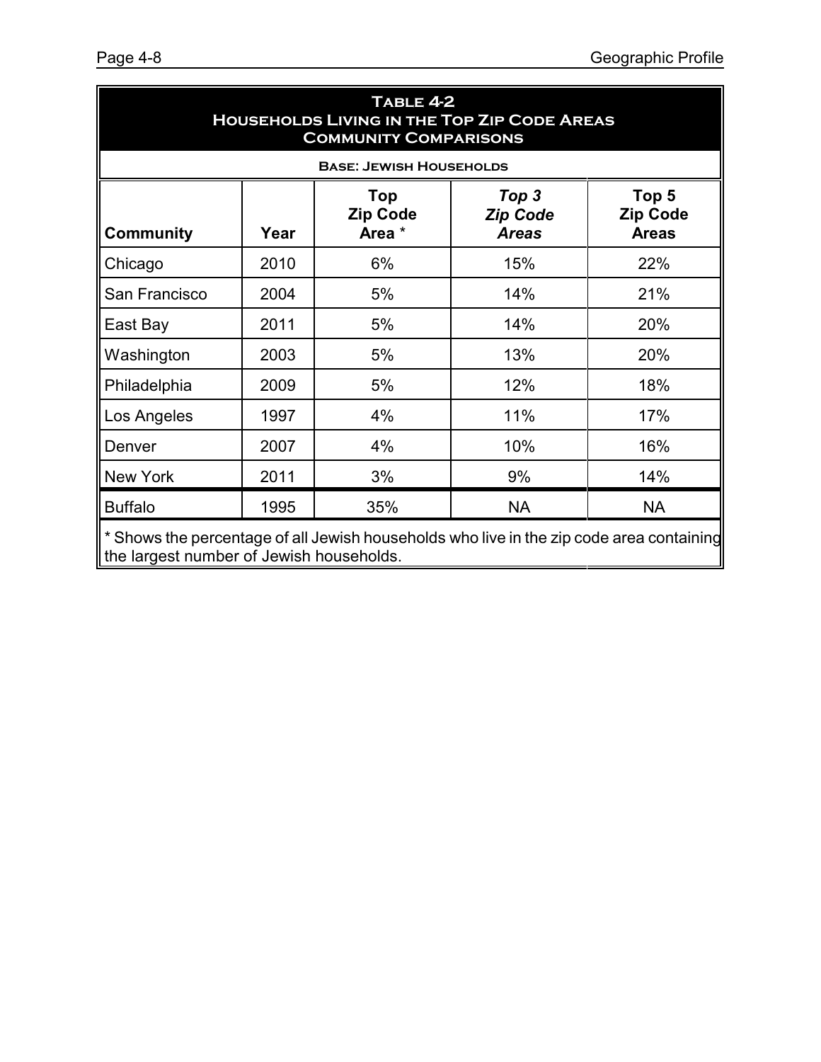## Table 4-2
## Households Living in the Top Zip Code Areas
## Community Comparisons

**Base: Jewish Households**

| Community | Year | Top Zip Code Area * | *Top 3 Zip Code Areas* | Top 5 Zip Code Areas |
|---|---|---|---|---|
| Chicago | 2010 | 6% | 15% | 22% |
| San Francisco | 2004 | 5% | 14% | 21% |
| East Bay | 2011 | 5% | 14% | 20% |
| Washington | 2003 | 5% | 13% | 20% |
| Philadelphia | 2009 | 5% | 12% | 18% |
| Los Angeles | 1997 | 4% | 11% | 17% |
| Denver | 2007 | 4% | 10% | 16% |
| New York | 2011 | 3% | 9% | 14% |
| Buffalo | 1995 | 35% | NA | NA |

* Shows the percentage of all Jewish households who live in the zip code area containing the largest number of Jewish households.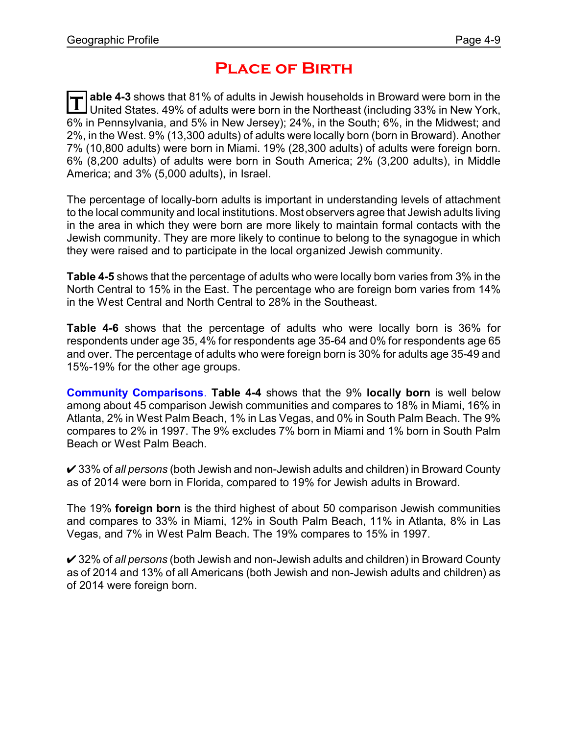# Place of Birth

**Table 4-3** shows that 81% of adults in Jewish households in Broward were born in the United States. 49% of adults were born in the Northeast (including 33% in New York, 6% in Pennsylvania, and 5% in New Jersey); 24%, in the South; 6%, in the Midwest; and 2%, in the West. 9% (13,300 adults) of adults were locally born (born in Broward). Another 7% (10,800 adults) were born in Miami. 19% (28,300 adults) of adults were foreign born. 6% (8,200 adults) of adults were born in South America; 2% (3,200 adults), in Middle America; and 3% (5,000 adults), in Israel.

The percentage of locally-born adults is important in understanding levels of attachment to the local community and local institutions. Most observers agree that Jewish adults living in the area in which they were born are more likely to maintain formal contacts with the Jewish community. They are more likely to continue to belong to the synagogue in which they were raised and to participate in the local organized Jewish community.

**Table 4-5** shows that the percentage of adults who were locally born varies from 3% in the North Central to 15% in the East. The percentage who are foreign born varies from 14% in the West Central and North Central to 28% in the Southeast.

**Table 4-6** shows that the percentage of adults who were locally born is 36% for respondents under age 35, 4% for respondents age 35-64 and 0% for respondents age 65 and over. The percentage of adults who were foreign born is 30% for adults age 35-49 and 15%-19% for the other age groups.

**Community Comparisons**. **Table 4-4** shows that the 9% **locally born** is well below among about 45 comparison Jewish communities and compares to 18% in Miami, 16% in Atlanta, 2% in West Palm Beach, 1% in Las Vegas, and 0% in South Palm Beach. The 9% compares to 2% in 1997. The 9% excludes 7% born in Miami and 1% born in South Palm Beach or West Palm Beach.

✔ 33% of *all persons* (both Jewish and non-Jewish adults and children) in Broward County as of 2014 were born in Florida, compared to 19% for Jewish adults in Broward.

The 19% **foreign born** is the third highest of about 50 comparison Jewish communities and compares to 33% in Miami, 12% in South Palm Beach, 11% in Atlanta, 8% in Las Vegas, and 7% in West Palm Beach. The 19% compares to 15% in 1997.

✔ 32% of *all persons* (both Jewish and non-Jewish adults and children) in Broward County as of 2014 and 13% of all Americans (both Jewish and non-Jewish adults and children) as of 2014 were foreign born.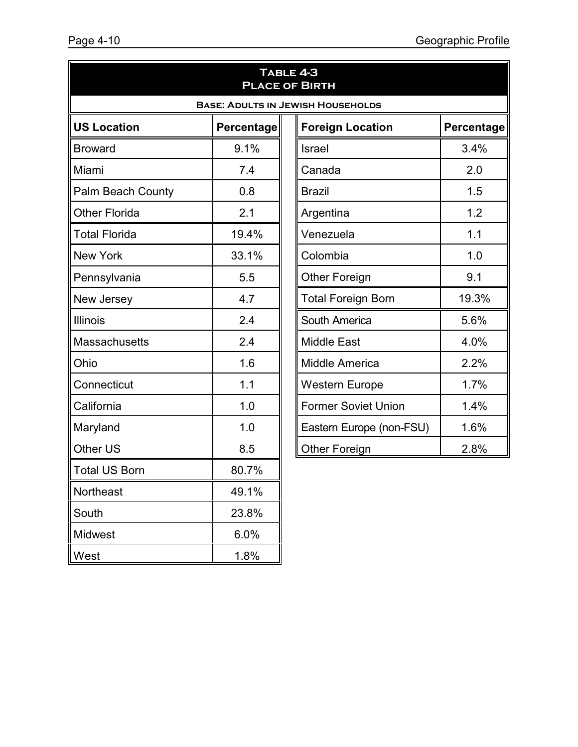# Table 4-3
## Place of Birth

**Base: Adults in Jewish Households**

| US Location | Percentage |
|---|---|
| Broward | 9.1% |
| Miami | 7.4 |
| Palm Beach County | 0.8 |
| Other Florida | 2.1 |
| Total Florida | 19.4% |
| New York | 33.1% |
| Pennsylvania | 5.5 |
| New Jersey | 4.7 |
| Illinois | 2.4 |
| Massachusetts | 2.4 |
| Ohio | 1.6 |
| Connecticut | 1.1 |
| California | 1.0 |
| Maryland | 1.0 |
| Other US | 8.5 |
| Total US Born | 80.7% |
| Northeast | 49.1% |
| South | 23.8% |
| Midwest | 6.0% |
| West | 1.8% |

| Foreign Location | Percentage |
|---|---|
| Israel | 3.4% |
| Canada | 2.0 |
| Brazil | 1.5 |
| Argentina | 1.2 |
| Venezuela | 1.1 |
| Colombia | 1.0 |
| Other Foreign | 9.1 |
| Total Foreign Born | 19.3% |
| South America | 5.6% |
| Middle East | 4.0% |
| Middle America | 2.2% |
| Western Europe | 1.7% |
| Former Soviet Union | 1.4% |
| Eastern Europe (non-FSU) | 1.6% |
| Other Foreign | 2.8% |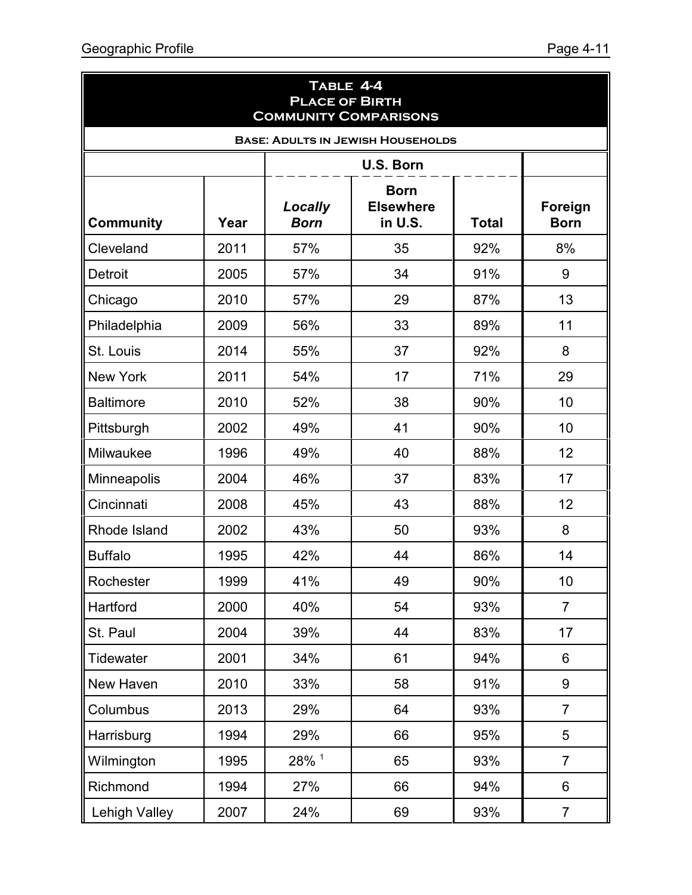**Table 4-4**
**Place of Birth**
**Community Comparisons**

**Base: Adults in Jewish Households**

| | | U.S. Born | | | |
|---|---|---|---|---|---|
| **Community** | **Year** | ***Locally Born*** | **Born Elsewhere in U.S.** | **Total** | **Foreign Born** |
| Cleveland | 2011 | 57% | 35 | 92% | 8% |
| Detroit | 2005 | 57% | 34 | 91% | 9 |
| Chicago | 2010 | 57% | 29 | 87% | 13 |
| Philadelphia | 2009 | 56% | 33 | 89% | 11 |
| St. Louis | 2014 | 55% | 37 | 92% | 8 |
| New York | 2011 | 54% | 17 | 71% | 29 |
| Baltimore | 2010 | 52% | 38 | 90% | 10 |
| Pittsburgh | 2002 | 49% | 41 | 90% | 10 |
| Milwaukee | 1996 | 49% | 40 | 88% | 12 |
| Minneapolis | 2004 | 46% | 37 | 83% | 17 |
| Cincinnati | 2008 | 45% | 43 | 88% | 12 |
| Rhode Island | 2002 | 43% | 50 | 93% | 8 |
| Buffalo | 1995 | 42% | 44 | 86% | 14 |
| Rochester | 1999 | 41% | 49 | 90% | 10 |
| Hartford | 2000 | 40% | 54 | 93% | 7 |
| St. Paul | 2004 | 39% | 44 | 83% | 17 |
| Tidewater | 2001 | 34% | 61 | 94% | 6 |
| New Haven | 2010 | 33% | 58 | 91% | 9 |
| Columbus | 2013 | 29% | 64 | 93% | 7 |
| Harrisburg | 1994 | 29% | 66 | 95% | 5 |
| Wilmington | 1995 | 28% [1] | 65 | 93% | 7 |
| Richmond | 1994 | 27% | 66 | 94% | 6 |
| Lehigh Valley | 2007 | 24% | 69 | 93% | 7 |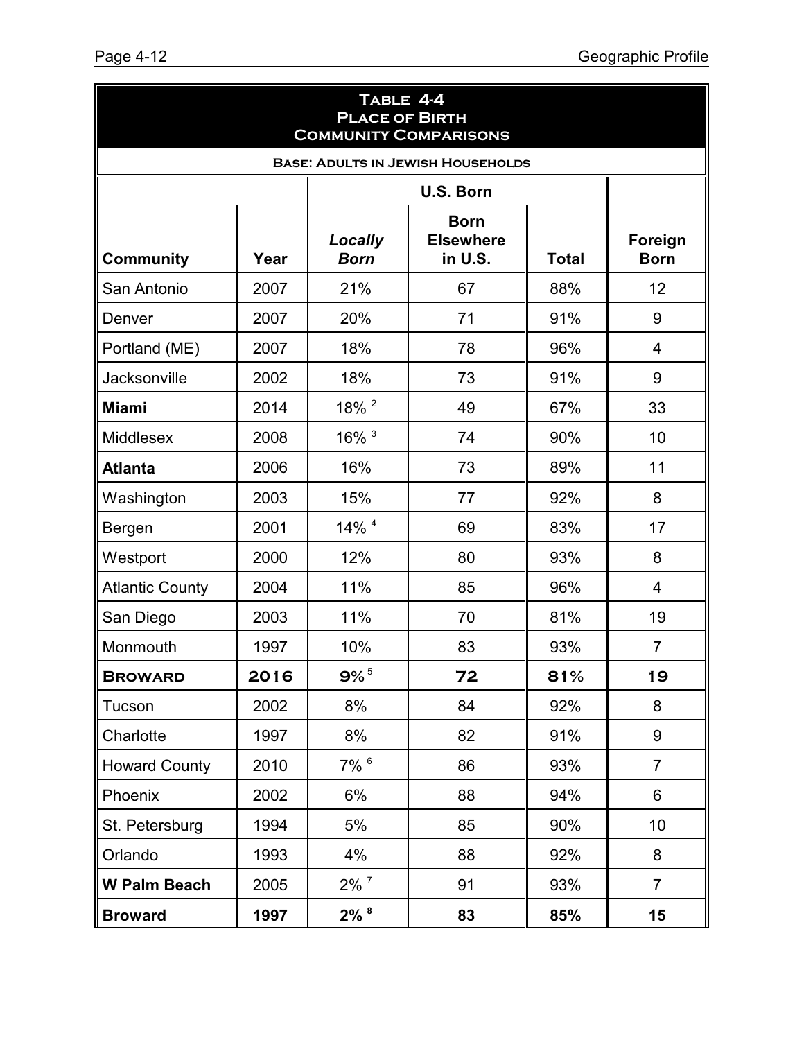**Table 4-4**
**Place of Birth**
**Community Comparisons**

**Base: Adults in Jewish Households**

| | | U.S. Born | | | |
|---|---|---|---|---|---|
| **Community** | **Year** | ***Locally Born*** | **Born Elsewhere in U.S.** | **Total** | **Foreign Born** |
| San Antonio | 2007 | 21% | 67 | 88% | 12 |
| Denver | 2007 | 20% | 71 | 91% | 9 |
| Portland (ME) | 2007 | 18% | 78 | 96% | 4 |
| Jacksonville | 2002 | 18% | 73 | 91% | 9 |
| **Miami** | 2014 | 18% [2] | 49 | 67% | 33 |
| Middlesex | 2008 | 16% [3] | 74 | 90% | 10 |
| **Atlanta** | 2006 | 16% | 73 | 89% | 11 |
| Washington | 2003 | 15% | 77 | 92% | 8 |
| Bergen | 2001 | 14% [4] | 69 | 83% | 17 |
| Westport | 2000 | 12% | 80 | 93% | 8 |
| Atlantic County | 2004 | 11% | 85 | 96% | 4 |
| San Diego | 2003 | 11% | 70 | 81% | 19 |
| Monmouth | 1997 | 10% | 83 | 93% | 7 |
| **Broward** | **2016** | **9%** [5] | **72** | **81%** | **19** |
| Tucson | 2002 | 8% | 84 | 92% | 8 |
| Charlotte | 1997 | 8% | 82 | 91% | 9 |
| Howard County | 2010 | 7% [6] | 86 | 93% | 7 |
| Phoenix | 2002 | 6% | 88 | 94% | 6 |
| St. Petersburg | 1994 | 5% | 85 | 90% | 10 |
| Orlando | 1993 | 4% | 88 | 92% | 8 |
| **W Palm Beach** | 2005 | 2% [7] | 91 | 93% | 7 |
| **Broward** | **1997** | **2%** [8] | **83** | **85%** | **15** |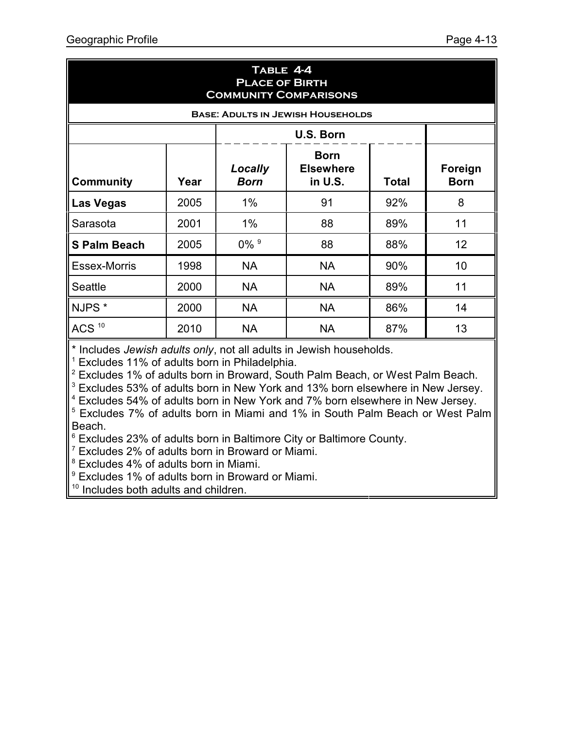## Table 4-4
## Place of Birth
## Community Comparisons

**Base: Adults in Jewish Households**

| | | U.S. Born | | | |
|---|---|---|---|---|---|
| **Community** | **Year** | ***Locally Born*** | **Born Elsewhere in U.S.** | **Total** | **Foreign Born** |
| **Las Vegas** | 2005 | 1% | 91 | 92% | 8 |
| Sarasota | 2001 | 1% | 88 | 89% | 11 |
| **S Palm Beach** | 2005 | 0% [9] | 88 | 88% | 12 |
| Essex-Morris | 1998 | NA | NA | 90% | 10 |
| Seattle | 2000 | NA | NA | 89% | 11 |
| NJPS * | 2000 | NA | NA | 86% | 14 |
| ACS [10] | 2010 | NA | NA | 87% | 13 |

* Includes *Jewish adults only*, not all adults in Jewish households.
[1] Excludes 11% of adults born in Philadelphia.
[2] Excludes 1% of adults born in Broward, South Palm Beach, or West Palm Beach.
[3] Excludes 53% of adults born in New York and 13% born elsewhere in New Jersey.
[4] Excludes 54% of adults born in New York and 7% born elsewhere in New Jersey.
[5] Excludes 7% of adults born in Miami and 1% in South Palm Beach or West Palm Beach.
[6] Excludes 23% of adults born in Baltimore City or Baltimore County.
[7] Excludes 2% of adults born in Broward or Miami.
[8] Excludes 4% of adults born in Miami.
[9] Excludes 1% of adults born in Broward or Miami.
[10] Includes both adults and children.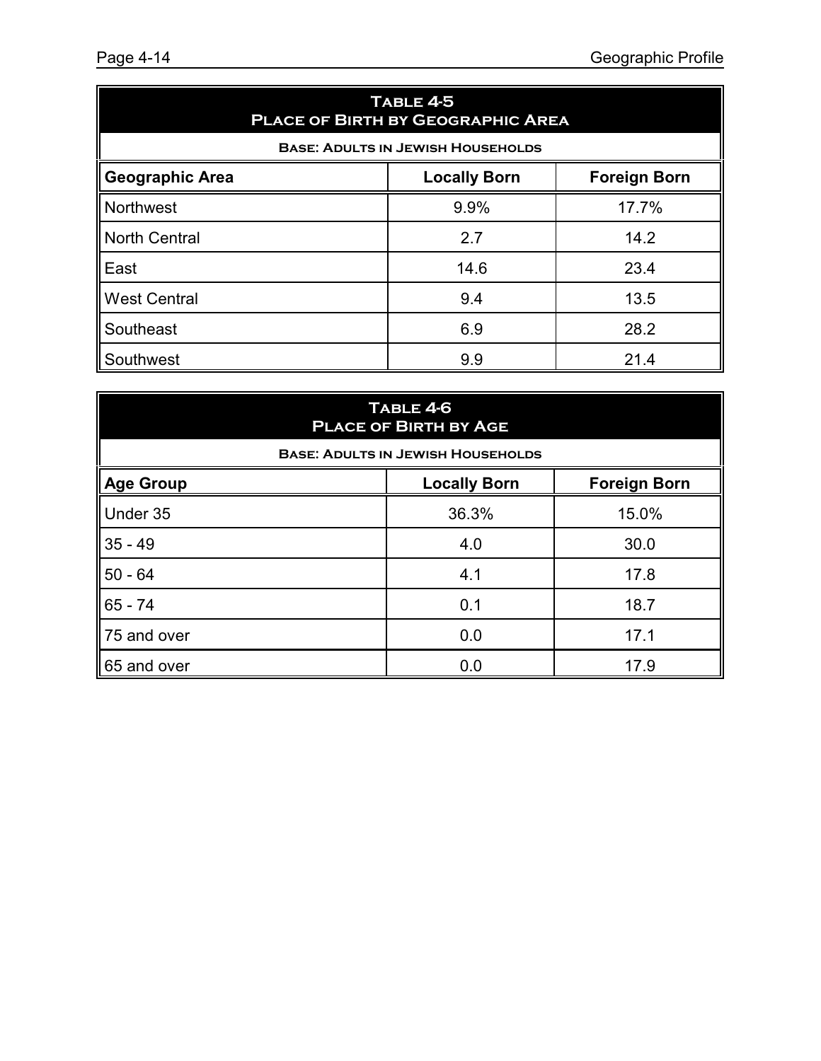| Table 4-5<br>Place of Birth by Geographic Area | | |
|---|---|---|
| **Base: Adults in Jewish Households** | | |
| **Geographic Area** | **Locally Born** | **Foreign Born** |
| Northwest | 9.9% | 17.7% |
| North Central | 2.7 | 14.2 |
| East | 14.6 | 23.4 |
| West Central | 9.4 | 13.5 |
| Southeast | 6.9 | 28.2 |
| Southwest | 9.9 | 21.4 |

| Table 4-6<br>Place of Birth by Age | | |
|---|---|---|
| **Base: Adults in Jewish Households** | | |
| **Age Group** | **Locally Born** | **Foreign Born** |
| Under 35 | 36.3% | 15.0% |
| 35 - 49 | 4.0 | 30.0 |
| 50 - 64 | 4.1 | 17.8 |
| 65 - 74 | 0.1 | 18.7 |
| 75 and over | 0.0 | 17.1 |
| 65 and over | 0.0 | 17.9 |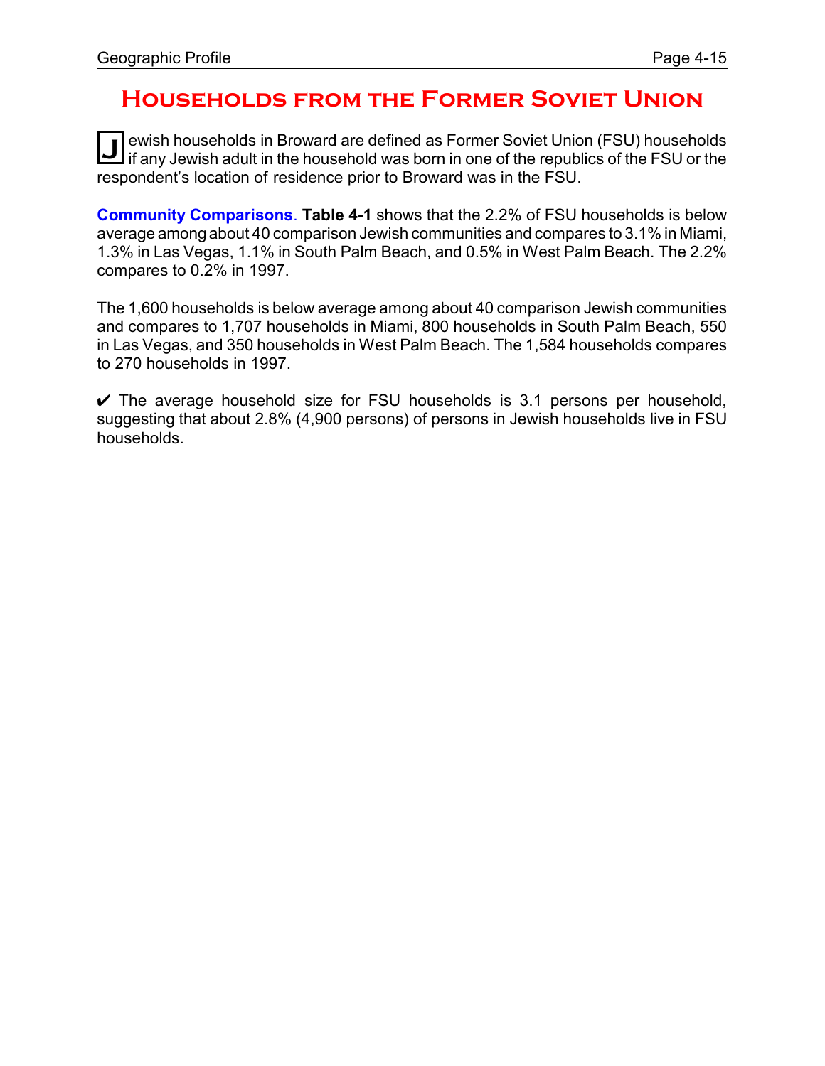# Households from the Former Soviet Union

Jewish households in Broward are defined as Former Soviet Union (FSU) households if any Jewish adult in the household was born in one of the republics of the FSU or the respondent's location of residence prior to Broward was in the FSU.

**Community Comparisons. Table 4-1** shows that the 2.2% of FSU households is below average among about 40 comparison Jewish communities and compares to 3.1% in Miami, 1.3% in Las Vegas, 1.1% in South Palm Beach, and 0.5% in West Palm Beach. The 2.2% compares to 0.2% in 1997.

The 1,600 households is below average among about 40 comparison Jewish communities and compares to 1,707 households in Miami, 800 households in South Palm Beach, 550 in Las Vegas, and 350 households in West Palm Beach. The 1,584 households compares to 270 households in 1997.

✔ The average household size for FSU households is 3.1 persons per household, suggesting that about 2.8% (4,900 persons) of persons in Jewish households live in FSU households.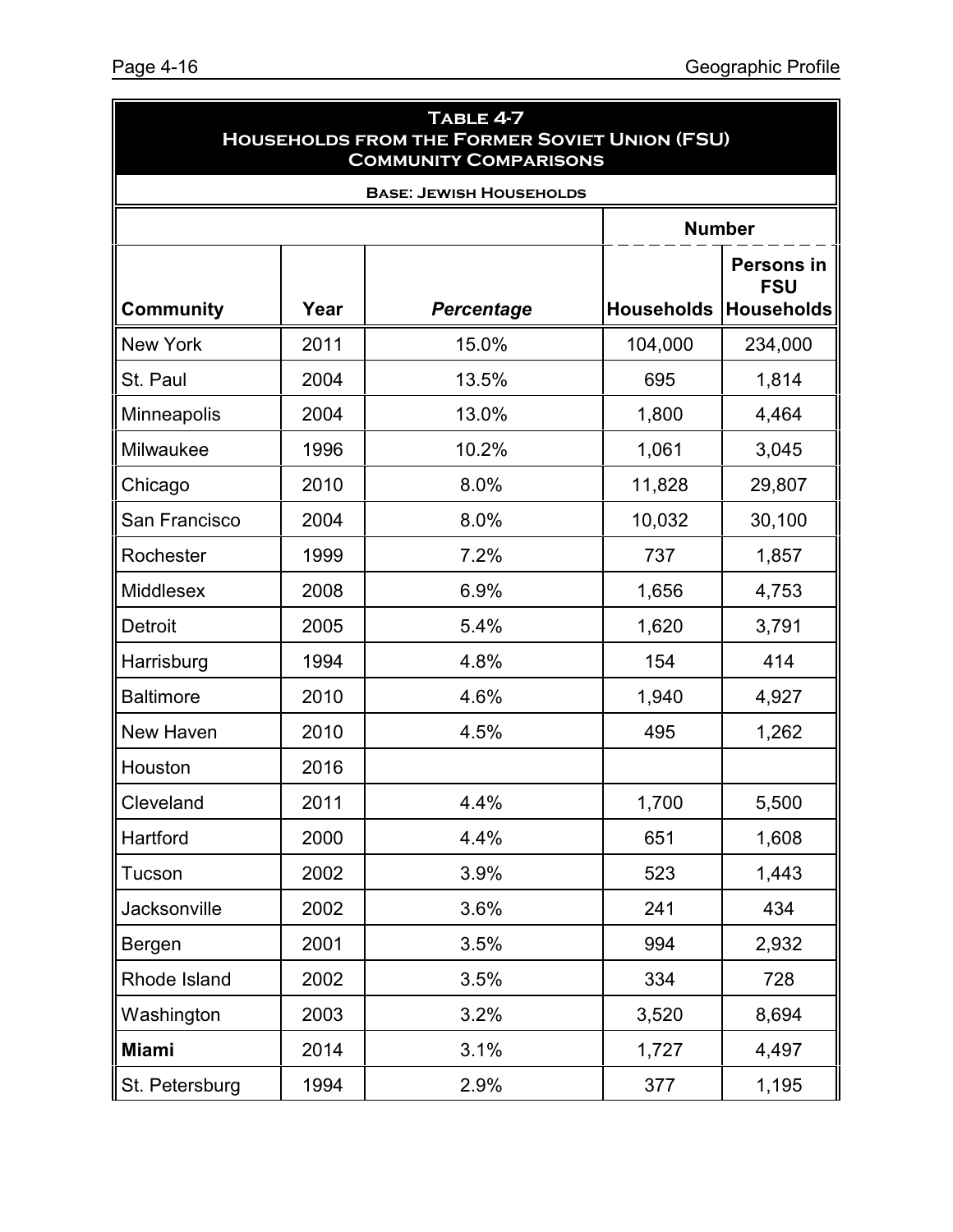**Table 4-7**
**Households from the Former Soviet Union (FSU)**
**Community Comparisons**

**Base: Jewish Households**

| | | | Number | |
|---|---|---|---|---|
| **Community** | **Year** | ***Percentage*** | **Households** | **Persons in FSU Households** |
| New York | 2011 | 15.0% | 104,000 | 234,000 |
| St. Paul | 2004 | 13.5% | 695 | 1,814 |
| Minneapolis | 2004 | 13.0% | 1,800 | 4,464 |
| Milwaukee | 1996 | 10.2% | 1,061 | 3,045 |
| Chicago | 2010 | 8.0% | 11,828 | 29,807 |
| San Francisco | 2004 | 8.0% | 10,032 | 30,100 |
| Rochester | 1999 | 7.2% | 737 | 1,857 |
| Middlesex | 2008 | 6.9% | 1,656 | 4,753 |
| Detroit | 2005 | 5.4% | 1,620 | 3,791 |
| Harrisburg | 1994 | 4.8% | 154 | 414 |
| Baltimore | 2010 | 4.6% | 1,940 | 4,927 |
| New Haven | 2010 | 4.5% | 495 | 1,262 |
| Houston | 2016 | | | |
| Cleveland | 2011 | 4.4% | 1,700 | 5,500 |
| Hartford | 2000 | 4.4% | 651 | 1,608 |
| Tucson | 2002 | 3.9% | 523 | 1,443 |
| Jacksonville | 2002 | 3.6% | 241 | 434 |
| Bergen | 2001 | 3.5% | 994 | 2,932 |
| Rhode Island | 2002 | 3.5% | 334 | 728 |
| Washington | 2003 | 3.2% | 3,520 | 8,694 |
| **Miami** | 2014 | 3.1% | 1,727 | 4,497 |
| St. Petersburg | 1994 | 2.9% | 377 | 1,195 |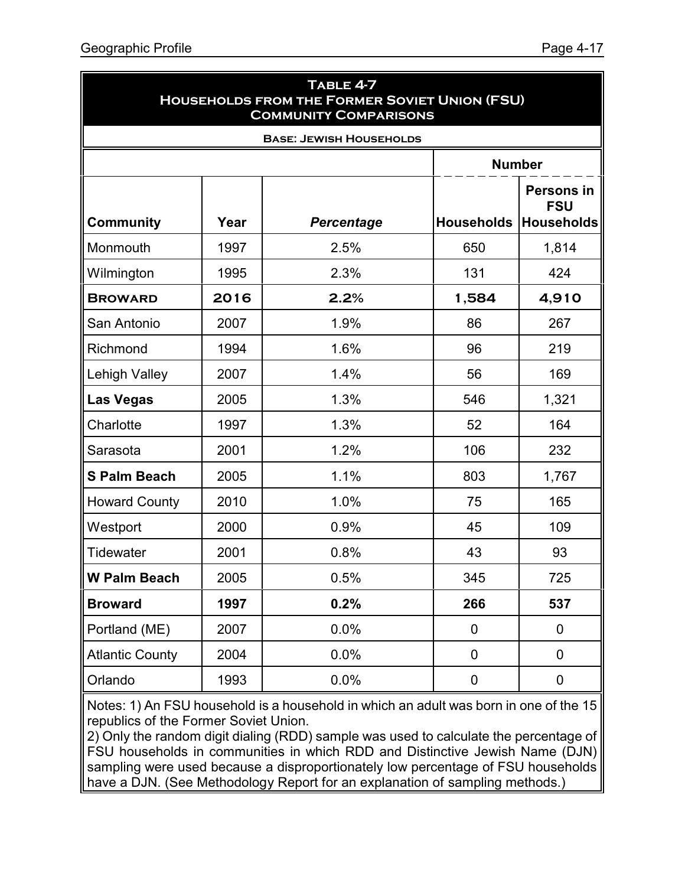## Table 4-7
## Households from the Former Soviet Union (FSU)
## Community Comparisons

**Base: Jewish Households**

| | | | Number | |
|---|---|---|---|---|
| **Community** | **Year** | ***Percentage*** | **Households** | **Persons in FSU Households** |
| Monmouth | 1997 | 2.5% | 650 | 1,814 |
| Wilmington | 1995 | 2.3% | 131 | 424 |
| **Broward** | **2016** | **2.2%** | **1,584** | **4,910** |
| San Antonio | 2007 | 1.9% | 86 | 267 |
| Richmond | 1994 | 1.6% | 96 | 219 |
| Lehigh Valley | 2007 | 1.4% | 56 | 169 |
| **Las Vegas** | 2005 | 1.3% | 546 | 1,321 |
| Charlotte | 1997 | 1.3% | 52 | 164 |
| Sarasota | 2001 | 1.2% | 106 | 232 |
| **S Palm Beach** | 2005 | 1.1% | 803 | 1,767 |
| Howard County | 2010 | 1.0% | 75 | 165 |
| Westport | 2000 | 0.9% | 45 | 109 |
| Tidewater | 2001 | 0.8% | 43 | 93 |
| **W Palm Beach** | 2005 | 0.5% | 345 | 725 |
| **Broward** | **1997** | **0.2%** | **266** | **537** |
| Portland (ME) | 2007 | 0.0% | 0 | 0 |
| Atlantic County | 2004 | 0.0% | 0 | 0 |
| Orlando | 1993 | 0.0% | 0 | 0 |

Notes: 1) An FSU household is a household in which an adult was born in one of the 15 republics of the Former Soviet Union.
2) Only the random digit dialing (RDD) sample was used to calculate the percentage of FSU households in communities in which RDD and Distinctive Jewish Name (DJN) sampling were used because a disproportionately low percentage of FSU households have a DJN. (See Methodology Report for an explanation of sampling methods.)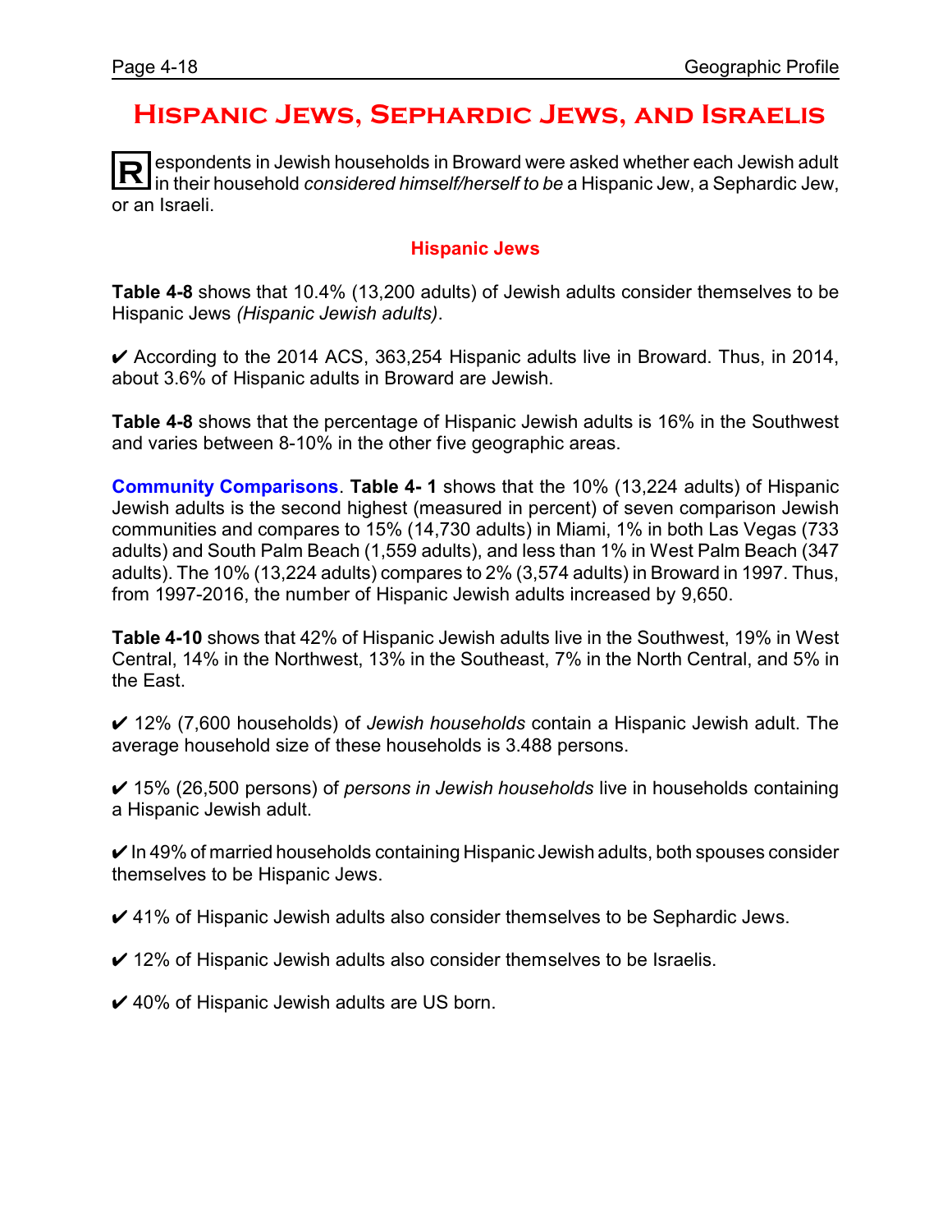# Hispanic Jews, Sephardic Jews, and Israelis

Respondents in Jewish households in Broward were asked whether each Jewish adult in their household *considered himself/herself to be* a Hispanic Jew, a Sephardic Jew, or an Israeli.

## Hispanic Jews

**Table 4-8** shows that 10.4% (13,200 adults) of Jewish adults consider themselves to be Hispanic Jews *(Hispanic Jewish adults)*.

✔ According to the 2014 ACS, 363,254 Hispanic adults live in Broward. Thus, in 2014, about 3.6% of Hispanic adults in Broward are Jewish.

**Table 4-8** shows that the percentage of Hispanic Jewish adults is 16% in the Southwest and varies between 8-10% in the other five geographic areas.

**Community Comparisons**. **Table 4- 1** shows that the 10% (13,224 adults) of Hispanic Jewish adults is the second highest (measured in percent) of seven comparison Jewish communities and compares to 15% (14,730 adults) in Miami, 1% in both Las Vegas (733 adults) and South Palm Beach (1,559 adults), and less than 1% in West Palm Beach (347 adults). The 10% (13,224 adults) compares to 2% (3,574 adults) in Broward in 1997. Thus, from 1997-2016, the number of Hispanic Jewish adults increased by 9,650.

**Table 4-10** shows that 42% of Hispanic Jewish adults live in the Southwest, 19% in West Central, 14% in the Northwest, 13% in the Southeast, 7% in the North Central, and 5% in the East.

✔ 12% (7,600 households) of *Jewish households* contain a Hispanic Jewish adult. The average household size of these households is 3.488 persons.

✔ 15% (26,500 persons) of *persons in Jewish households* live in households containing a Hispanic Jewish adult.

✔ In 49% of married households containing Hispanic Jewish adults, both spouses consider themselves to be Hispanic Jews.

✔ 41% of Hispanic Jewish adults also consider themselves to be Sephardic Jews.

✔ 12% of Hispanic Jewish adults also consider themselves to be Israelis.

✔ 40% of Hispanic Jewish adults are US born.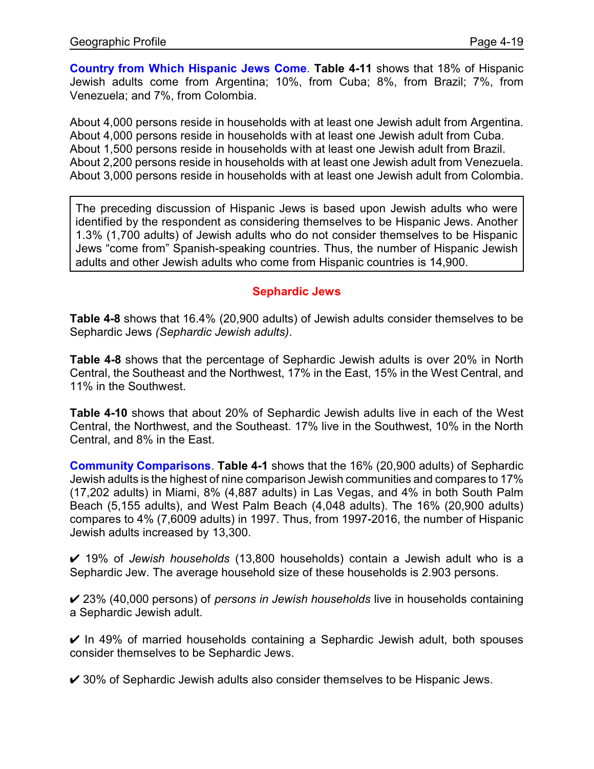**Country from Which Hispanic Jews Come**. **Table 4-11** shows that 18% of Hispanic Jewish adults come from Argentina; 10%, from Cuba; 8%, from Brazil; 7%, from Venezuela; and 7%, from Colombia.

About 4,000 persons reside in households with at least one Jewish adult from Argentina.
About 4,000 persons reside in households with at least one Jewish adult from Cuba.
About 1,500 persons reside in households with at least one Jewish adult from Brazil.
About 2,200 persons reside in households with at least one Jewish adult from Venezuela.
About 3,000 persons reside in households with at least one Jewish adult from Colombia.

> The preceding discussion of Hispanic Jews is based upon Jewish adults who were identified by the respondent as considering themselves to be Hispanic Jews. Another 1.3% (1,700 adults) of Jewish adults who do not consider themselves to be Hispanic Jews "come from" Spanish-speaking countries. Thus, the number of Hispanic Jewish adults and other Jewish adults who come from Hispanic countries is 14,900.

## Sephardic Jews

**Table 4-8** shows that 16.4% (20,900 adults) of Jewish adults consider themselves to be Sephardic Jews *(Sephardic Jewish adults)*.

**Table 4-8** shows that the percentage of Sephardic Jewish adults is over 20% in North Central, the Southeast and the Northwest, 17% in the East, 15% in the West Central, and 11% in the Southwest.

**Table 4-10** shows that about 20% of Sephardic Jewish adults live in each of the West Central, the Northwest, and the Southeast. 17% live in the Southwest, 10% in the North Central, and 8% in the East.

**Community Comparisons**. **Table 4-1** shows that the 16% (20,900 adults) of Sephardic Jewish adults is the highest of nine comparison Jewish communities and compares to 17% (17,202 adults) in Miami, 8% (4,887 adults) in Las Vegas, and 4% in both South Palm Beach (5,155 adults), and West Palm Beach (4,048 adults). The 16% (20,900 adults) compares to 4% (7,6009 adults) in 1997. Thus, from 1997-2016, the number of Hispanic Jewish adults increased by 13,300.

✔ 19% of *Jewish households* (13,800 households) contain a Jewish adult who is a Sephardic Jew. The average household size of these households is 2.903 persons.

✔ 23% (40,000 persons) of *persons in Jewish households* live in households containing a Sephardic Jewish adult.

✔ In 49% of married households containing a Sephardic Jewish adult, both spouses consider themselves to be Sephardic Jews.

✔ 30% of Sephardic Jewish adults also consider themselves to be Hispanic Jews.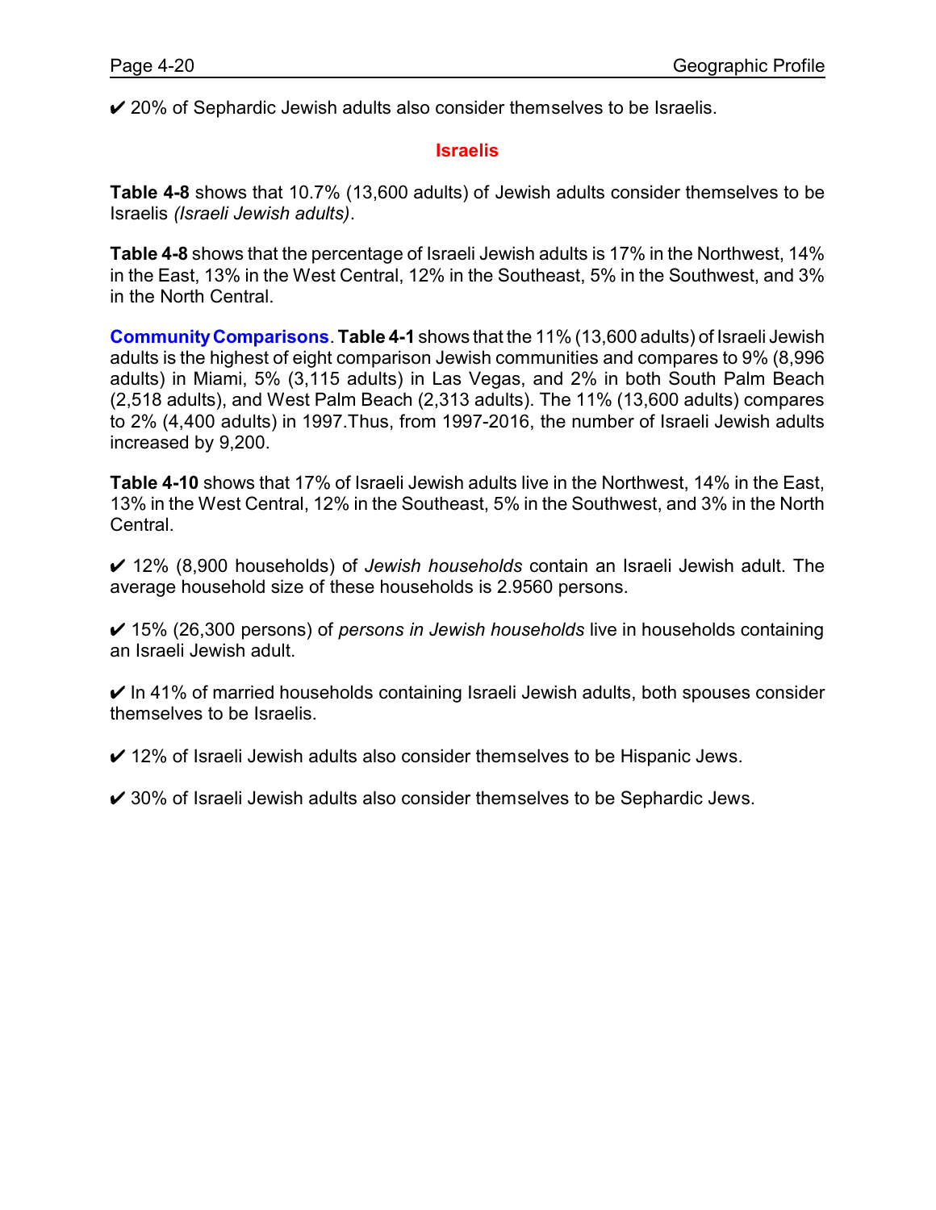✔ 20% of Sephardic Jewish adults also consider themselves to be Israelis.

## Israelis

**Table 4-8** shows that 10.7% (13,600 adults) of Jewish adults consider themselves to be Israelis *(Israeli Jewish adults)*.

**Table 4-8** shows that the percentage of Israeli Jewish adults is 17% in the Northwest, 14% in the East, 13% in the West Central, 12% in the Southeast, 5% in the Southwest, and 3% in the North Central.

**Community Comparisons**. **Table 4-1** shows that the 11% (13,600 adults) of Israeli Jewish adults is the highest of eight comparison Jewish communities and compares to 9% (8,996 adults) in Miami, 5% (3,115 adults) in Las Vegas, and 2% in both South Palm Beach (2,518 adults), and West Palm Beach (2,313 adults). The 11% (13,600 adults) compares to 2% (4,400 adults) in 1997.Thus, from 1997-2016, the number of Israeli Jewish adults increased by 9,200.

**Table 4-10** shows that 17% of Israeli Jewish adults live in the Northwest, 14% in the East, 13% in the West Central, 12% in the Southeast, 5% in the Southwest, and 3% in the North Central.

✔ 12% (8,900 households) of *Jewish households* contain an Israeli Jewish adult. The average household size of these households is 2.9560 persons.

✔ 15% (26,300 persons) of *persons in Jewish households* live in households containing an Israeli Jewish adult.

✔ In 41% of married households containing Israeli Jewish adults, both spouses consider themselves to be Israelis.

✔ 12% of Israeli Jewish adults also consider themselves to be Hispanic Jews.

✔ 30% of Israeli Jewish adults also consider themselves to be Sephardic Jews.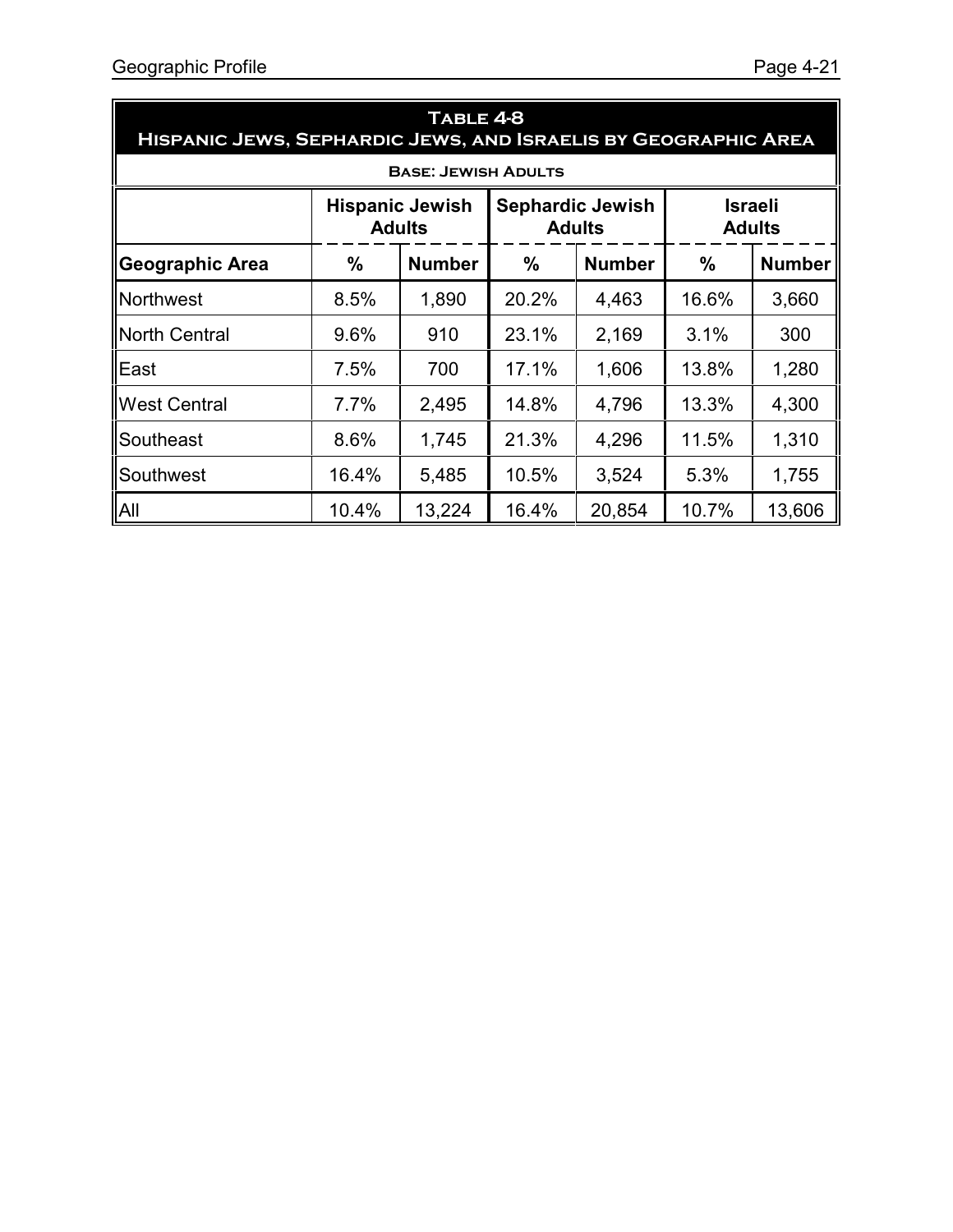**Table 4-8**
**Hispanic Jews, Sephardic Jews, and Israelis by Geographic Area**

**Base: Jewish Adults**

| | Hispanic Jewish Adults | | Sephardic Jewish Adults | | Israeli Adults | |
|---|---|---|---|---|---|---|
| **Geographic Area** | **%** | **Number** | **%** | **Number** | **%** | **Number** |
| Northwest | 8.5% | 1,890 | 20.2% | 4,463 | 16.6% | 3,660 |
| North Central | 9.6% | 910 | 23.1% | 2,169 | 3.1% | 300 |
| East | 7.5% | 700 | 17.1% | 1,606 | 13.8% | 1,280 |
| West Central | 7.7% | 2,495 | 14.8% | 4,796 | 13.3% | 4,300 |
| Southeast | 8.6% | 1,745 | 21.3% | 4,296 | 11.5% | 1,310 |
| Southwest | 16.4% | 5,485 | 10.5% | 3,524 | 5.3% | 1,755 |
| All | 10.4% | 13,224 | 16.4% | 20,854 | 10.7% | 13,606 |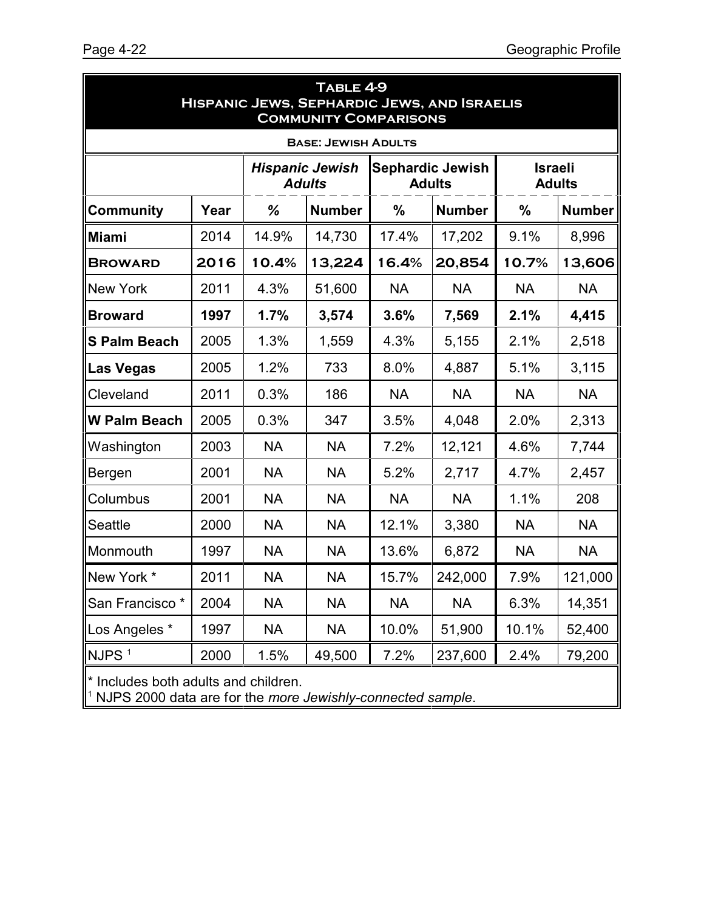# Table 4-9
## Hispanic Jews, Sephardic Jews, and Israelis
### Community Comparisons

**Base: Jewish Adults**

| | | *Hispanic Jewish Adults* | | Sephardic Jewish Adults | | Israeli Adults | |
|---|---|---|---|---|---|---|---|
| **Community** | **Year** | ***%*** | **Number** | **%** | **Number** | **%** | **Number** |
| **Miami** | 2014 | 14.9% | 14,730 | 17.4% | 17,202 | 9.1% | 8,996 |
| **Broward** | **2016** | **10.4%** | **13,224** | **16.4%** | **20,854** | **10.7%** | **13,606** |
| New York | 2011 | 4.3% | 51,600 | NA | NA | NA | NA |
| **Broward** | **1997** | **1.7%** | **3,574** | **3.6%** | **7,569** | **2.1%** | **4,415** |
| **S Palm Beach** | 2005 | 1.3% | 1,559 | 4.3% | 5,155 | 2.1% | 2,518 |
| **Las Vegas** | 2005 | 1.2% | 733 | 8.0% | 4,887 | 5.1% | 3,115 |
| Cleveland | 2011 | 0.3% | 186 | NA | NA | NA | NA |
| **W Palm Beach** | 2005 | 0.3% | 347 | 3.5% | 4,048 | 2.0% | 2,313 |
| Washington | 2003 | NA | NA | 7.2% | 12,121 | 4.6% | 7,744 |
| Bergen | 2001 | NA | NA | 5.2% | 2,717 | 4.7% | 2,457 |
| Columbus | 2001 | NA | NA | NA | NA | 1.1% | 208 |
| Seattle | 2000 | NA | NA | 12.1% | 3,380 | NA | NA |
| Monmouth | 1997 | NA | NA | 13.6% | 6,872 | NA | NA |
| New York * | 2011 | NA | NA | 15.7% | 242,000 | 7.9% | 121,000 |
| San Francisco * | 2004 | NA | NA | NA | NA | 6.3% | 14,351 |
| Los Angeles * | 1997 | NA | NA | 10.0% | 51,900 | 10.1% | 52,400 |
| NJPS [1] | 2000 | 1.5% | 49,500 | 7.2% | 237,600 | 2.4% | 79,200 |

\* Includes both adults and children.
[1] NJPS 2000 data are for the *more Jewishly-connected sample*.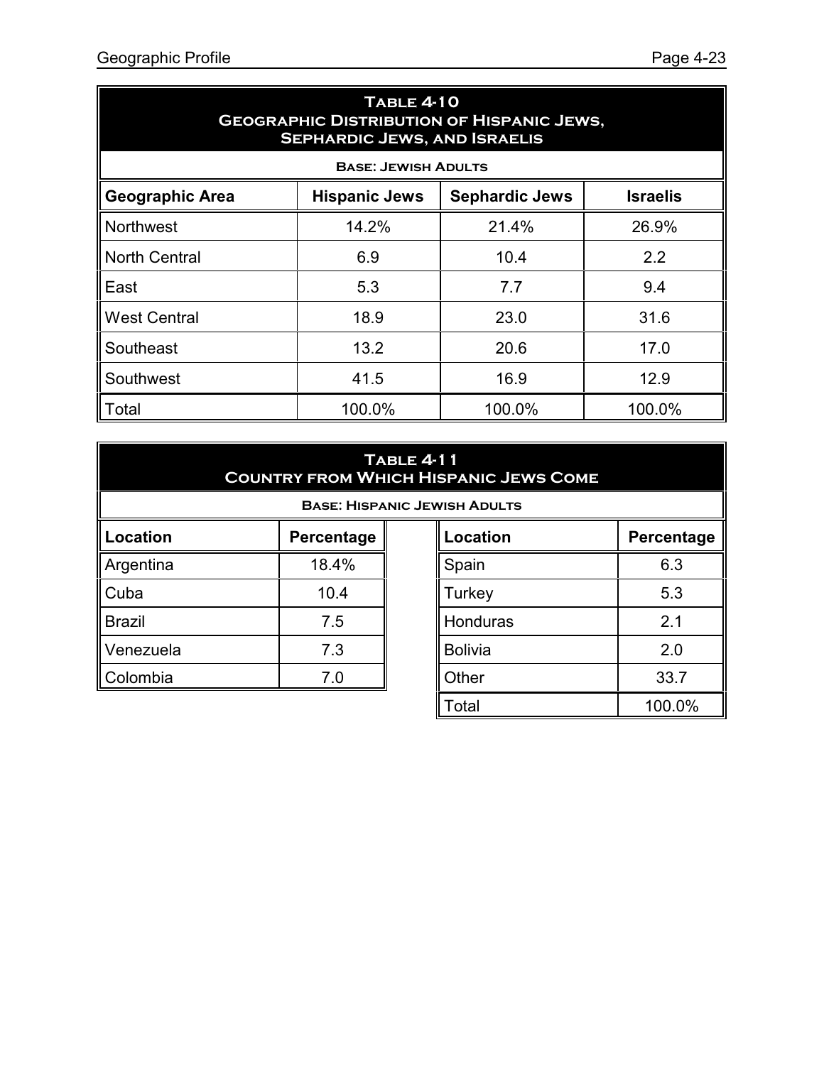## Table 4-10
## Geographic Distribution of Hispanic Jews, Sephardic Jews, and Israelis

**Base: Jewish Adults**

| Geographic Area | Hispanic Jews | Sephardic Jews | Israelis |
|---|---|---|---|
| Northwest | 14.2% | 21.4% | 26.9% |
| North Central | 6.9 | 10.4 | 2.2 |
| East | 5.3 | 7.7 | 9.4 |
| West Central | 18.9 | 23.0 | 31.6 |
| Southeast | 13.2 | 20.6 | 17.0 |
| Southwest | 41.5 | 16.9 | 12.9 |
| Total | 100.0% | 100.0% | 100.0% |

## Table 4-11
## Country from Which Hispanic Jews Come

**Base: Hispanic Jewish Adults**

| Location | Percentage | Location | Percentage |
|---|---|---|---|
| Argentina | 18.4% | Spain | 6.3 |
| Cuba | 10.4 | Turkey | 5.3 |
| Brazil | 7.5 | Honduras | 2.1 |
| Venezuela | 7.3 | Bolivia | 2.0 |
| Colombia | 7.0 | Other | 33.7 |
| | | Total | 100.0% |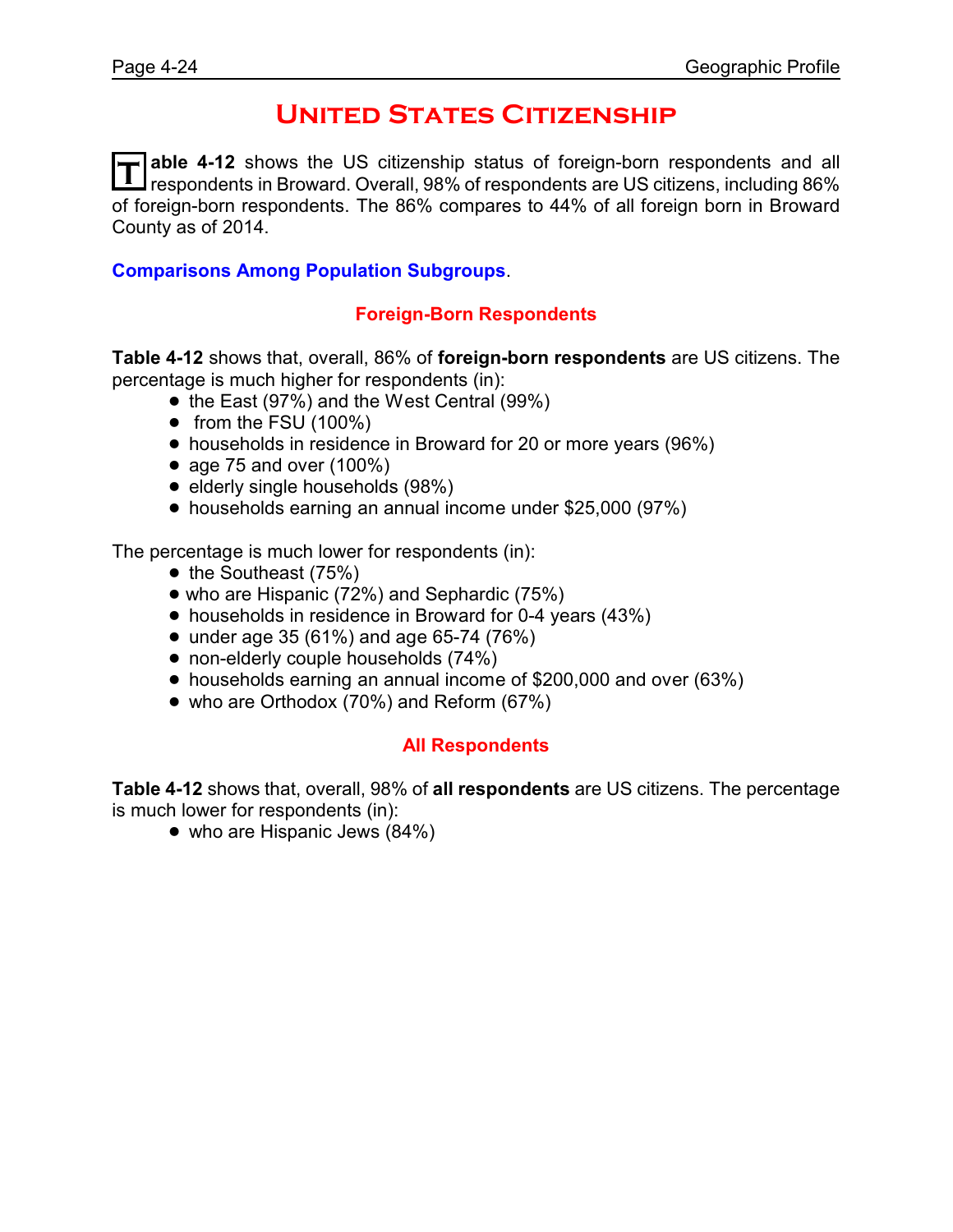# United States Citizenship

**Table 4-12** shows the US citizenship status of foreign-born respondents and all respondents in Broward. Overall, 98% of respondents are US citizens, including 86% of foreign-born respondents. The 86% compares to 44% of all foreign born in Broward County as of 2014.

**Comparisons Among Population Subgroups**.

### Foreign-Born Respondents

**Table 4-12** shows that, overall, 86% of **foreign-born respondents** are US citizens. The percentage is much higher for respondents (in):

- the East (97%) and the West Central (99%)
- from the FSU (100%)
- households in residence in Broward for 20 or more years (96%)
- age 75 and over (100%)
- elderly single households (98%)
- households earning an annual income under $25,000 (97%)

The percentage is much lower for respondents (in):

- the Southeast (75%)
- who are Hispanic (72%) and Sephardic (75%)
- households in residence in Broward for 0-4 years (43%)
- under age 35 (61%) and age 65-74 (76%)
- non-elderly couple households (74%)
- households earning an annual income of $200,000 and over (63%)
- who are Orthodox (70%) and Reform (67%)

### All Respondents

**Table 4-12** shows that, overall, 98% of **all respondents** are US citizens. The percentage is much lower for respondents (in):

- who are Hispanic Jews (84%)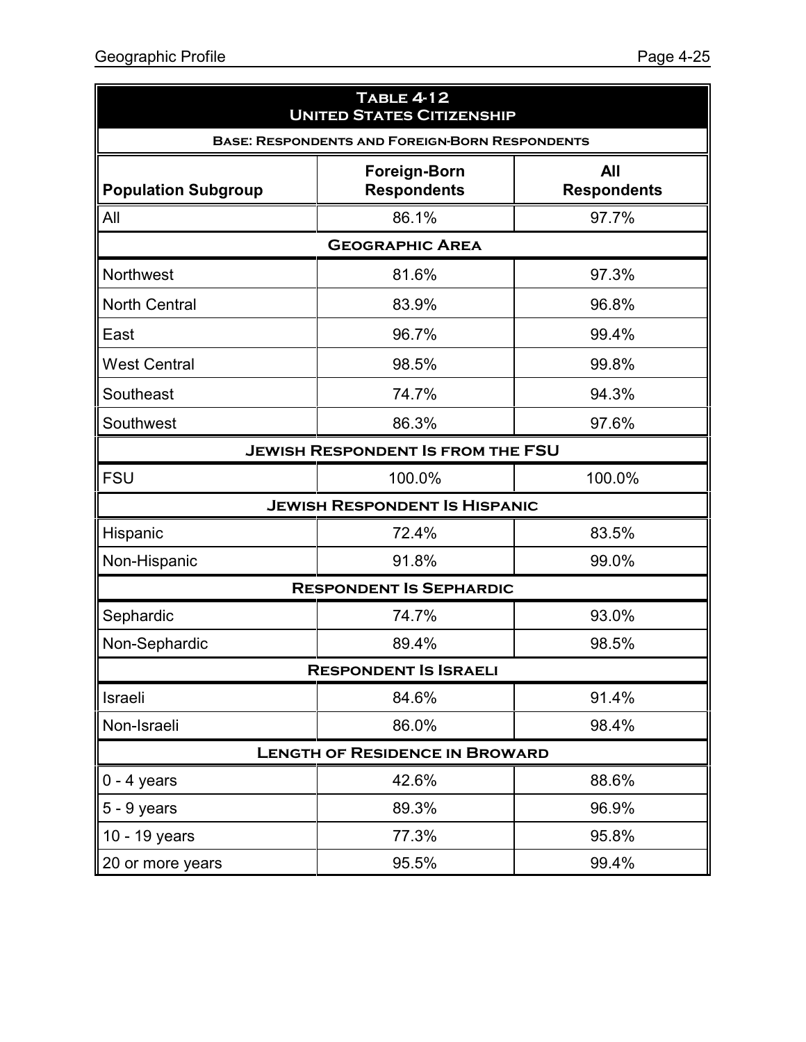| Table 4-12 United States Citizenship | | |
|---|---|---|
| Base: Respondents and Foreign-Born Respondents | | |
| **Population Subgroup** | **Foreign-Born Respondents** | **All Respondents** |
| All | 86.1% | 97.7% |
| **Geographic Area** | | |
| Northwest | 81.6% | 97.3% |
| North Central | 83.9% | 96.8% |
| East | 96.7% | 99.4% |
| West Central | 98.5% | 99.8% |
| Southeast | 74.7% | 94.3% |
| Southwest | 86.3% | 97.6% |
| **Jewish Respondent Is from the FSU** | | |
| FSU | 100.0% | 100.0% |
| **Jewish Respondent Is Hispanic** | | |
| Hispanic | 72.4% | 83.5% |
| Non-Hispanic | 91.8% | 99.0% |
| **Respondent Is Sephardic** | | |
| Sephardic | 74.7% | 93.0% |
| Non-Sephardic | 89.4% | 98.5% |
| **Respondent Is Israeli** | | |
| Israeli | 84.6% | 91.4% |
| Non-Israeli | 86.0% | 98.4% |
| **Length of Residence in Broward** | | |
| 0 - 4 years | 42.6% | 88.6% |
| 5 - 9 years | 89.3% | 96.9% |
| 10 - 19 years | 77.3% | 95.8% |
| 20 or more years | 95.5% | 99.4% |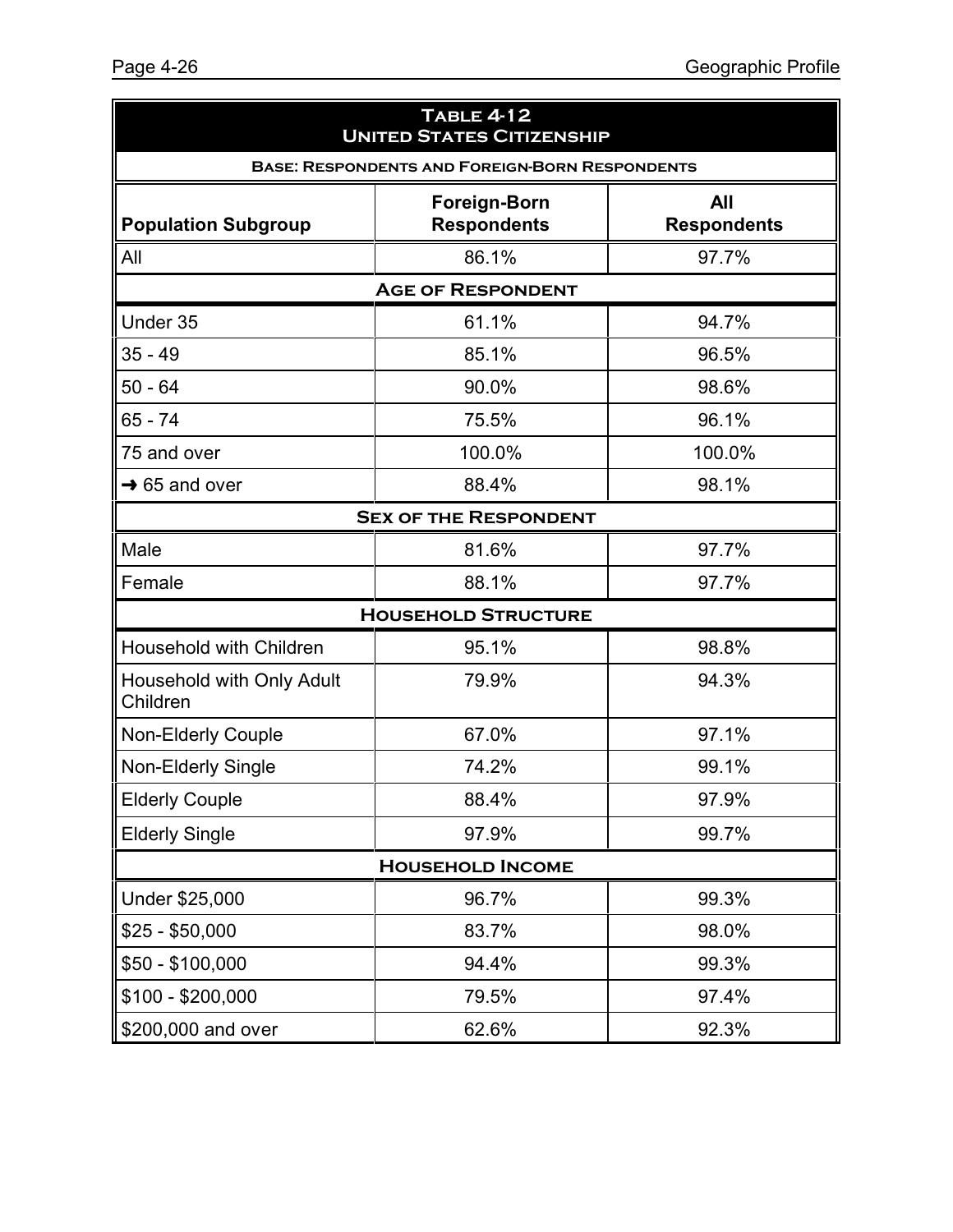**Table 4-12**
**United States Citizenship**

**Base: Respondents and Foreign-Born Respondents**

| Population Subgroup | Foreign-Born Respondents | All Respondents |
|---|---|---|
| All | 86.1% | 97.7% |
| **Age of Respondent** | | |
| Under 35 | 61.1% | 94.7% |
| 35 - 49 | 85.1% | 96.5% |
| 50 - 64 | 90.0% | 98.6% |
| 65 - 74 | 75.5% | 96.1% |
| 75 and over | 100.0% | 100.0% |
| → 65 and over | 88.4% | 98.1% |
| **Sex of the Respondent** | | |
| Male | 81.6% | 97.7% |
| Female | 88.1% | 97.7% |
| **Household Structure** | | |
| Household with Children | 95.1% | 98.8% |
| Household with Only Adult Children | 79.9% | 94.3% |
| Non-Elderly Couple | 67.0% | 97.1% |
| Non-Elderly Single | 74.2% | 99.1% |
| Elderly Couple | 88.4% | 97.9% |
| Elderly Single | 97.9% | 99.7% |
| **Household Income** | | |
| Under $25,000 | 96.7% | 99.3% |
| $25 - $50,000 | 83.7% | 98.0% |
| $50 - $100,000 | 94.4% | 99.3% |
| $100 - $200,000 | 79.5% | 97.4% |
| $200,000 and over | 62.6% | 92.3% |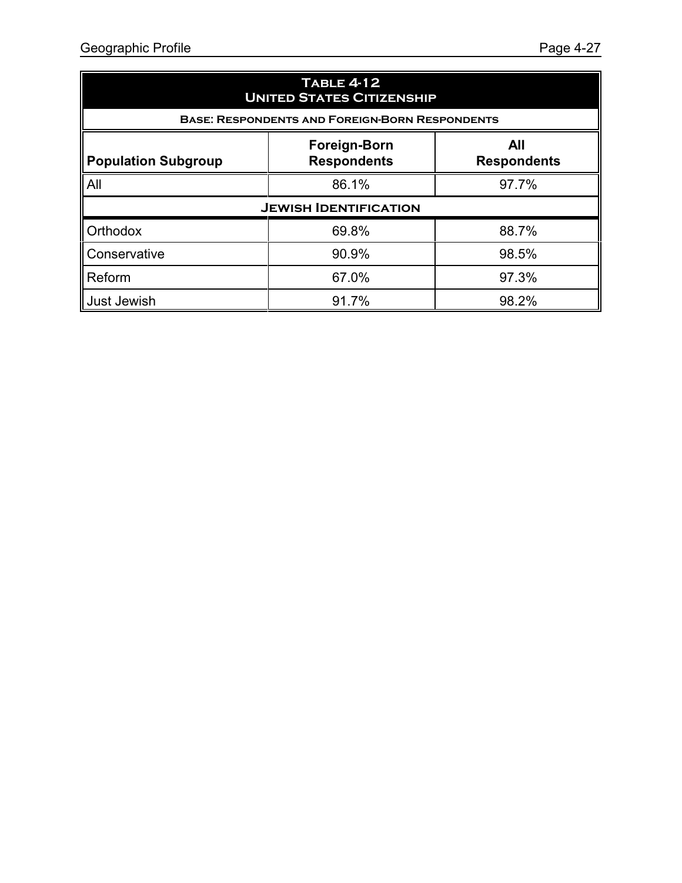| Table 4-12 United States Citizenship | | |
|---|---|---|
| Base: Respondents and Foreign-Born Respondents | | |
| **Population Subgroup** | **Foreign-Born Respondents** | **All Respondents** |
| All | 86.1% | 97.7% |
| **Jewish Identification** | | |
| Orthodox | 69.8% | 88.7% |
| Conservative | 90.9% | 98.5% |
| Reform | 67.0% | 97.3% |
| Just Jewish | 91.7% | 98.2% |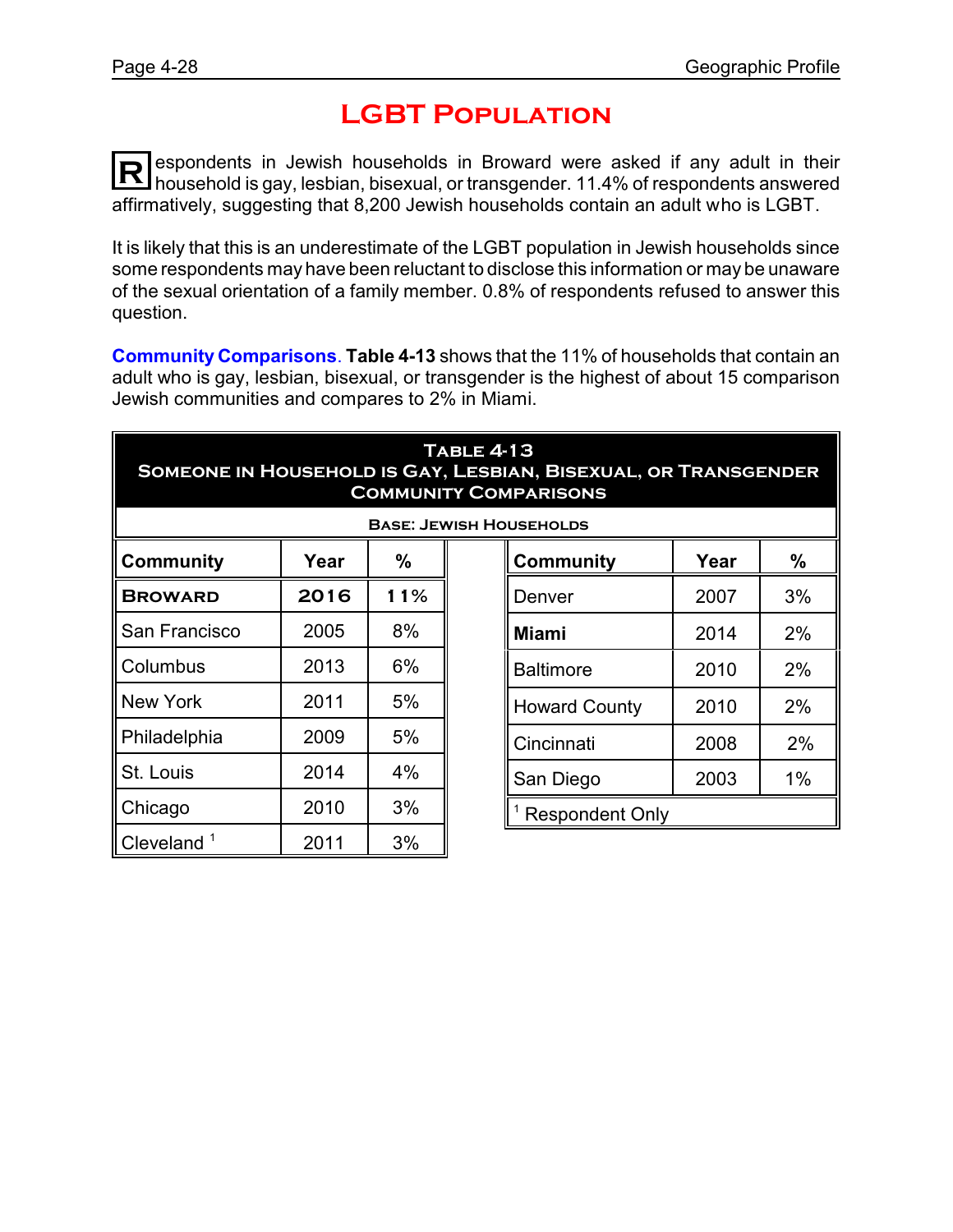# LGBT Population

Respondents in Jewish households in Broward were asked if any adult in their household is gay, lesbian, bisexual, or transgender. 11.4% of respondents answered affirmatively, suggesting that 8,200 Jewish households contain an adult who is LGBT.

It is likely that this is an underestimate of the LGBT population in Jewish households since some respondents may have been reluctant to disclose this information or may be unaware of the sexual orientation of a family member. 0.8% of respondents refused to answer this question.

**Community Comparisons**. **Table 4-13** shows that the 11% of households that contain an adult who is gay, lesbian, bisexual, or transgender is the highest of about 15 comparison Jewish communities and compares to 2% in Miami.

**Table 4-13**
**Someone in Household is Gay, Lesbian, Bisexual, or Transgender**
**Community Comparisons**

**Base: Jewish Households**

| Community | Year | % |
|---|---|---|
| **Broward** | **2016** | **11%** |
| San Francisco | 2005 | 8% |
| Columbus | 2013 | 6% |
| New York | 2011 | 5% |
| Philadelphia | 2009 | 5% |
| St. Louis | 2014 | 4% |
| Chicago | 2010 | 3% |
| Cleveland [1] | 2011 | 3% |
| Denver | 2007 | 3% |
| **Miami** | 2014 | 2% |
| Baltimore | 2010 | 2% |
| Howard County | 2010 | 2% |
| Cincinnati | 2008 | 2% |
| San Diego | 2003 | 1% |

[1] Respondent Only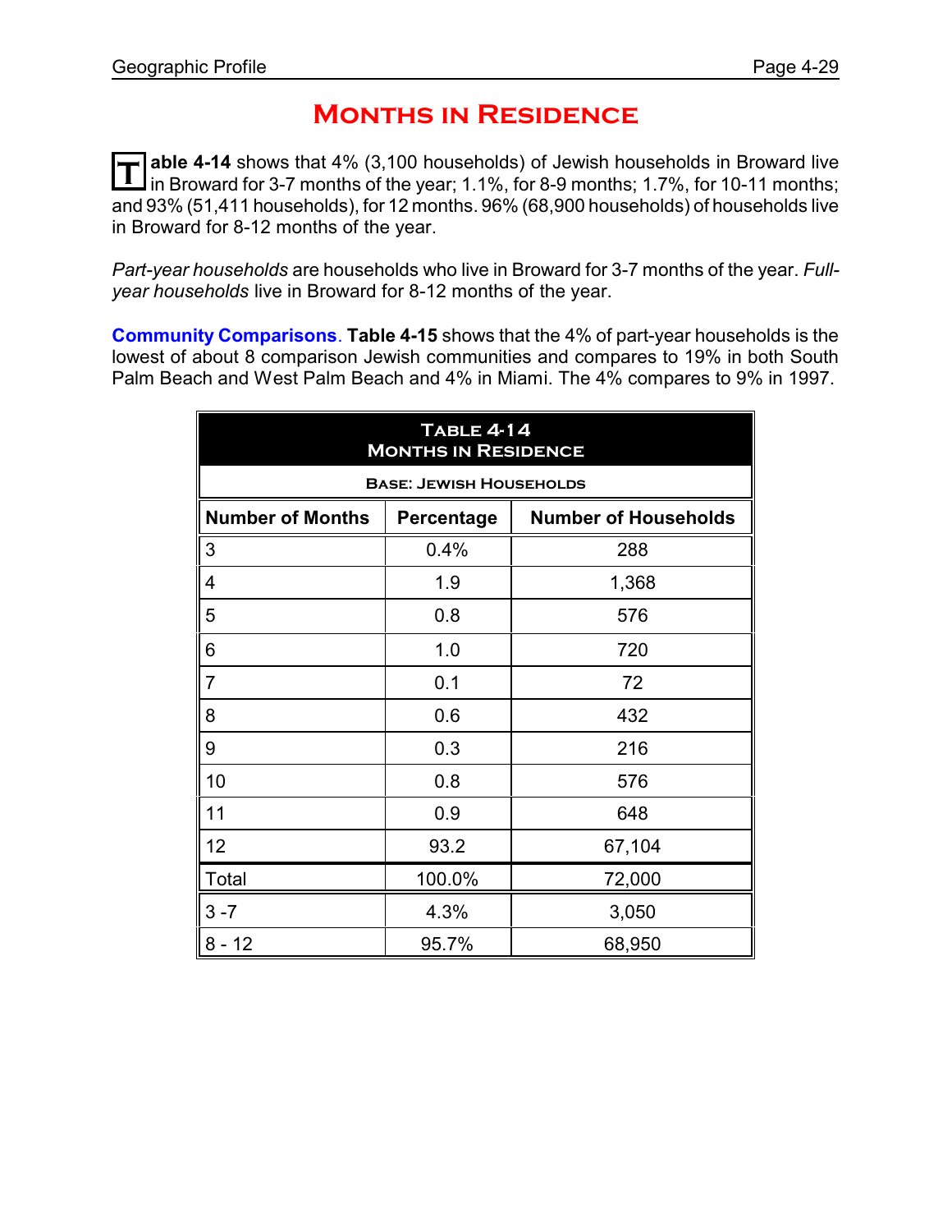# Months in Residence

**Table 4-14** shows that 4% (3,100 households) of Jewish households in Broward live in Broward for 3-7 months of the year; 1.1%, for 8-9 months; 1.7%, for 10-11 months; and 93% (51,411 households), for 12 months. 96% (68,900 households) of households live in Broward for 8-12 months of the year.

*Part-year households* are households who live in Broward for 3-7 months of the year. *Full-year households* live in Broward for 8-12 months of the year.

**Community Comparisons**. **Table 4-15** shows that the 4% of part-year households is the lowest of about 8 comparison Jewish communities and compares to 19% in both South Palm Beach and West Palm Beach and 4% in Miami. The 4% compares to 9% in 1997.

| Table 4-14<br>Months in Residence<br>Base: Jewish Households | | |
|---|---|---|
| **Number of Months** | **Percentage** | **Number of Households** |
| 3 | 0.4% | 288 |
| 4 | 1.9 | 1,368 |
| 5 | 0.8 | 576 |
| 6 | 1.0 | 720 |
| 7 | 0.1 | 72 |
| 8 | 0.6 | 432 |
| 9 | 0.3 | 216 |
| 10 | 0.8 | 576 |
| 11 | 0.9 | 648 |
| 12 | 93.2 | 67,104 |
| Total | 100.0% | 72,000 |
| 3 -7 | 4.3% | 3,050 |
| 8 - 12 | 95.7% | 68,950 |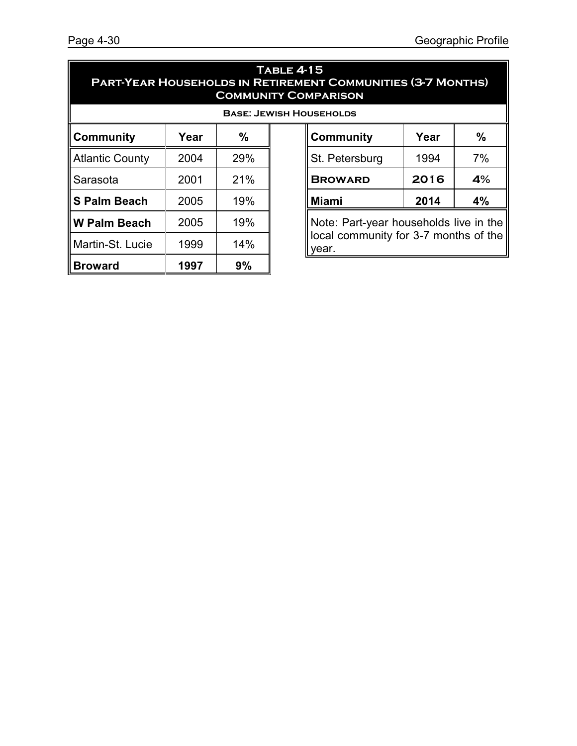## Table 4-15
## Part-Year Households in Retirement Communities (3-7 Months)
## Community Comparison

**Base: Jewish Households**

| Community | Year | % |
|---|---|---|
| Atlantic County | 2004 | 29% |
| Sarasota | 2001 | 21% |
| **S Palm Beach** | 2005 | 19% |
| **W Palm Beach** | 2005 | 19% |
| Martin-St. Lucie | 1999 | 14% |
| **Broward** | **1997** | **9%** |
| St. Petersburg | 1994 | 7% |
| **Broward** | **2016** | **4%** |
| **Miami** | **2014** | **4%** |

Note: Part-year households live in the local community for 3-7 months of the year.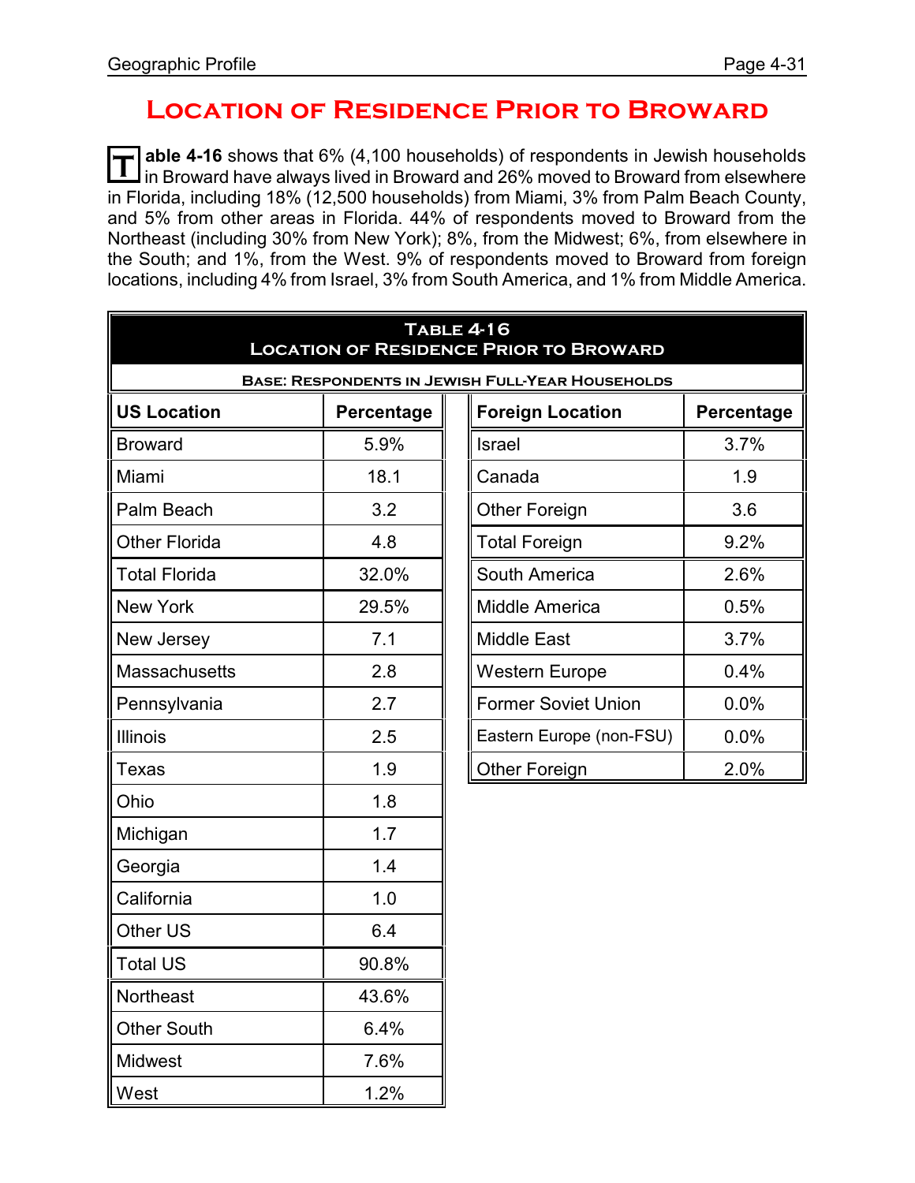# Location of Residence Prior to Broward

**Table 4-16** shows that 6% (4,100 households) of respondents in Jewish households in Broward have always lived in Broward and 26% moved to Broward from elsewhere in Florida, including 18% (12,500 households) from Miami, 3% from Palm Beach County, and 5% from other areas in Florida. 44% of respondents moved to Broward from the Northeast (including 30% from New York); 8%, from the Midwest; 6%, from elsewhere in the South; and 1%, from the West. 9% of respondents moved to Broward from foreign locations, including 4% from Israel, 3% from South America, and 1% from Middle America.

**Table 4-16**
**Location of Residence Prior to Broward**
**Base: Respondents in Jewish Full-Year Households**

| US Location | Percentage |
|---|---|
| Broward | 5.9% |
| Miami | 18.1 |
| Palm Beach | 3.2 |
| Other Florida | 4.8 |
| Total Florida | 32.0% |
| New York | 29.5% |
| New Jersey | 7.1 |
| Massachusetts | 2.8 |
| Pennsylvania | 2.7 |
| Illinois | 2.5 |
| Texas | 1.9 |
| Ohio | 1.8 |
| Michigan | 1.7 |
| Georgia | 1.4 |
| California | 1.0 |
| Other US | 6.4 |
| Total US | 90.8% |
| Northeast | 43.6% |
| Other South | 6.4% |
| Midwest | 7.6% |
| West | 1.2% |

| Foreign Location | Percentage |
|---|---|
| Israel | 3.7% |
| Canada | 1.9 |
| Other Foreign | 3.6 |
| Total Foreign | 9.2% |
| South America | 2.6% |
| Middle America | 0.5% |
| Middle East | 3.7% |
| Western Europe | 0.4% |
| Former Soviet Union | 0.0% |
| Eastern Europe (non-FSU) | 0.0% |
| Other Foreign | 2.0% |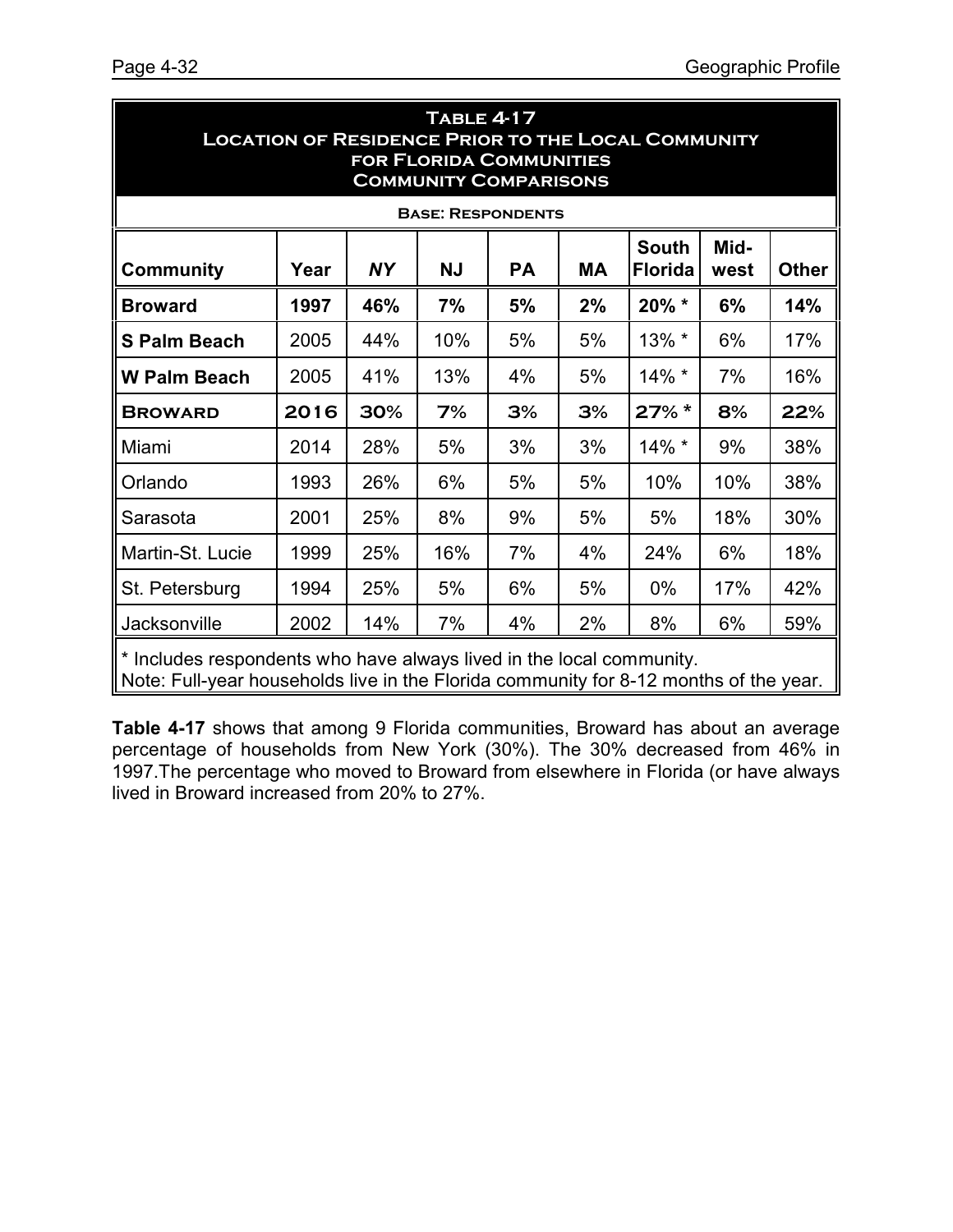## Table 4-17
## Location of Residence Prior to the Local Community for Florida Communities
## Community Comparisons

**Base: Respondents**

| Community | Year | *NY* | NJ | PA | MA | South Florida | Mid-west | Other |
|---|---|---|---|---|---|---|---|---|
| **Broward** | **1997** | **46%** | **7%** | **5%** | **2%** | **20% *** | **6%** | **14%** |
| **S Palm Beach** | 2005 | 44% | 10% | 5% | 5% | 13% * | 6% | 17% |
| **W Palm Beach** | 2005 | 41% | 13% | 4% | 5% | 14% * | 7% | 16% |
| **Broward** | **2016** | **30%** | **7%** | **3%** | **3%** | **27% *** | **8%** | **22%** |
| Miami | 2014 | 28% | 5% | 3% | 3% | 14% * | 9% | 38% |
| Orlando | 1993 | 26% | 6% | 5% | 5% | 10% | 10% | 38% |
| Sarasota | 2001 | 25% | 8% | 9% | 5% | 5% | 18% | 30% |
| Martin-St. Lucie | 1999 | 25% | 16% | 7% | 4% | 24% | 6% | 18% |
| St. Petersburg | 1994 | 25% | 5% | 6% | 5% | 0% | 17% | 42% |
| Jacksonville | 2002 | 14% | 7% | 4% | 2% | 8% | 6% | 59% |

* Includes respondents who have always lived in the local community.
Note: Full-year households live in the Florida community for 8-12 months of the year.

**Table 4-17** shows that among 9 Florida communities, Broward has about an average percentage of households from New York (30%). The 30% decreased from 46% in 1997.The percentage who moved to Broward from elsewhere in Florida (or have always lived in Broward increased from 20% to 27%.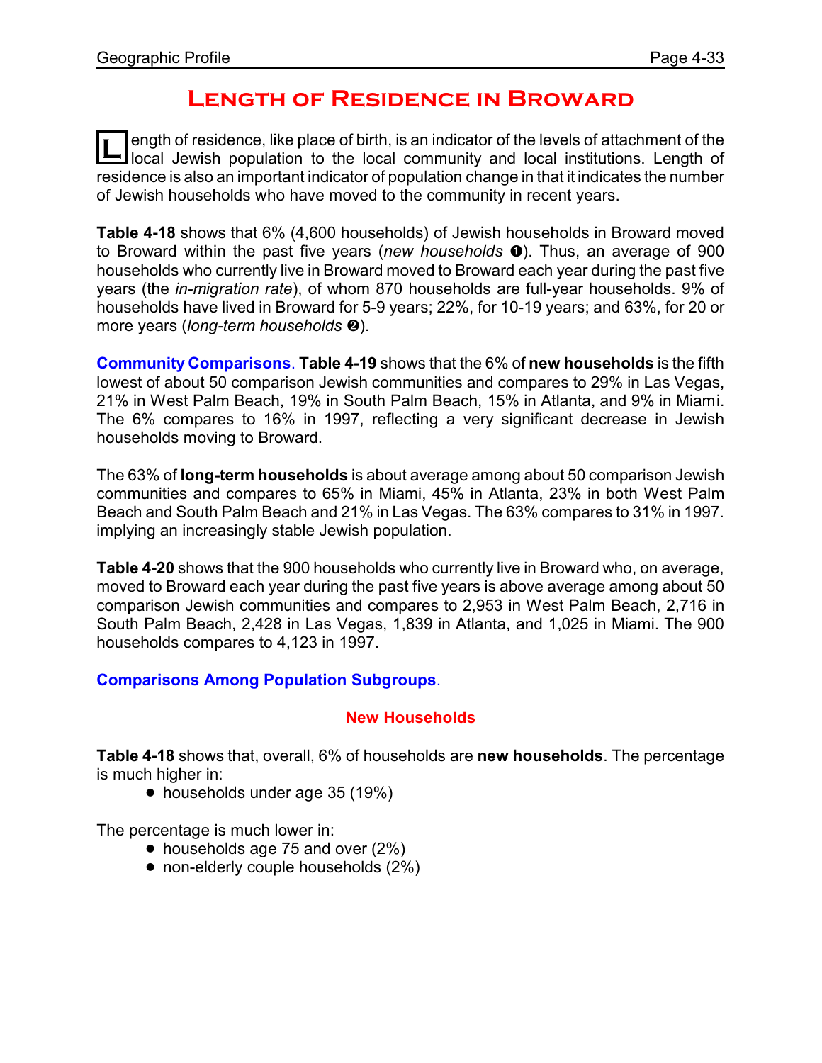# Length of Residence in Broward

Length of residence, like place of birth, is an indicator of the levels of attachment of the local Jewish population to the local community and local institutions. Length of residence is also an important indicator of population change in that it indicates the number of Jewish households who have moved to the community in recent years.

**Table 4-18** shows that 6% (4,600 households) of Jewish households in Broward moved to Broward within the past five years (*new households* ❶). Thus, an average of 900 households who currently live in Broward moved to Broward each year during the past five years (the *in-migration rate*), of whom 870 households are full-year households. 9% of households have lived in Broward for 5-9 years; 22%, for 10-19 years; and 63%, for 20 or more years (*long-term households* ❷).

**Community Comparisons**. **Table 4-19** shows that the 6% of **new households** is the fifth lowest of about 50 comparison Jewish communities and compares to 29% in Las Vegas, 21% in West Palm Beach, 19% in South Palm Beach, 15% in Atlanta, and 9% in Miami. The 6% compares to 16% in 1997, reflecting a very significant decrease in Jewish households moving to Broward.

The 63% of **long-term households** is about average among about 50 comparison Jewish communities and compares to 65% in Miami, 45% in Atlanta, 23% in both West Palm Beach and South Palm Beach and 21% in Las Vegas. The 63% compares to 31% in 1997. implying an increasingly stable Jewish population.

**Table 4-20** shows that the 900 households who currently live in Broward who, on average, moved to Broward each year during the past five years is above average among about 50 comparison Jewish communities and compares to 2,953 in West Palm Beach, 2,716 in South Palm Beach, 2,428 in Las Vegas, 1,839 in Atlanta, and 1,025 in Miami. The 900 households compares to 4,123 in 1997.

**Comparisons Among Population Subgroups**.

### New Households

**Table 4-18** shows that, overall, 6% of households are **new households**. The percentage is much higher in:

- households under age 35 (19%)

The percentage is much lower in:

- households age 75 and over (2%)
- non-elderly couple households (2%)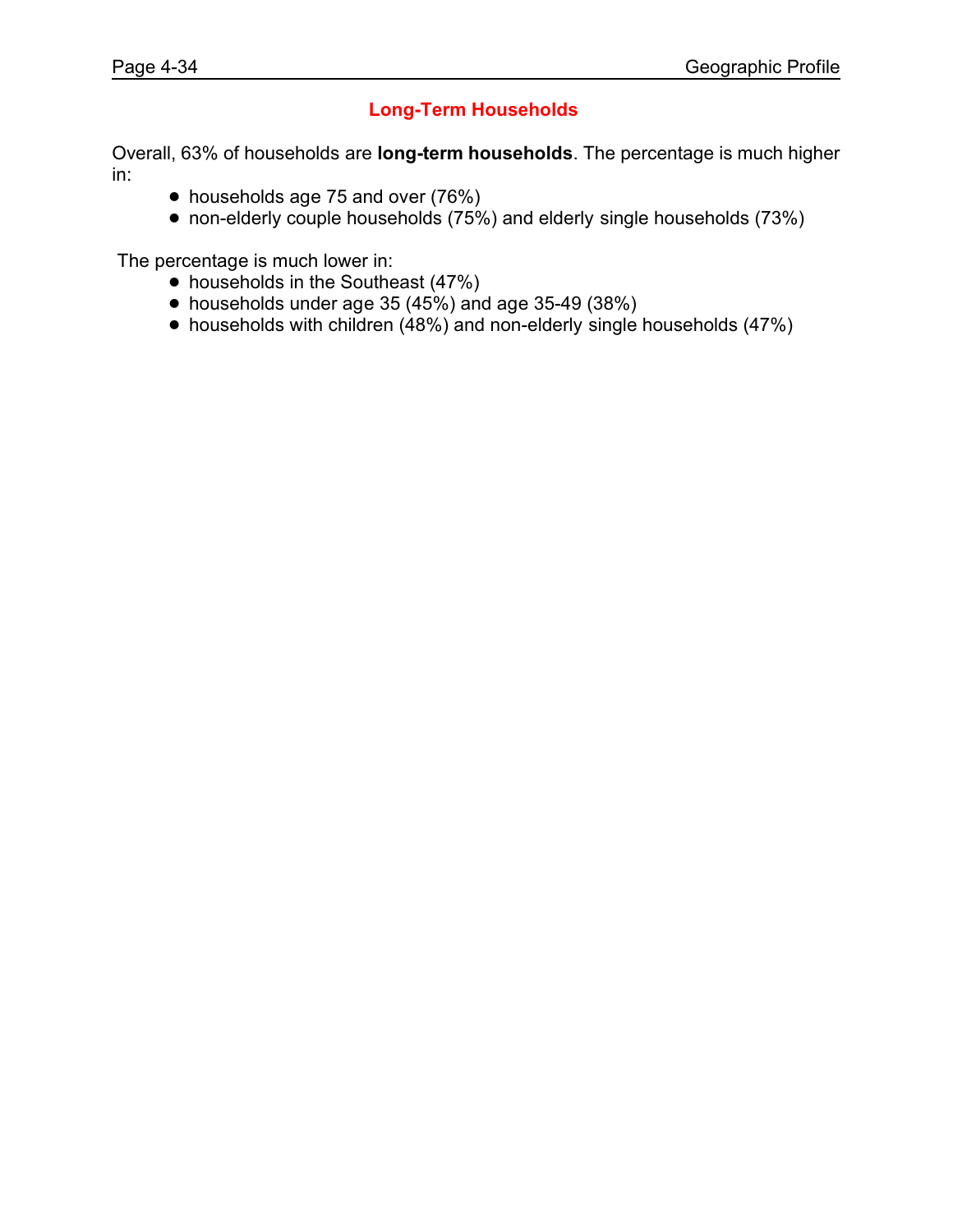## Long-Term Households

Overall, 63% of households are **long-term households**. The percentage is much higher in:

- households age 75 and over (76%)
- non-elderly couple households (75%) and elderly single households (73%)

The percentage is much lower in:

- households in the Southeast (47%)
- households under age 35 (45%) and age 35-49 (38%)
- households with children (48%) and non-elderly single households (47%)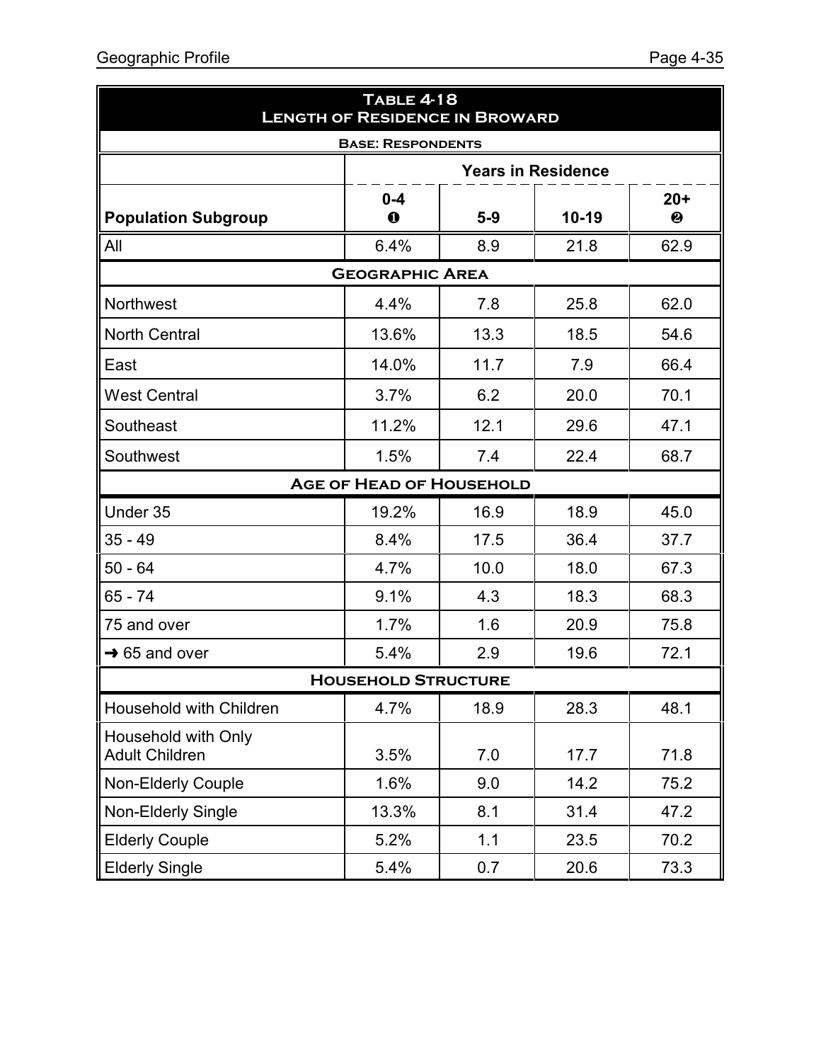| Table 4-18<br>Length of Residence in Broward | | | | |
|---|---|---|---|---|
| Base: Respondents | | | | |
| | Years in Residence | | | |
| Population Subgroup | 0-4 ❶ | 5-9 | 10-19 | 20+ ❷ |
| All | 6.4% | 8.9 | 21.8 | 62.9 |
| **Geographic Area** | | | | |
| Northwest | 4.4% | 7.8 | 25.8 | 62.0 |
| North Central | 13.6% | 13.3 | 18.5 | 54.6 |
| East | 14.0% | 11.7 | 7.9 | 66.4 |
| West Central | 3.7% | 6.2 | 20.0 | 70.1 |
| Southeast | 11.2% | 12.1 | 29.6 | 47.1 |
| Southwest | 1.5% | 7.4 | 22.4 | 68.7 |
| **Age of Head of Household** | | | | |
| Under 35 | 19.2% | 16.9 | 18.9 | 45.0 |
| 35 - 49 | 8.4% | 17.5 | 36.4 | 37.7 |
| 50 - 64 | 4.7% | 10.0 | 18.0 | 67.3 |
| 65 - 74 | 9.1% | 4.3 | 18.3 | 68.3 |
| 75 and over | 1.7% | 1.6 | 20.9 | 75.8 |
| ➜ 65 and over | 5.4% | 2.9 | 19.6 | 72.1 |
| **Household Structure** | | | | |
| Household with Children | 4.7% | 18.9 | 28.3 | 48.1 |
| Household with Only Adult Children | 3.5% | 7.0 | 17.7 | 71.8 |
| Non-Elderly Couple | 1.6% | 9.0 | 14.2 | 75.2 |
| Non-Elderly Single | 13.3% | 8.1 | 31.4 | 47.2 |
| Elderly Couple | 5.2% | 1.1 | 23.5 | 70.2 |
| Elderly Single | 5.4% | 0.7 | 20.6 | 73.3 |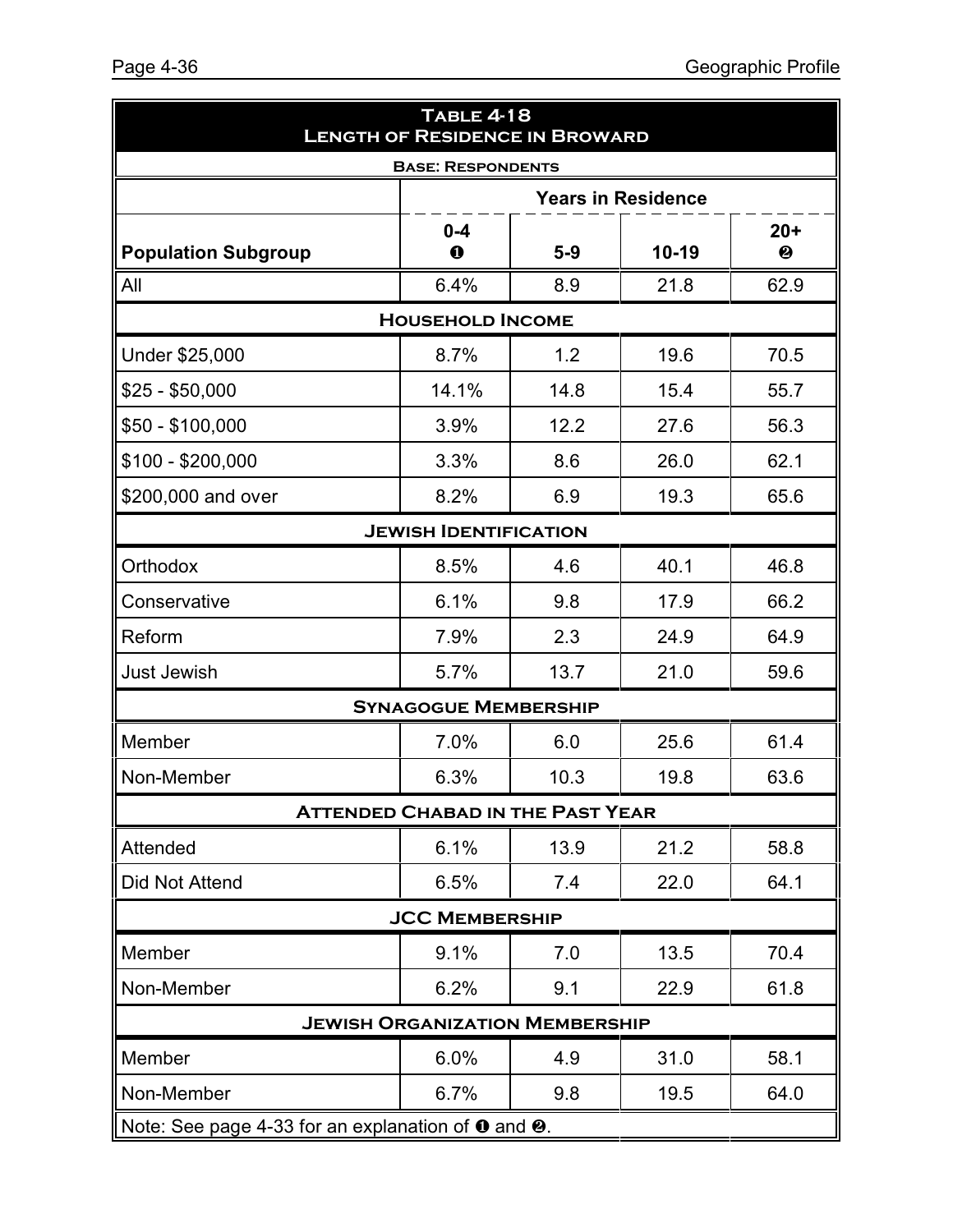| **Table 4-18 Length of Residence in Broward** | | | | |
|---|---|---|---|---|
| **Base: Respondents** | | | | |
| | **Years in Residence** | | | |
| **Population Subgroup** | **0-4** ❶ | **5-9** | **10-19** | **20+** ❷ |
| All | 6.4% | 8.9 | 21.8 | 62.9 |
| **Household Income** | | | | |
| Under $25,000 | 8.7% | 1.2 | 19.6 | 70.5 |
| $25 - $50,000 | 14.1% | 14.8 | 15.4 | 55.7 |
| $50 - $100,000 | 3.9% | 12.2 | 27.6 | 56.3 |
| $100 - $200,000 | 3.3% | 8.6 | 26.0 | 62.1 |
| $200,000 and over | 8.2% | 6.9 | 19.3 | 65.6 |
| **Jewish Identification** | | | | |
| Orthodox | 8.5% | 4.6 | 40.1 | 46.8 |
| Conservative | 6.1% | 9.8 | 17.9 | 66.2 |
| Reform | 7.9% | 2.3 | 24.9 | 64.9 |
| Just Jewish | 5.7% | 13.7 | 21.0 | 59.6 |
| **Synagogue Membership** | | | | |
| Member | 7.0% | 6.0 | 25.6 | 61.4 |
| Non-Member | 6.3% | 10.3 | 19.8 | 63.6 |
| **Attended Chabad in the Past Year** | | | | |
| Attended | 6.1% | 13.9 | 21.2 | 58.8 |
| Did Not Attend | 6.5% | 7.4 | 22.0 | 64.1 |
| **JCC Membership** | | | | |
| Member | 9.1% | 7.0 | 13.5 | 70.4 |
| Non-Member | 6.2% | 9.1 | 22.9 | 61.8 |
| **Jewish Organization Membership** | | | | |
| Member | 6.0% | 4.9 | 31.0 | 58.1 |
| Non-Member | 6.7% | 9.8 | 19.5 | 64.0 |
| Note: See page 4-33 for an explanation of ❶ and ❷. | | | | |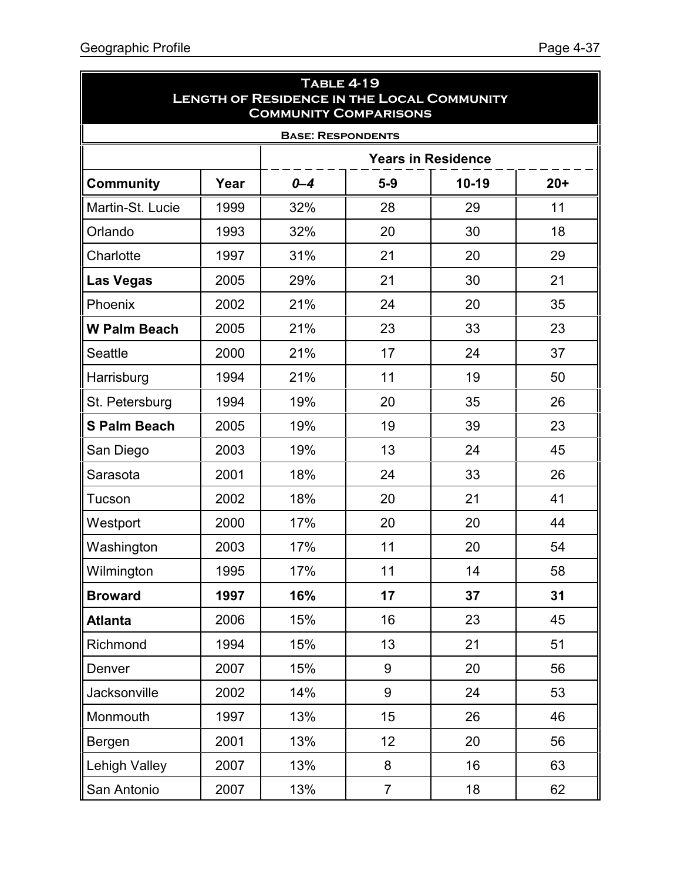**Table 4-19**
**Length of Residence in the Local Community**
**Community Comparisons**

**Base: Respondents**

| | | Years in Residence | | | |
|---|---|---|---|---|---|
| **Community** | **Year** | ***0–4*** | **5-9** | **10-19** | **20+** |
| Martin-St. Lucie | 1999 | 32% | 28 | 29 | 11 |
| Orlando | 1993 | 32% | 20 | 30 | 18 |
| Charlotte | 1997 | 31% | 21 | 20 | 29 |
| **Las Vegas** | 2005 | 29% | 21 | 30 | 21 |
| Phoenix | 2002 | 21% | 24 | 20 | 35 |
| **W Palm Beach** | 2005 | 21% | 23 | 33 | 23 |
| Seattle | 2000 | 21% | 17 | 24 | 37 |
| Harrisburg | 1994 | 21% | 11 | 19 | 50 |
| St. Petersburg | 1994 | 19% | 20 | 35 | 26 |
| **S Palm Beach** | 2005 | 19% | 19 | 39 | 23 |
| San Diego | 2003 | 19% | 13 | 24 | 45 |
| Sarasota | 2001 | 18% | 24 | 33 | 26 |
| Tucson | 2002 | 18% | 20 | 21 | 41 |
| Westport | 2000 | 17% | 20 | 20 | 44 |
| Washington | 2003 | 17% | 11 | 20 | 54 |
| Wilmington | 1995 | 17% | 11 | 14 | 58 |
| **Broward** | **1997** | **16%** | **17** | **37** | **31** |
| **Atlanta** | 2006 | 15% | 16 | 23 | 45 |
| Richmond | 1994 | 15% | 13 | 21 | 51 |
| Denver | 2007 | 15% | 9 | 20 | 56 |
| Jacksonville | 2002 | 14% | 9 | 24 | 53 |
| Monmouth | 1997 | 13% | 15 | 26 | 46 |
| Bergen | 2001 | 13% | 12 | 20 | 56 |
| Lehigh Valley | 2007 | 13% | 8 | 16 | 63 |
| San Antonio | 2007 | 13% | 7 | 18 | 62 |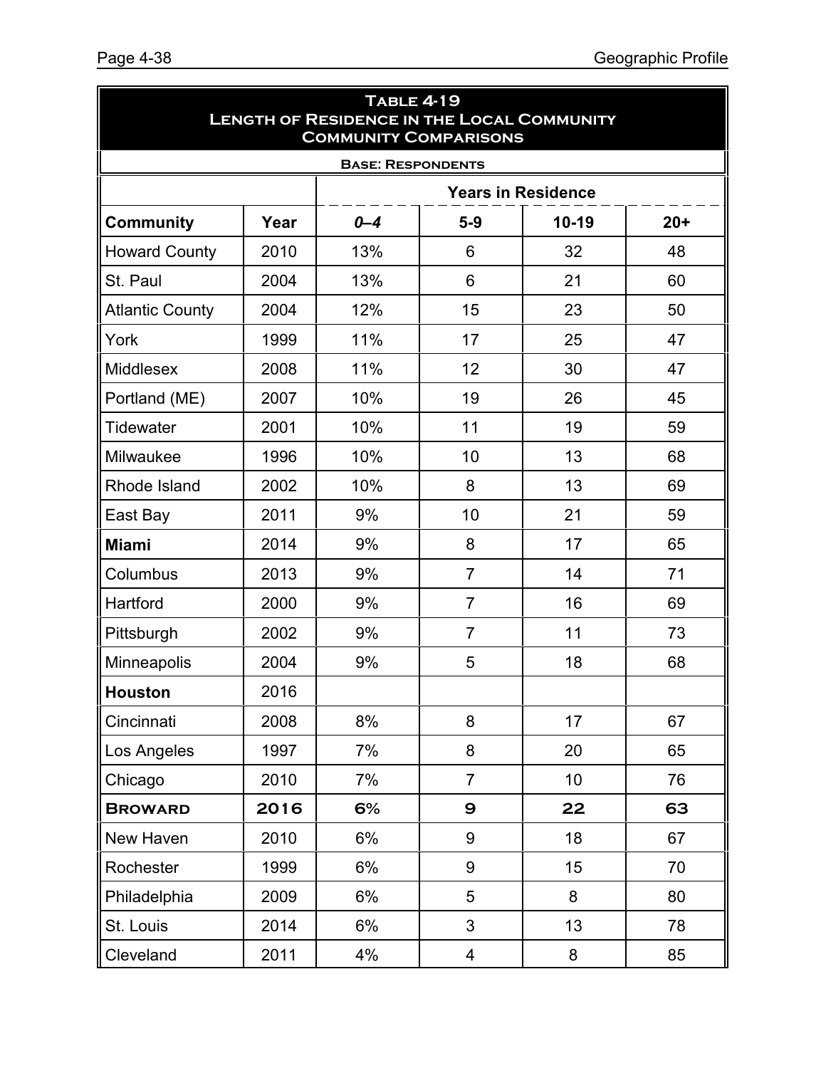## Table 4-19
## Length of Residence in the Local Community
## Community Comparisons

**Base: Respondents**

| | | Years in Residence | | | |
|---|---|---|---|---|---|
| **Community** | **Year** | ***0–4*** | **5-9** | **10-19** | **20+** |
| Howard County | 2010 | 13% | 6 | 32 | 48 |
| St. Paul | 2004 | 13% | 6 | 21 | 60 |
| Atlantic County | 2004 | 12% | 15 | 23 | 50 |
| York | 1999 | 11% | 17 | 25 | 47 |
| Middlesex | 2008 | 11% | 12 | 30 | 47 |
| Portland (ME) | 2007 | 10% | 19 | 26 | 45 |
| Tidewater | 2001 | 10% | 11 | 19 | 59 |
| Milwaukee | 1996 | 10% | 10 | 13 | 68 |
| Rhode Island | 2002 | 10% | 8 | 13 | 69 |
| East Bay | 2011 | 9% | 10 | 21 | 59 |
| **Miami** | 2014 | 9% | 8 | 17 | 65 |
| Columbus | 2013 | 9% | 7 | 14 | 71 |
| Hartford | 2000 | 9% | 7 | 16 | 69 |
| Pittsburgh | 2002 | 9% | 7 | 11 | 73 |
| Minneapolis | 2004 | 9% | 5 | 18 | 68 |
| **Houston** | 2016 | | | | |
| Cincinnati | 2008 | 8% | 8 | 17 | 67 |
| Los Angeles | 1997 | 7% | 8 | 20 | 65 |
| Chicago | 2010 | 7% | 7 | 10 | 76 |
| **BROWARD** | **2016** | **6%** | **9** | **22** | **63** |
| New Haven | 2010 | 6% | 9 | 18 | 67 |
| Rochester | 1999 | 6% | 9 | 15 | 70 |
| Philadelphia | 2009 | 6% | 5 | 8 | 80 |
| St. Louis | 2014 | 6% | 3 | 13 | 78 |
| Cleveland | 2011 | 4% | 4 | 8 | 85 |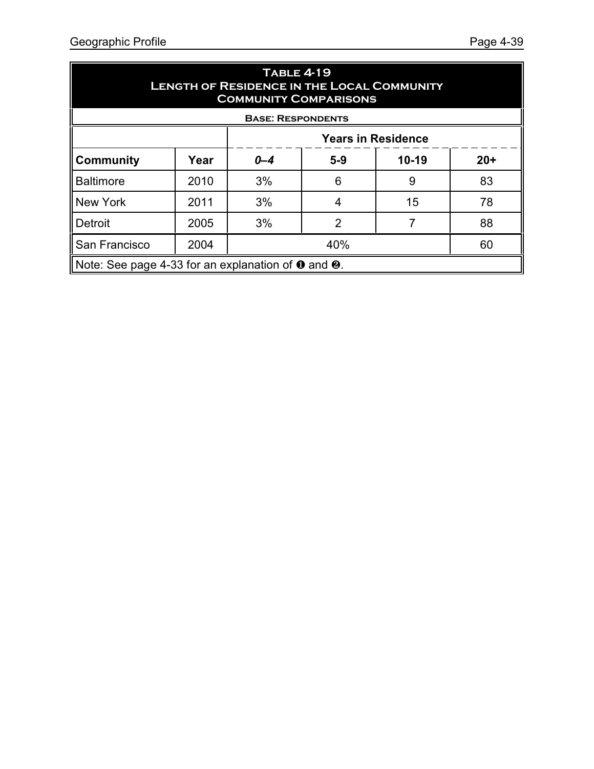## Table 4-19
### Length of Residence in the Local Community
### Community Comparisons

**Base: Respondents**

| | | Years in Residence | | | |
|---|---|---|---|---|---|
| **Community** | **Year** | ***0–4*** | **5-9** | **10-19** | **20+** |
| Baltimore | 2010 | 3% | 6 | 9 | 83 |
| New York | 2011 | 3% | 4 | 15 | 78 |
| Detroit | 2005 | 3% | 2 | 7 | 88 |
| San Francisco | 2004 | 40% | | | 60 |

Note: See page 4-33 for an explanation of ❶ and ❷.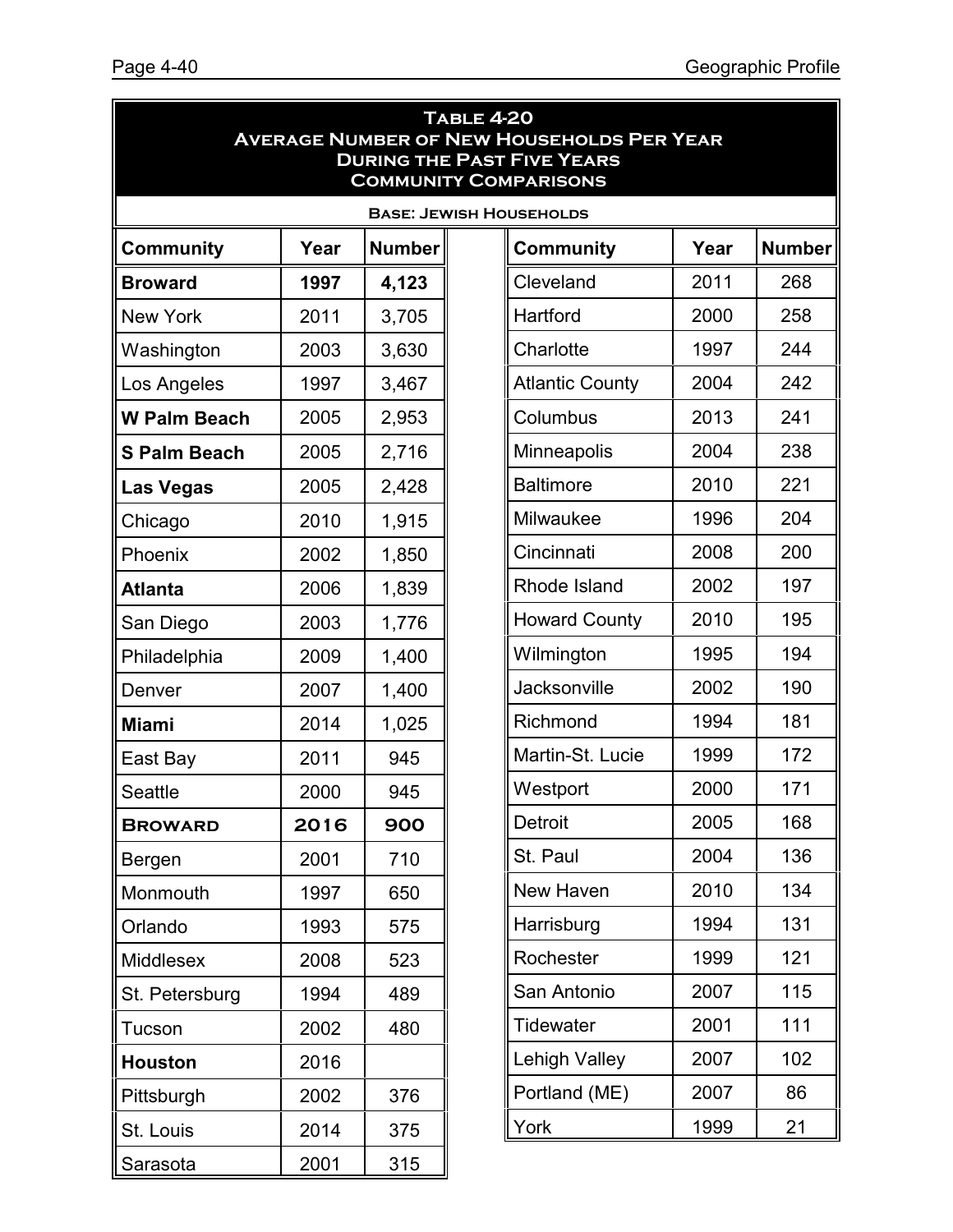# Table 4-20
## Average Number of New Households Per Year During the Past Five Years
### Community Comparisons

**Base: Jewish Households**

| Community | Year | Number | Community | Year | Number |
|---|---|---|---|---|---|
| **Broward** | **1997** | **4,123** | Cleveland | 2011 | 268 |
| New York | 2011 | 3,705 | Hartford | 2000 | 258 |
| Washington | 2003 | 3,630 | Charlotte | 1997 | 244 |
| Los Angeles | 1997 | 3,467 | Atlantic County | 2004 | 242 |
| **W Palm Beach** | 2005 | 2,953 | Columbus | 2013 | 241 |
| **S Palm Beach** | 2005 | 2,716 | Minneapolis | 2004 | 238 |
| **Las Vegas** | 2005 | 2,428 | Baltimore | 2010 | 221 |
| Chicago | 2010 | 1,915 | Milwaukee | 1996 | 204 |
| Phoenix | 2002 | 1,850 | Cincinnati | 2008 | 200 |
| **Atlanta** | 2006 | 1,839 | Rhode Island | 2002 | 197 |
| San Diego | 2003 | 1,776 | Howard County | 2010 | 195 |
| Philadelphia | 2009 | 1,400 | Wilmington | 1995 | 194 |
| Denver | 2007 | 1,400 | Jacksonville | 2002 | 190 |
| **Miami** | 2014 | 1,025 | Richmond | 1994 | 181 |
| East Bay | 2011 | 945 | Martin-St. Lucie | 1999 | 172 |
| Seattle | 2000 | 945 | Westport | 2000 | 171 |
| **BROWARD** | **2016** | **900** | Detroit | 2005 | 168 |
| Bergen | 2001 | 710 | St. Paul | 2004 | 136 |
| Monmouth | 1997 | 650 | New Haven | 2010 | 134 |
| Orlando | 1993 | 575 | Harrisburg | 1994 | 131 |
| Middlesex | 2008 | 523 | Rochester | 1999 | 121 |
| St. Petersburg | 1994 | 489 | San Antonio | 2007 | 115 |
| Tucson | 2002 | 480 | Tidewater | 2001 | 111 |
| **Houston** | 2016 | | Lehigh Valley | 2007 | 102 |
| Pittsburgh | 2002 | 376 | Portland (ME) | 2007 | 86 |
| St. Louis | 2014 | 375 | York | 1999 | 21 |
| Sarasota | 2001 | 315 | | | |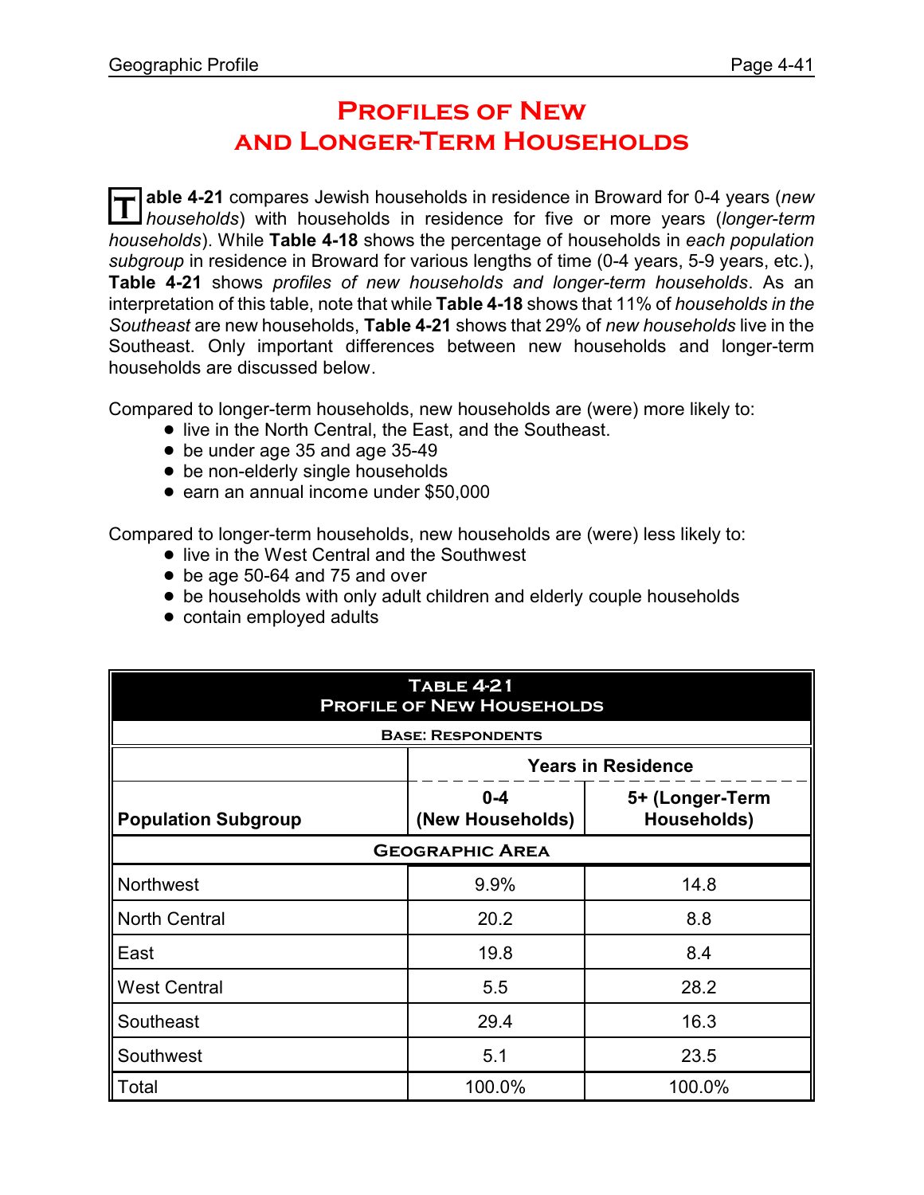# Profiles of New and Longer-Term Households

**Table 4-21** compares Jewish households in residence in Broward for 0-4 years (*new households*) with households in residence for five or more years (*longer-term households*). While **Table 4-18** shows the percentage of households in *each population subgroup* in residence in Broward for various lengths of time (0-4 years, 5-9 years, etc.), **Table 4-21** shows *profiles of new households and longer-term households*. As an interpretation of this table, note that while **Table 4-18** shows that 11% of *households in the Southeast* are new households, **Table 4-21** shows that 29% of *new households* live in the Southeast. Only important differences between new households and longer-term households are discussed below.

Compared to longer-term households, new households are (were) more likely to:

- live in the North Central, the East, and the Southeast.
- be under age 35 and age 35-49
- be non-elderly single households
- earn an annual income under $50,000

Compared to longer-term households, new households are (were) less likely to:

- live in the West Central and the Southwest
- be age 50-64 and 75 and over
- be households with only adult children and elderly couple households
- contain employed adults

**Table 4-21**
**Profile of New Households**
**Base: Respondents**

| Population Subgroup | Years in Residence | |
|---|---|---|
| | 0-4 (New Households) | 5+ (Longer-Term Households) |
| **Geographic Area** | | |
| Northwest | 9.9% | 14.8 |
| North Central | 20.2 | 8.8 |
| East | 19.8 | 8.4 |
| West Central | 5.5 | 28.2 |
| Southeast | 29.4 | 16.3 |
| Southwest | 5.1 | 23.5 |
| Total | 100.0% | 100.0% |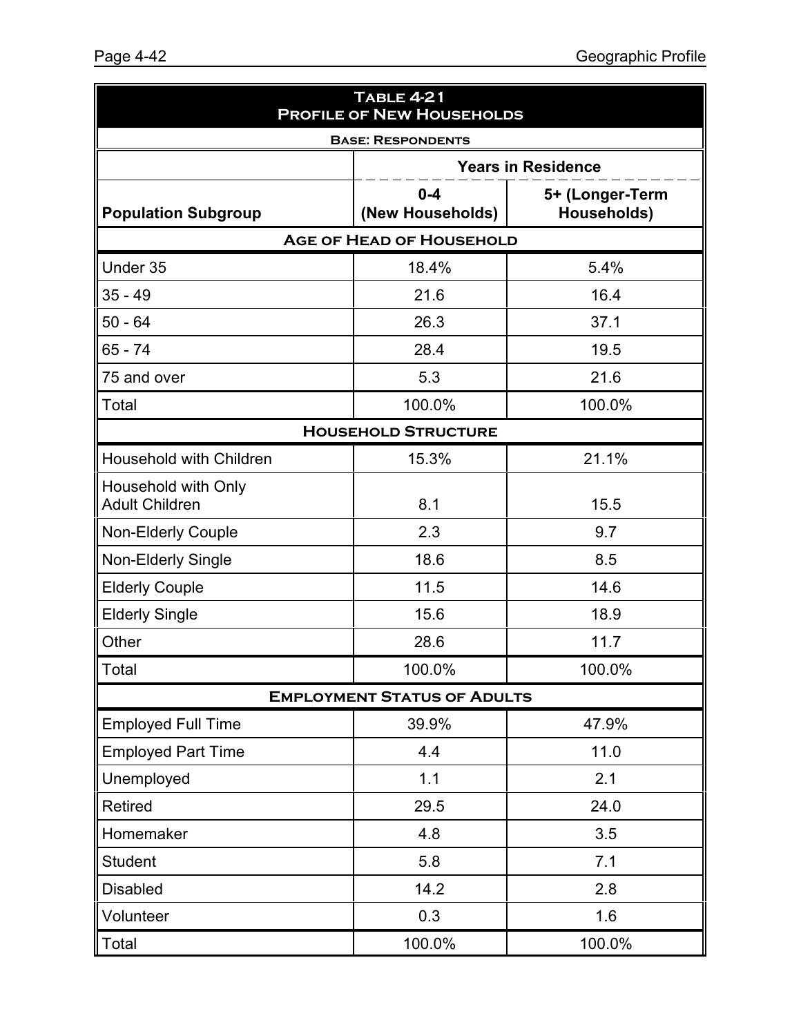**Table 4-21**
**Profile of New Households**

**Base: Respondents**

| Population Subgroup | Years in Residence | |
|---|---|---|
| | 0-4 (New Households) | 5+ (Longer-Term Households) |
| **Age of Head of Household** | | |
| Under 35 | 18.4% | 5.4% |
| 35 - 49 | 21.6 | 16.4 |
| 50 - 64 | 26.3 | 37.1 |
| 65 - 74 | 28.4 | 19.5 |
| 75 and over | 5.3 | 21.6 |
| Total | 100.0% | 100.0% |
| **Household Structure** | | |
| Household with Children | 15.3% | 21.1% |
| Household with Only Adult Children | 8.1 | 15.5 |
| Non-Elderly Couple | 2.3 | 9.7 |
| Non-Elderly Single | 18.6 | 8.5 |
| Elderly Couple | 11.5 | 14.6 |
| Elderly Single | 15.6 | 18.9 |
| Other | 28.6 | 11.7 |
| Total | 100.0% | 100.0% |
| **Employment Status of Adults** | | |
| Employed Full Time | 39.9% | 47.9% |
| Employed Part Time | 4.4 | 11.0 |
| Unemployed | 1.1 | 2.1 |
| Retired | 29.5 | 24.0 |
| Homemaker | 4.8 | 3.5 |
| Student | 5.8 | 7.1 |
| Disabled | 14.2 | 2.8 |
| Volunteer | 0.3 | 1.6 |
| Total | 100.0% | 100.0% |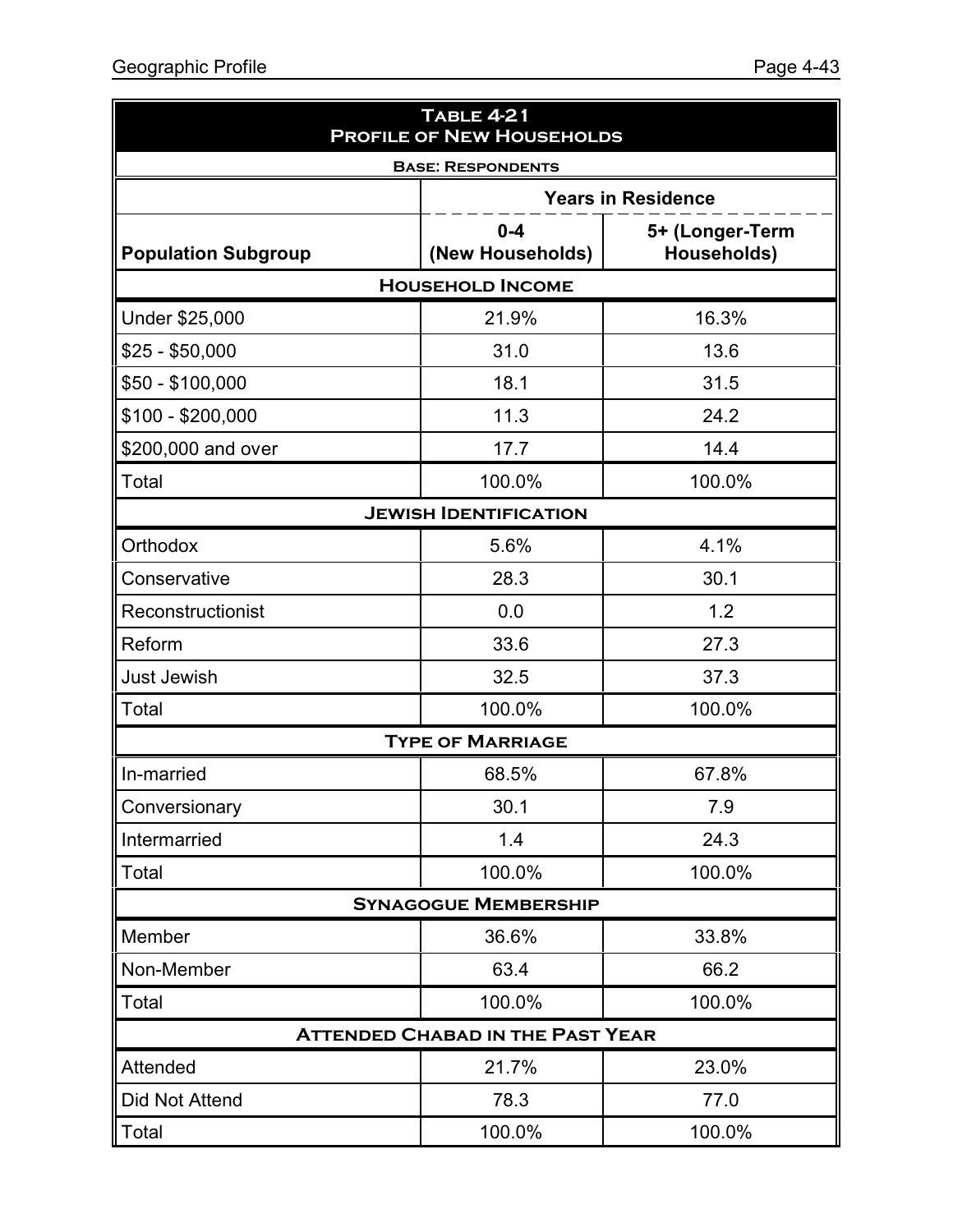| **Table 4-21**<br>**Profile of New Households** | | |
|---|---|---|
| **Base: Respondents** | | |
| | **Years in Residence** | |
| **Population Subgroup** | **0-4 (New Households)** | **5+ (Longer-Term Households)** |
| **Household Income** | | |
| Under $25,000 | 21.9% | 16.3% |
| $25 - $50,000 | 31.0 | 13.6 |
| $50 - $100,000 | 18.1 | 31.5 |
| $100 - $200,000 | 11.3 | 24.2 |
| $200,000 and over | 17.7 | 14.4 |
| Total | 100.0% | 100.0% |
| **Jewish Identification** | | |
| Orthodox | 5.6% | 4.1% |
| Conservative | 28.3 | 30.1 |
| Reconstructionist | 0.0 | 1.2 |
| Reform | 33.6 | 27.3 |
| Just Jewish | 32.5 | 37.3 |
| Total | 100.0% | 100.0% |
| **Type of Marriage** | | |
| In-married | 68.5% | 67.8% |
| Conversionary | 30.1 | 7.9 |
| Intermarried | 1.4 | 24.3 |
| Total | 100.0% | 100.0% |
| **Synagogue Membership** | | |
| Member | 36.6% | 33.8% |
| Non-Member | 63.4 | 66.2 |
| Total | 100.0% | 100.0% |
| **Attended Chabad in the Past Year** | | |
| Attended | 21.7% | 23.0% |
| Did Not Attend | 78.3 | 77.0 |
| Total | 100.0% | 100.0% |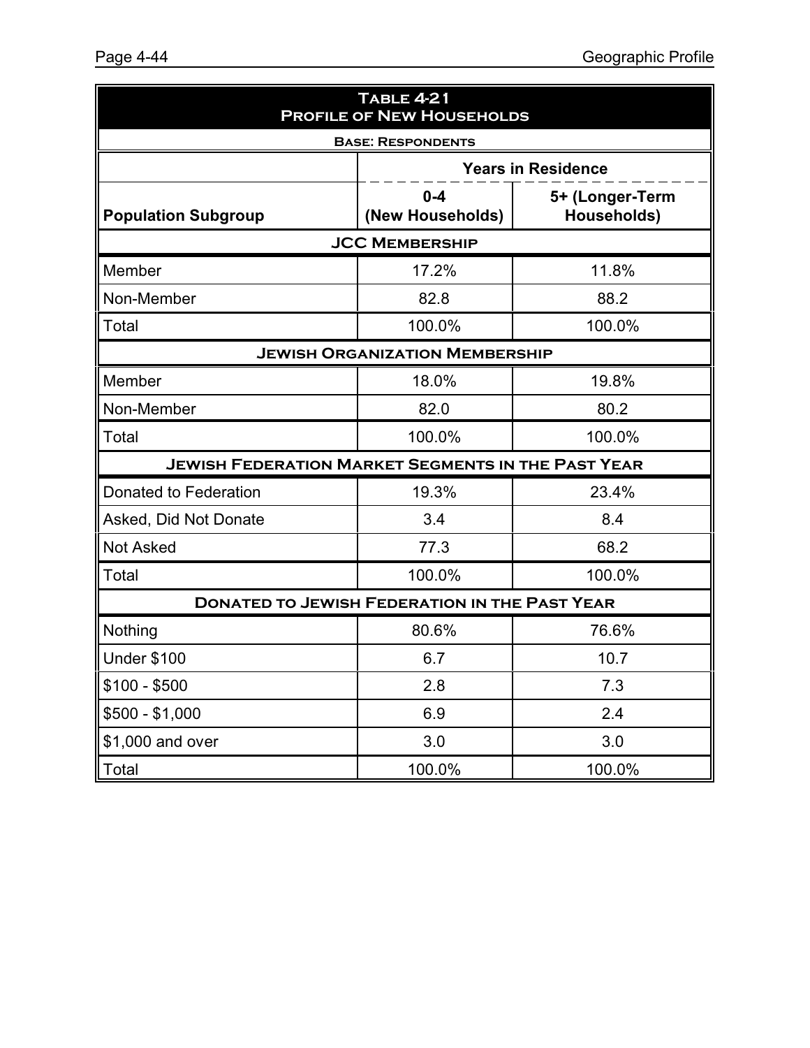| Table 4-21 Profile of New Households | | |
|---|---|---|
| Base: Respondents | | |
| | Years in Residence | |
| Population Subgroup | 0-4 (New Households) | 5+ (Longer-Term Households) |
| **JCC Membership** | | |
| Member | 17.2% | 11.8% |
| Non-Member | 82.8 | 88.2 |
| Total | 100.0% | 100.0% |
| **Jewish Organization Membership** | | |
| Member | 18.0% | 19.8% |
| Non-Member | 82.0 | 80.2 |
| Total | 100.0% | 100.0% |
| **Jewish Federation Market Segments in the Past Year** | | |
| Donated to Federation | 19.3% | 23.4% |
| Asked, Did Not Donate | 3.4 | 8.4 |
| Not Asked | 77.3 | 68.2 |
| Total | 100.0% | 100.0% |
| **Donated to Jewish Federation in the Past Year** | | |
| Nothing | 80.6% | 76.6% |
| Under $100 | 6.7 | 10.7 |
| $100 - $500 | 2.8 | 7.3 |
| $500 - $1,000 | 6.9 | 2.4 |
| $1,000 and over | 3.0 | 3.0 |
| Total | 100.0% | 100.0% |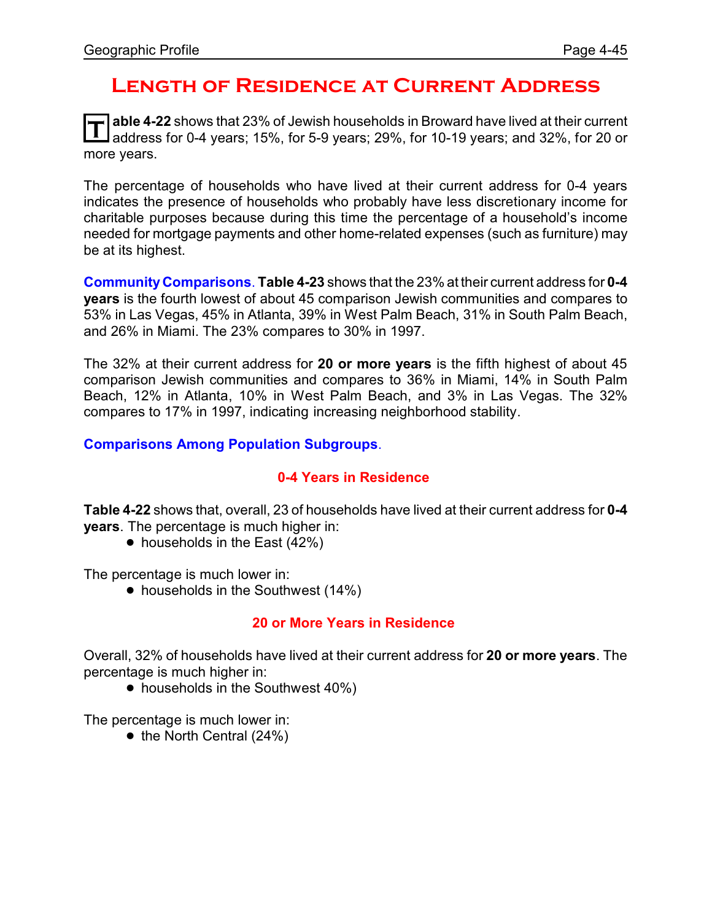# Length of Residence at Current Address

**Table 4-22** shows that 23% of Jewish households in Broward have lived at their current address for 0-4 years; 15%, for 5-9 years; 29%, for 10-19 years; and 32%, for 20 or more years.

The percentage of households who have lived at their current address for 0-4 years indicates the presence of households who probably have less discretionary income for charitable purposes because during this time the percentage of a household's income needed for mortgage payments and other home-related expenses (such as furniture) may be at its highest.

**Community Comparisons**. **Table 4-23** shows that the 23% at their current address for **0-4 years** is the fourth lowest of about 45 comparison Jewish communities and compares to 53% in Las Vegas, 45% in Atlanta, 39% in West Palm Beach, 31% in South Palm Beach, and 26% in Miami. The 23% compares to 30% in 1997.

The 32% at their current address for **20 or more years** is the fifth highest of about 45 comparison Jewish communities and compares to 36% in Miami, 14% in South Palm Beach, 12% in Atlanta, 10% in West Palm Beach, and 3% in Las Vegas. The 32% compares to 17% in 1997, indicating increasing neighborhood stability.

**Comparisons Among Population Subgroups**.

### 0-4 Years in Residence

**Table 4-22** shows that, overall, 23 of households have lived at their current address for **0-4 years**. The percentage is much higher in:

- households in the East (42%)

The percentage is much lower in:

- households in the Southwest (14%)

### 20 or More Years in Residence

Overall, 32% of households have lived at their current address for **20 or more years**. The percentage is much higher in:

- households in the Southwest 40%)

The percentage is much lower in:

- the North Central (24%)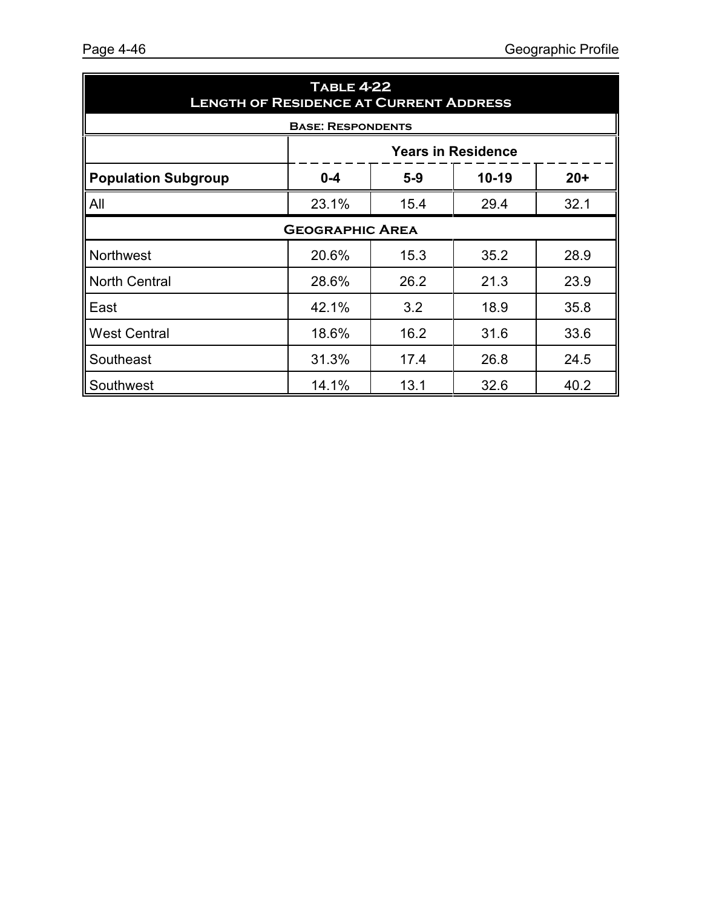**Table 4-22**
**Length of Residence at Current Address**

**Base: Respondents**

| | Years in Residence | | | |
|---|---|---|---|---|
| **Population Subgroup** | **0-4** | **5-9** | **10-19** | **20+** |
| All | 23.1% | 15.4 | 29.4 | 32.1 |
| **Geographic Area** | | | | |
| Northwest | 20.6% | 15.3 | 35.2 | 28.9 |
| North Central | 28.6% | 26.2 | 21.3 | 23.9 |
| East | 42.1% | 3.2 | 18.9 | 35.8 |
| West Central | 18.6% | 16.2 | 31.6 | 33.6 |
| Southeast | 31.3% | 17.4 | 26.8 | 24.5 |
| Southwest | 14.1% | 13.1 | 32.6 | 40.2 |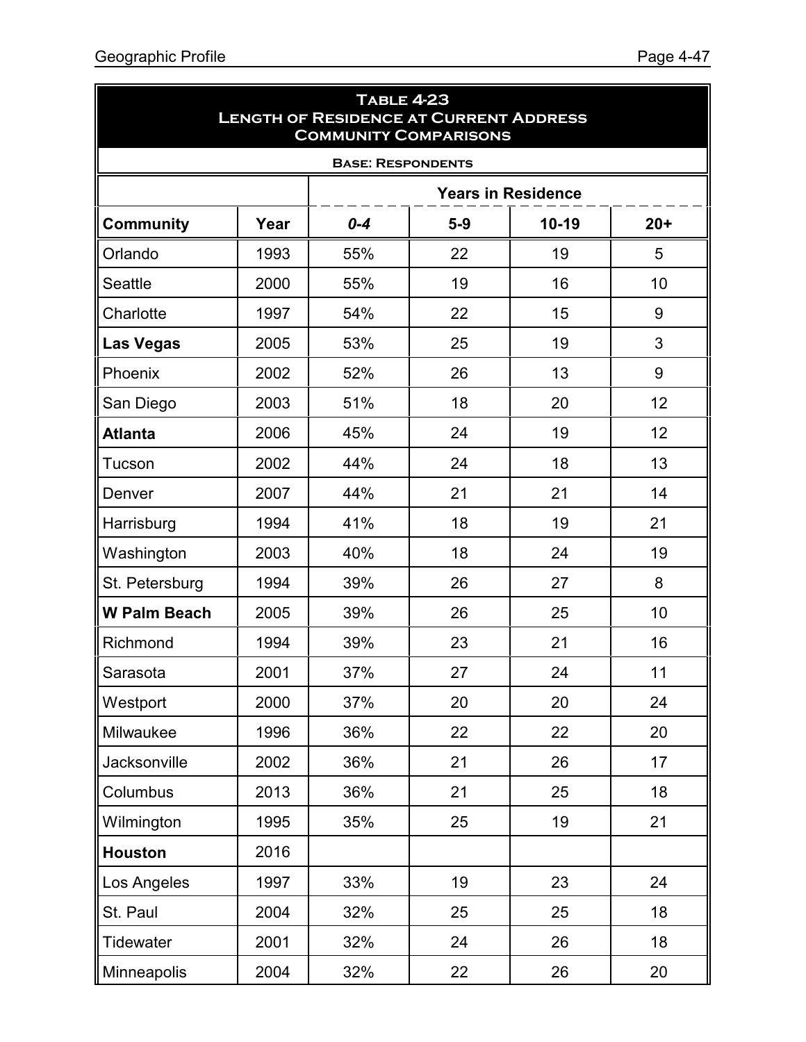**Table 4-23**
**Length of Residence at Current Address**
**Community Comparisons**

**Base: Respondents**

| | | Years in Residence | | | |
|---|---|---|---|---|---|
| **Community** | **Year** | ***0-4*** | **5-9** | **10-19** | **20+** |
| Orlando | 1993 | 55% | 22 | 19 | 5 |
| Seattle | 2000 | 55% | 19 | 16 | 10 |
| Charlotte | 1997 | 54% | 22 | 15 | 9 |
| **Las Vegas** | 2005 | 53% | 25 | 19 | 3 |
| Phoenix | 2002 | 52% | 26 | 13 | 9 |
| San Diego | 2003 | 51% | 18 | 20 | 12 |
| **Atlanta** | 2006 | 45% | 24 | 19 | 12 |
| Tucson | 2002 | 44% | 24 | 18 | 13 |
| Denver | 2007 | 44% | 21 | 21 | 14 |
| Harrisburg | 1994 | 41% | 18 | 19 | 21 |
| Washington | 2003 | 40% | 18 | 24 | 19 |
| St. Petersburg | 1994 | 39% | 26 | 27 | 8 |
| **W Palm Beach** | 2005 | 39% | 26 | 25 | 10 |
| Richmond | 1994 | 39% | 23 | 21 | 16 |
| Sarasota | 2001 | 37% | 27 | 24 | 11 |
| Westport | 2000 | 37% | 20 | 20 | 24 |
| Milwaukee | 1996 | 36% | 22 | 22 | 20 |
| Jacksonville | 2002 | 36% | 21 | 26 | 17 |
| Columbus | 2013 | 36% | 21 | 25 | 18 |
| Wilmington | 1995 | 35% | 25 | 19 | 21 |
| **Houston** | 2016 | | | | |
| Los Angeles | 1997 | 33% | 19 | 23 | 24 |
| St. Paul | 2004 | 32% | 25 | 25 | 18 |
| Tidewater | 2001 | 32% | 24 | 26 | 18 |
| Minneapolis | 2004 | 32% | 22 | 26 | 20 |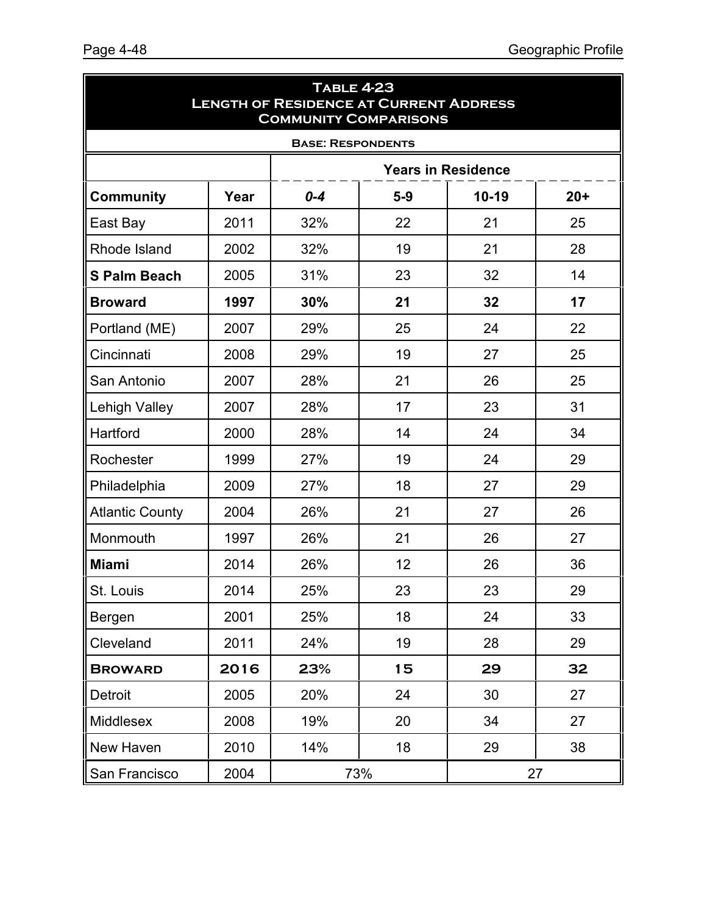## Table 4-23
## Length of Residence at Current Address
## Community Comparisons

**Base: Respondents**

| | | Years in Residence | | | |
|---|---|---|---|---|---|
| **Community** | **Year** | ***0-4*** | **5-9** | **10-19** | **20+** |
| East Bay | 2011 | 32% | 22 | 21 | 25 |
| Rhode Island | 2002 | 32% | 19 | 21 | 28 |
| **S Palm Beach** | 2005 | 31% | 23 | 32 | 14 |
| **Broward** | **1997** | **30%** | **21** | **32** | **17** |
| Portland (ME) | 2007 | 29% | 25 | 24 | 22 |
| Cincinnati | 2008 | 29% | 19 | 27 | 25 |
| San Antonio | 2007 | 28% | 21 | 26 | 25 |
| Lehigh Valley | 2007 | 28% | 17 | 23 | 31 |
| Hartford | 2000 | 28% | 14 | 24 | 34 |
| Rochester | 1999 | 27% | 19 | 24 | 29 |
| Philadelphia | 2009 | 27% | 18 | 27 | 29 |
| Atlantic County | 2004 | 26% | 21 | 27 | 26 |
| Monmouth | 1997 | 26% | 21 | 26 | 27 |
| **Miami** | 2014 | 26% | 12 | 26 | 36 |
| St. Louis | 2014 | 25% | 23 | 23 | 29 |
| Bergen | 2001 | 25% | 18 | 24 | 33 |
| Cleveland | 2011 | 24% | 19 | 28 | 29 |
| **BROWARD** | **2016** | **23%** | **15** | **29** | **32** |
| Detroit | 2005 | 20% | 24 | 30 | 27 |
| Middlesex | 2008 | 19% | 20 | 34 | 27 |
| New Haven | 2010 | 14% | 18 | 29 | 38 |
| San Francisco | 2004 | 73% | | 27 | |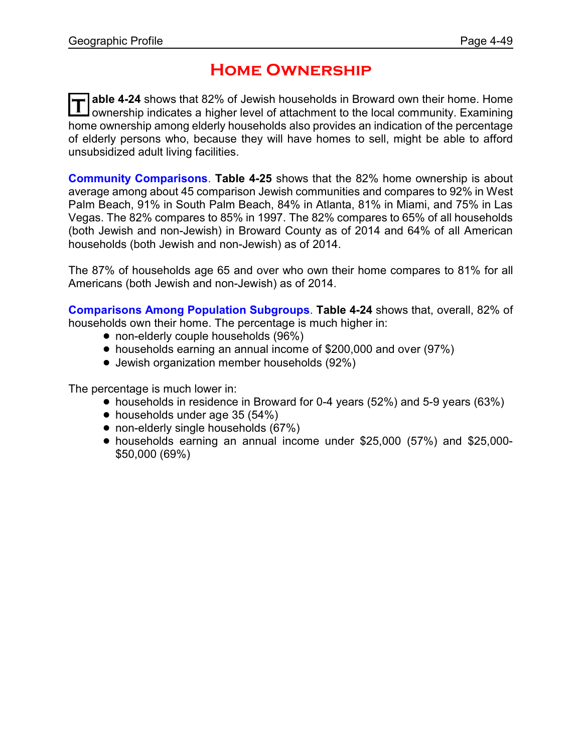# Home Ownership

**Table 4-24** shows that 82% of Jewish households in Broward own their home. Home ownership indicates a higher level of attachment to the local community. Examining home ownership among elderly households also provides an indication of the percentage of elderly persons who, because they will have homes to sell, might be able to afford unsubsidized adult living facilities.

**Community Comparisons**. **Table 4-25** shows that the 82% home ownership is about average among about 45 comparison Jewish communities and compares to 92% in West Palm Beach, 91% in South Palm Beach, 84% in Atlanta, 81% in Miami, and 75% in Las Vegas. The 82% compares to 85% in 1997. The 82% compares to 65% of all households (both Jewish and non-Jewish) in Broward County as of 2014 and 64% of all American households (both Jewish and non-Jewish) as of 2014.

The 87% of households age 65 and over who own their home compares to 81% for all Americans (both Jewish and non-Jewish) as of 2014.

**Comparisons Among Population Subgroups**. **Table 4-24** shows that, overall, 82% of households own their home. The percentage is much higher in:

- non-elderly couple households (96%)
- households earning an annual income of $200,000 and over (97%)
- Jewish organization member households (92%)

The percentage is much lower in:

- households in residence in Broward for 0-4 years (52%) and 5-9 years (63%)
- households under age 35 (54%)
- non-elderly single households (67%)
- households earning an annual income under $25,000 (57%) and $25,000-$50,000 (69%)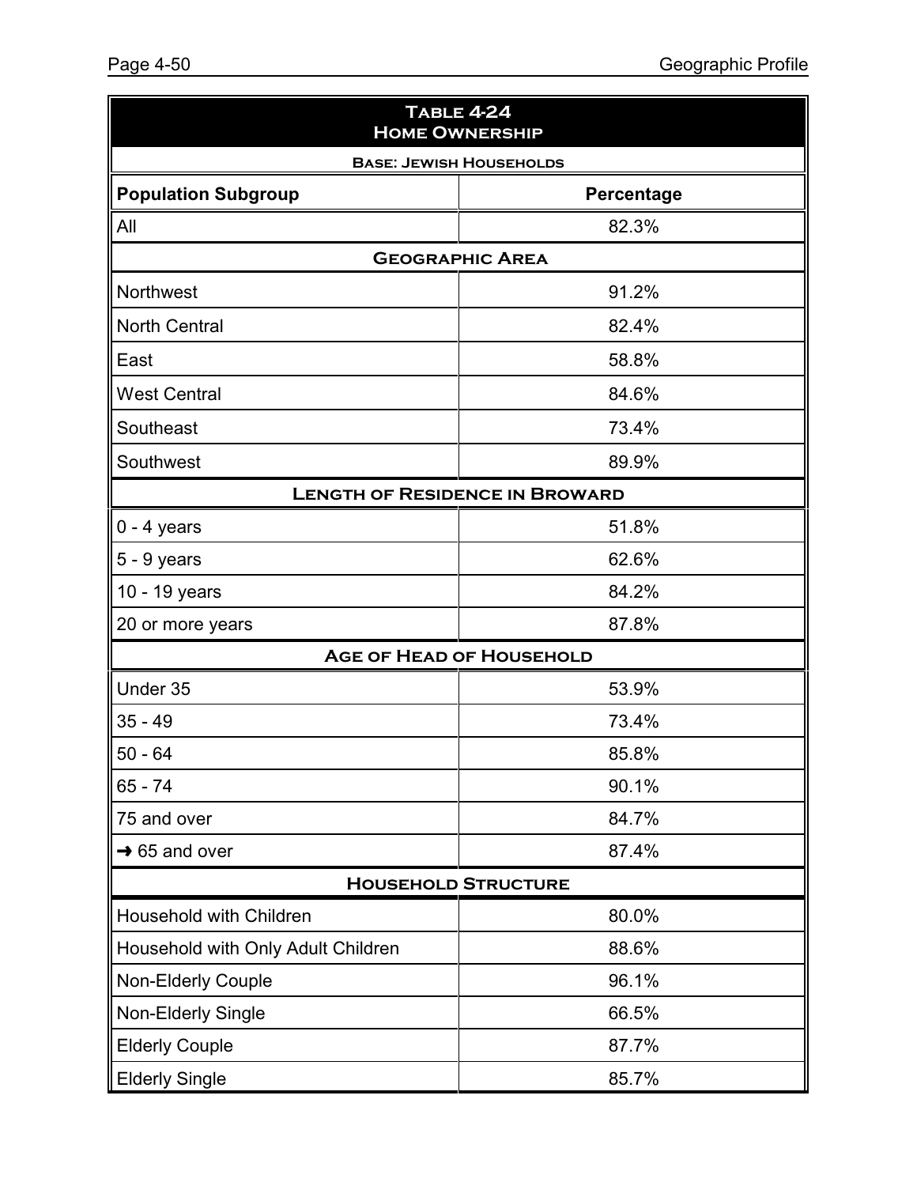| Table 4-24 Home Ownership | |
|---|---|
| **Base: Jewish Households** | |
| **Population Subgroup** | **Percentage** |
| All | 82.3% |
| **Geographic Area** | |
| Northwest | 91.2% |
| North Central | 82.4% |
| East | 58.8% |
| West Central | 84.6% |
| Southeast | 73.4% |
| Southwest | 89.9% |
| **Length of Residence in Broward** | |
| 0 - 4 years | 51.8% |
| 5 - 9 years | 62.6% |
| 10 - 19 years | 84.2% |
| 20 or more years | 87.8% |
| **Age of Head of Household** | |
| Under 35 | 53.9% |
| 35 - 49 | 73.4% |
| 50 - 64 | 85.8% |
| 65 - 74 | 90.1% |
| 75 and over | 84.7% |
| ➜ 65 and over | 87.4% |
| **Household Structure** | |
| Household with Children | 80.0% |
| Household with Only Adult Children | 88.6% |
| Non-Elderly Couple | 96.1% |
| Non-Elderly Single | 66.5% |
| Elderly Couple | 87.7% |
| Elderly Single | 85.7% |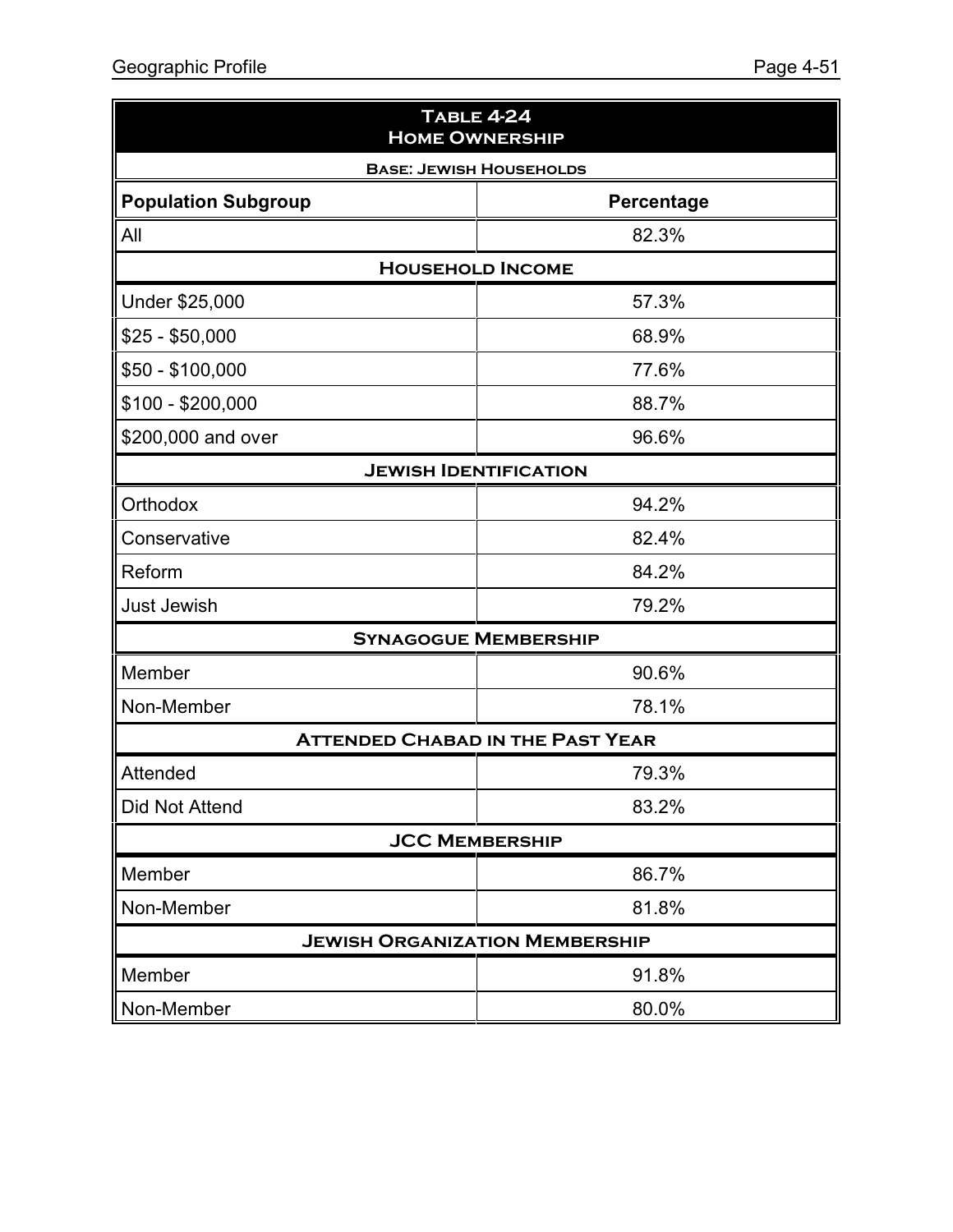| Table 4-24<br>Home Ownership | |
|---|---|
| **Base: Jewish Households** | |
| **Population Subgroup** | **Percentage** |
| All | 82.3% |
| **Household Income** | |
| Under $25,000 | 57.3% |
| $25 - $50,000 | 68.9% |
| $50 - $100,000 | 77.6% |
| $100 - $200,000 | 88.7% |
| $200,000 and over | 96.6% |
| **Jewish Identification** | |
| Orthodox | 94.2% |
| Conservative | 82.4% |
| Reform | 84.2% |
| Just Jewish | 79.2% |
| **Synagogue Membership** | |
| Member | 90.6% |
| Non-Member | 78.1% |
| **Attended Chabad in the Past Year** | |
| Attended | 79.3% |
| Did Not Attend | 83.2% |
| **JCC Membership** | |
| Member | 86.7% |
| Non-Member | 81.8% |
| **Jewish Organization Membership** | |
| Member | 91.8% |
| Non-Member | 80.0% |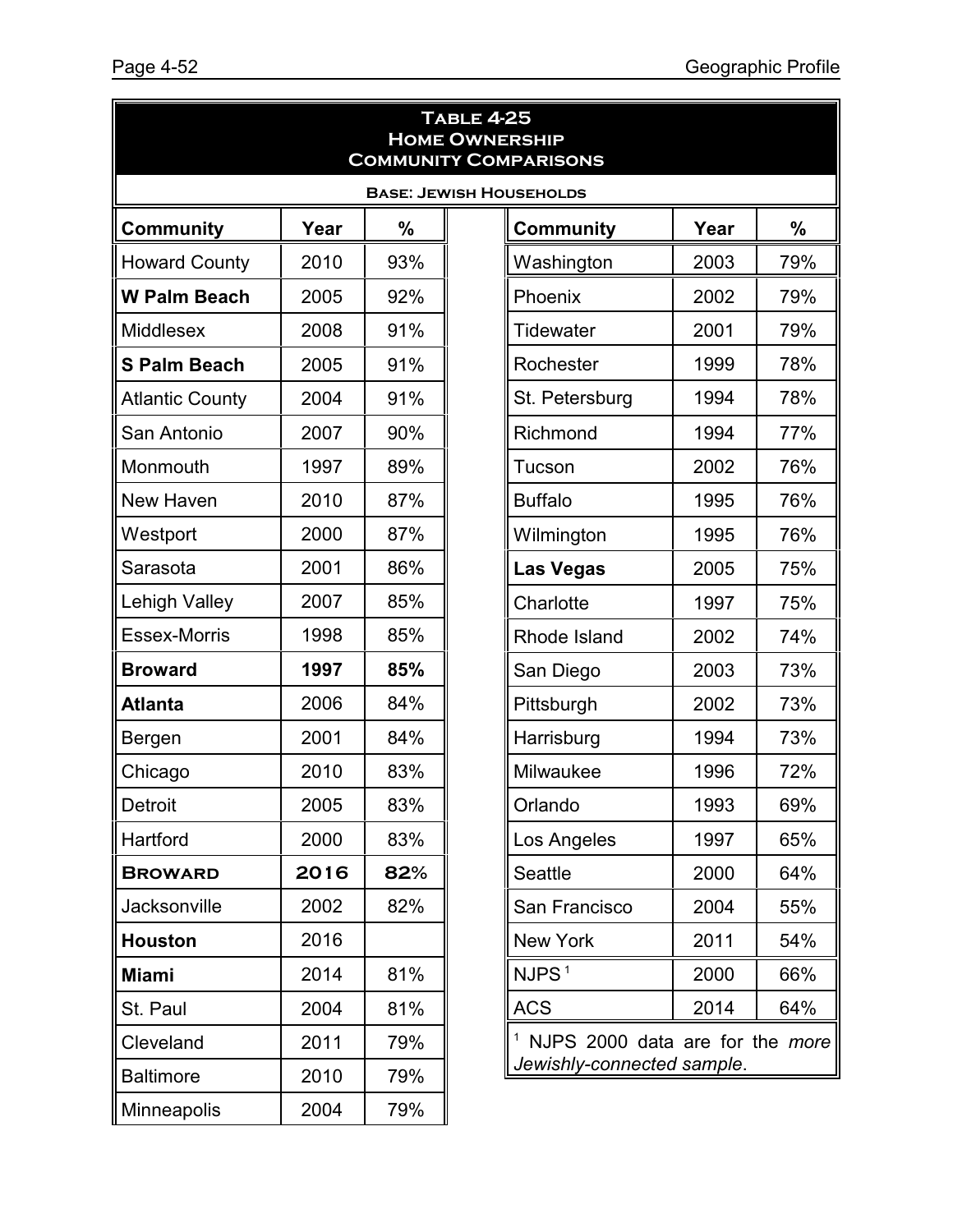**Table 4-25**
**Home Ownership**
**Community Comparisons**

**Base: Jewish Households**

| Community | Year | % | Community | Year | % |
|---|---|---|---|---|---|
| Howard County | 2010 | 93% | Washington | 2003 | 79% |
| **W Palm Beach** | 2005 | 92% | Phoenix | 2002 | 79% |
| Middlesex | 2008 | 91% | Tidewater | 2001 | 79% |
| **S Palm Beach** | 2005 | 91% | Rochester | 1999 | 78% |
| Atlantic County | 2004 | 91% | St. Petersburg | 1994 | 78% |
| San Antonio | 2007 | 90% | Richmond | 1994 | 77% |
| Monmouth | 1997 | 89% | Tucson | 2002 | 76% |
| New Haven | 2010 | 87% | Buffalo | 1995 | 76% |
| Westport | 2000 | 87% | Wilmington | 1995 | 76% |
| Sarasota | 2001 | 86% | **Las Vegas** | 2005 | 75% |
| Lehigh Valley | 2007 | 85% | Charlotte | 1997 | 75% |
| Essex-Morris | 1998 | 85% | Rhode Island | 2002 | 74% |
| **Broward** | **1997** | **85%** | San Diego | 2003 | 73% |
| **Atlanta** | 2006 | 84% | Pittsburgh | 2002 | 73% |
| Bergen | 2001 | 84% | Harrisburg | 1994 | 73% |
| Chicago | 2010 | 83% | Milwaukee | 1996 | 72% |
| Detroit | 2005 | 83% | Orlando | 1993 | 69% |
| Hartford | 2000 | 83% | Los Angeles | 1997 | 65% |
| **BROWARD** | **2016** | **82%** | Seattle | 2000 | 64% |
| Jacksonville | 2002 | 82% | San Francisco | 2004 | 55% |
| **Houston** | 2016 | | New York | 2011 | 54% |
| **Miami** | 2014 | 81% | NJPS [1] | 2000 | 66% |
| St. Paul | 2004 | 81% | ACS | 2014 | 64% |
| Cleveland | 2011 | 79% | | | |
| Baltimore | 2010 | 79% | | | |
| Minneapolis | 2004 | 79% | | | |

[1] NJPS 2000 data are for the *more Jewishly-connected sample*.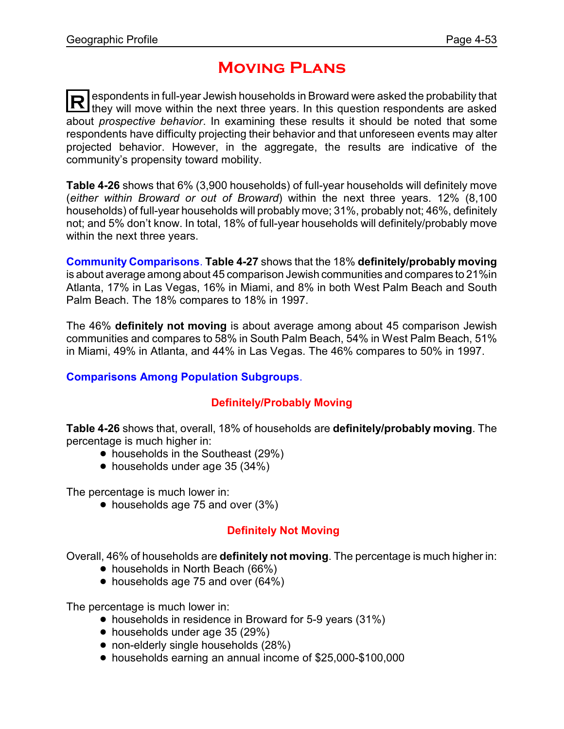# Moving Plans

Respondents in full-year Jewish households in Broward were asked the probability that they will move within the next three years. In this question respondents are asked about *prospective behavior*. In examining these results it should be noted that some respondents have difficulty projecting their behavior and that unforeseen events may alter projected behavior. However, in the aggregate, the results are indicative of the community's propensity toward mobility.

**Table 4-26** shows that 6% (3,900 households) of full-year households will definitely move (*either within Broward or out of Broward*) within the next three years. 12% (8,100 households) of full-year households will probably move; 31%, probably not; 46%, definitely not; and 5% don't know. In total, 18% of full-year households will definitely/probably move within the next three years.

**Community Comparisons**. **Table 4-27** shows that the 18% **definitely/probably moving** is about average among about 45 comparison Jewish communities and compares to 21%in Atlanta, 17% in Las Vegas, 16% in Miami, and 8% in both West Palm Beach and South Palm Beach. The 18% compares to 18% in 1997.

The 46% **definitely not moving** is about average among about 45 comparison Jewish communities and compares to 58% in South Palm Beach, 54% in West Palm Beach, 51% in Miami, 49% in Atlanta, and 44% in Las Vegas. The 46% compares to 50% in 1997.

**Comparisons Among Population Subgroups**.

### Definitely/Probably Moving

**Table 4-26** shows that, overall, 18% of households are **definitely/probably moving**. The percentage is much higher in:

- households in the Southeast (29%)
- households under age 35 (34%)

The percentage is much lower in:

- households age 75 and over (3%)

### Definitely Not Moving

Overall, 46% of households are **definitely not moving**. The percentage is much higher in:

- households in North Beach (66%)
- households age 75 and over (64%)

The percentage is much lower in:

- households in residence in Broward for 5-9 years (31%)
- households under age 35 (29%)
- non-elderly single households (28%)
- households earning an annual income of $25,000-$100,000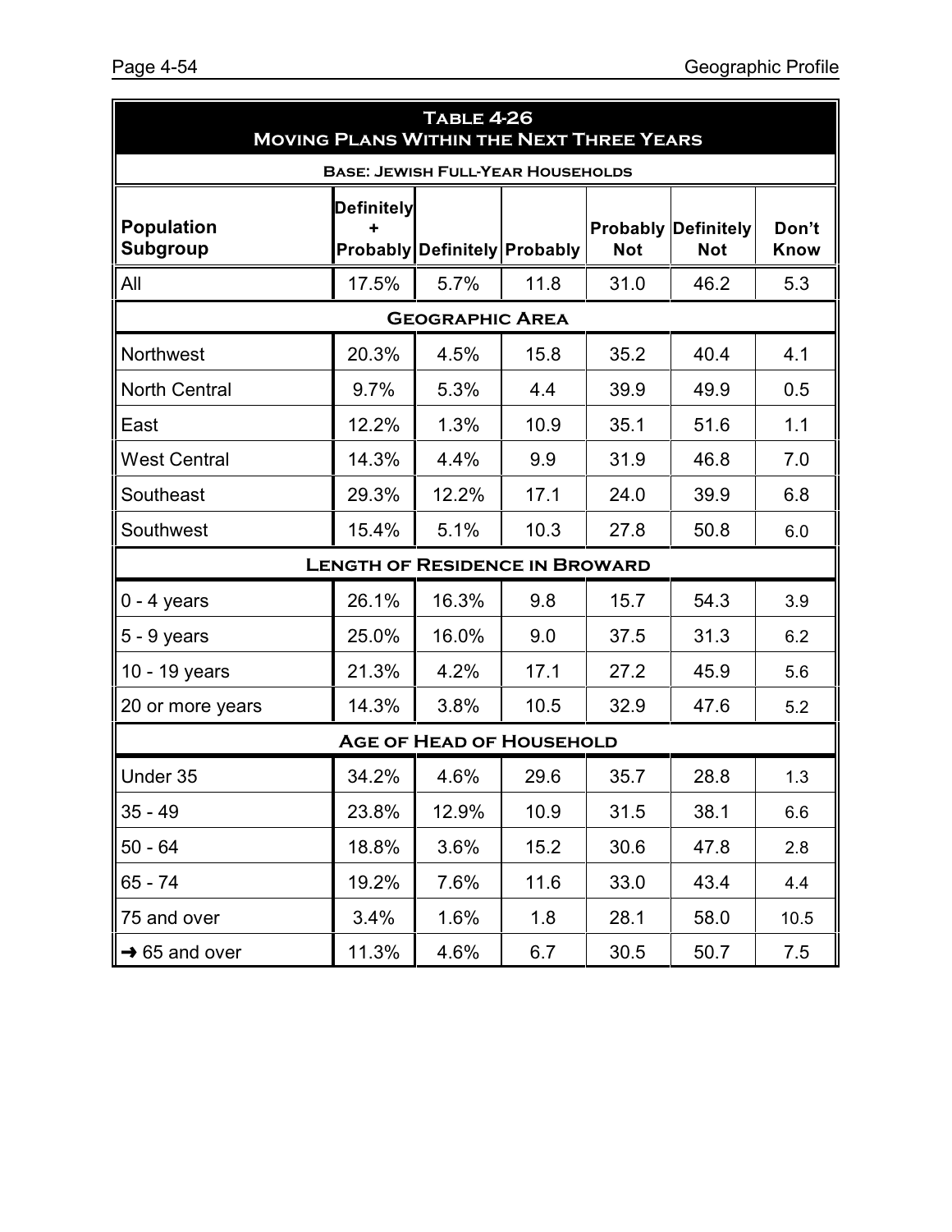**Table 4-26**
**Moving Plans Within the Next Three Years**

**Base: Jewish Full-Year Households**

| Population Subgroup | Definitely + Probably | Definitely | Probably | Probably Not | Definitely Not | Don't Know |
|---|---|---|---|---|---|---|
| All | 17.5% | 5.7% | 11.8 | 31.0 | 46.2 | 5.3 |
| **Geographic Area** | | | | | | |
| Northwest | 20.3% | 4.5% | 15.8 | 35.2 | 40.4 | 4.1 |
| North Central | 9.7% | 5.3% | 4.4 | 39.9 | 49.9 | 0.5 |
| East | 12.2% | 1.3% | 10.9 | 35.1 | 51.6 | 1.1 |
| West Central | 14.3% | 4.4% | 9.9 | 31.9 | 46.8 | 7.0 |
| Southeast | 29.3% | 12.2% | 17.1 | 24.0 | 39.9 | 6.8 |
| Southwest | 15.4% | 5.1% | 10.3 | 27.8 | 50.8 | 6.0 |
| **Length of Residence in Broward** | | | | | | |
| 0 - 4 years | 26.1% | 16.3% | 9.8 | 15.7 | 54.3 | 3.9 |
| 5 - 9 years | 25.0% | 16.0% | 9.0 | 37.5 | 31.3 | 6.2 |
| 10 - 19 years | 21.3% | 4.2% | 17.1 | 27.2 | 45.9 | 5.6 |
| 20 or more years | 14.3% | 3.8% | 10.5 | 32.9 | 47.6 | 5.2 |
| **Age of Head of Household** | | | | | | |
| Under 35 | 34.2% | 4.6% | 29.6 | 35.7 | 28.8 | 1.3 |
| 35 - 49 | 23.8% | 12.9% | 10.9 | 31.5 | 38.1 | 6.6 |
| 50 - 64 | 18.8% | 3.6% | 15.2 | 30.6 | 47.8 | 2.8 |
| 65 - 74 | 19.2% | 7.6% | 11.6 | 33.0 | 43.4 | 4.4 |
| 75 and over | 3.4% | 1.6% | 1.8 | 28.1 | 58.0 | 10.5 |
| → 65 and over | 11.3% | 4.6% | 6.7 | 30.5 | 50.7 | 7.5 |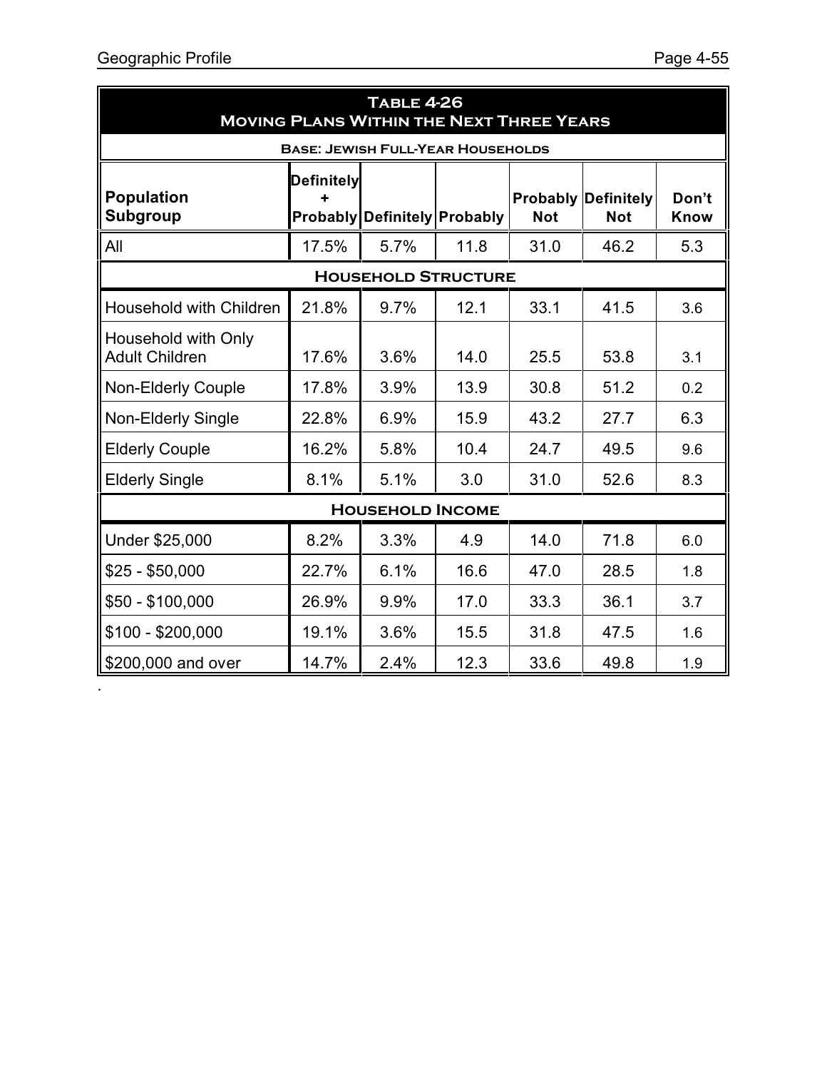## Table 4-26
## Moving Plans Within the Next Three Years

**Base: Jewish Full-Year Households**

| Population Subgroup | Definitely + Probably | Definitely | Probably | Probably Not | Definitely Not | Don't Know |
|---|---|---|---|---|---|---|
| All | 17.5% | 5.7% | 11.8 | 31.0 | 46.2 | 5.3 |
| **Household Structure** | | | | | | |
| Household with Children | 21.8% | 9.7% | 12.1 | 33.1 | 41.5 | 3.6 |
| Household with Only Adult Children | 17.6% | 3.6% | 14.0 | 25.5 | 53.8 | 3.1 |
| Non-Elderly Couple | 17.8% | 3.9% | 13.9 | 30.8 | 51.2 | 0.2 |
| Non-Elderly Single | 22.8% | 6.9% | 15.9 | 43.2 | 27.7 | 6.3 |
| Elderly Couple | 16.2% | 5.8% | 10.4 | 24.7 | 49.5 | 9.6 |
| Elderly Single | 8.1% | 5.1% | 3.0 | 31.0 | 52.6 | 8.3 |
| **Household Income** | | | | | | |
| Under $25,000 | 8.2% | 3.3% | 4.9 | 14.0 | 71.8 | 6.0 |
| $25 - $50,000 | 22.7% | 6.1% | 16.6 | 47.0 | 28.5 | 1.8 |
| $50 - $100,000 | 26.9% | 9.9% | 17.0 | 33.3 | 36.1 | 3.7 |
| $100 - $200,000 | 19.1% | 3.6% | 15.5 | 31.8 | 47.5 | 1.6 |
| $200,000 and over | 14.7% | 2.4% | 12.3 | 33.6 | 49.8 | 1.9 |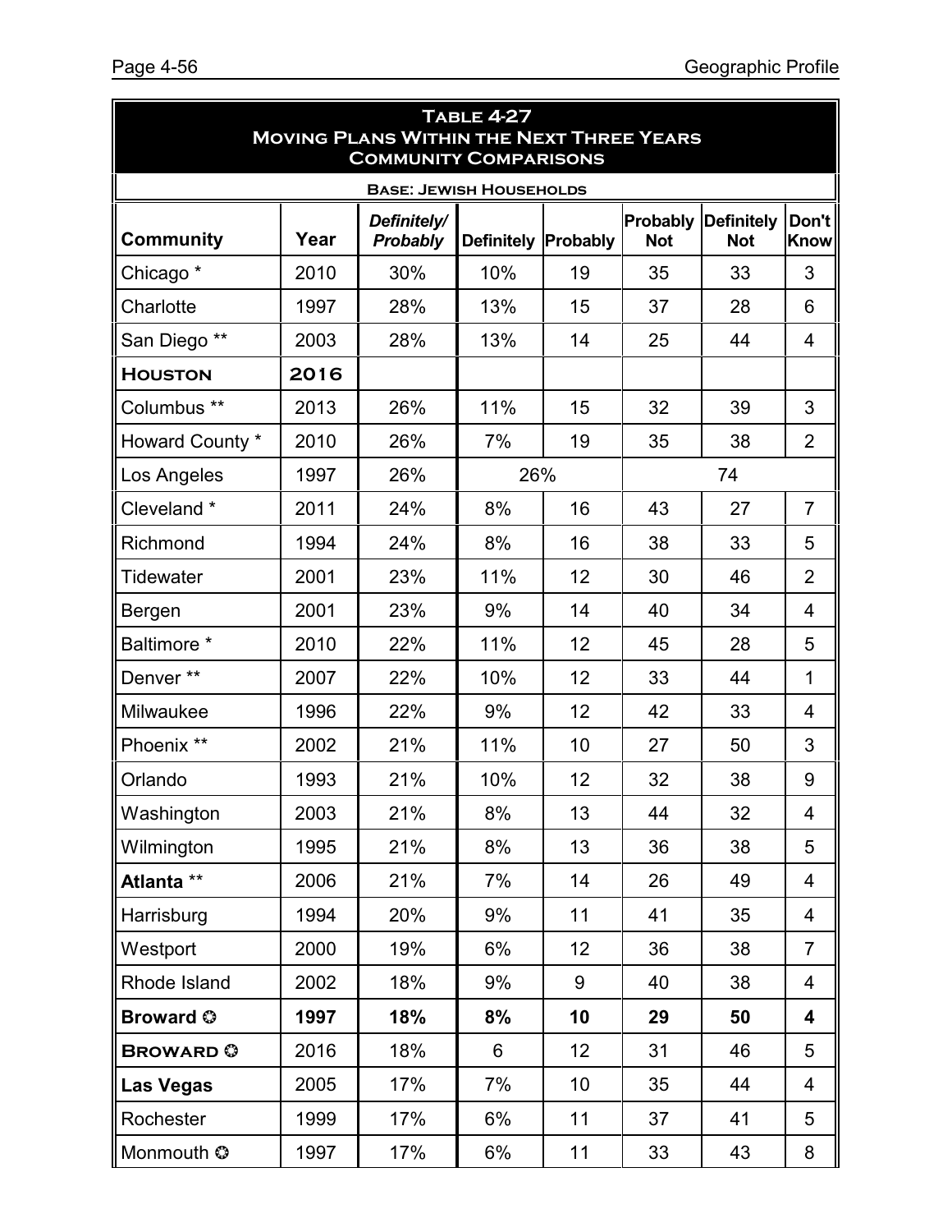## Table 4-27
## Moving Plans Within the Next Three Years
## Community Comparisons

**Base: Jewish Households**

| Community | Year | *Definitely/ Probably* | Definitely | Probably | Probably Not | Definitely Not | Don't Know |
|---|---|---|---|---|---|---|---|
| Chicago * | 2010 | 30% | 10% | 19 | 35 | 33 | 3 |
| Charlotte | 1997 | 28% | 13% | 15 | 37 | 28 | 6 |
| San Diego ** | 2003 | 28% | 13% | 14 | 25 | 44 | 4 |
| **Houston** | **2016** | | | | | | |
| Columbus ** | 2013 | 26% | 11% | 15 | 32 | 39 | 3 |
| Howard County * | 2010 | 26% | 7% | 19 | 35 | 38 | 2 |
| Los Angeles | 1997 | 26% | 26% | | 74 | | |
| Cleveland * | 2011 | 24% | 8% | 16 | 43 | 27 | 7 |
| Richmond | 1994 | 24% | 8% | 16 | 38 | 33 | 5 |
| Tidewater | 2001 | 23% | 11% | 12 | 30 | 46 | 2 |
| Bergen | 2001 | 23% | 9% | 14 | 40 | 34 | 4 |
| Baltimore * | 2010 | 22% | 11% | 12 | 45 | 28 | 5 |
| Denver ** | 2007 | 22% | 10% | 12 | 33 | 44 | 1 |
| Milwaukee | 1996 | 22% | 9% | 12 | 42 | 33 | 4 |
| Phoenix ** | 2002 | 21% | 11% | 10 | 27 | 50 | 3 |
| Orlando | 1993 | 21% | 10% | 12 | 32 | 38 | 9 |
| Washington | 2003 | 21% | 8% | 13 | 44 | 32 | 4 |
| Wilmington | 1995 | 21% | 8% | 13 | 36 | 38 | 5 |
| **Atlanta** ** | 2006 | 21% | 7% | 14 | 26 | 49 | 4 |
| Harrisburg | 1994 | 20% | 9% | 11 | 41 | 35 | 4 |
| Westport | 2000 | 19% | 6% | 12 | 36 | 38 | 7 |
| Rhode Island | 2002 | 18% | 9% | 9 | 40 | 38 | 4 |
| **Broward ✪** | **1997** | **18%** | **8%** | **10** | **29** | **50** | **4** |
| **Broward ✪** | 2016 | 18% | 6 | 12 | 31 | 46 | 5 |
| **Las Vegas** | 2005 | 17% | 7% | 10 | 35 | 44 | 4 |
| Rochester | 1999 | 17% | 6% | 11 | 37 | 41 | 5 |
| Monmouth ✪ | 1997 | 17% | 6% | 11 | 33 | 43 | 8 |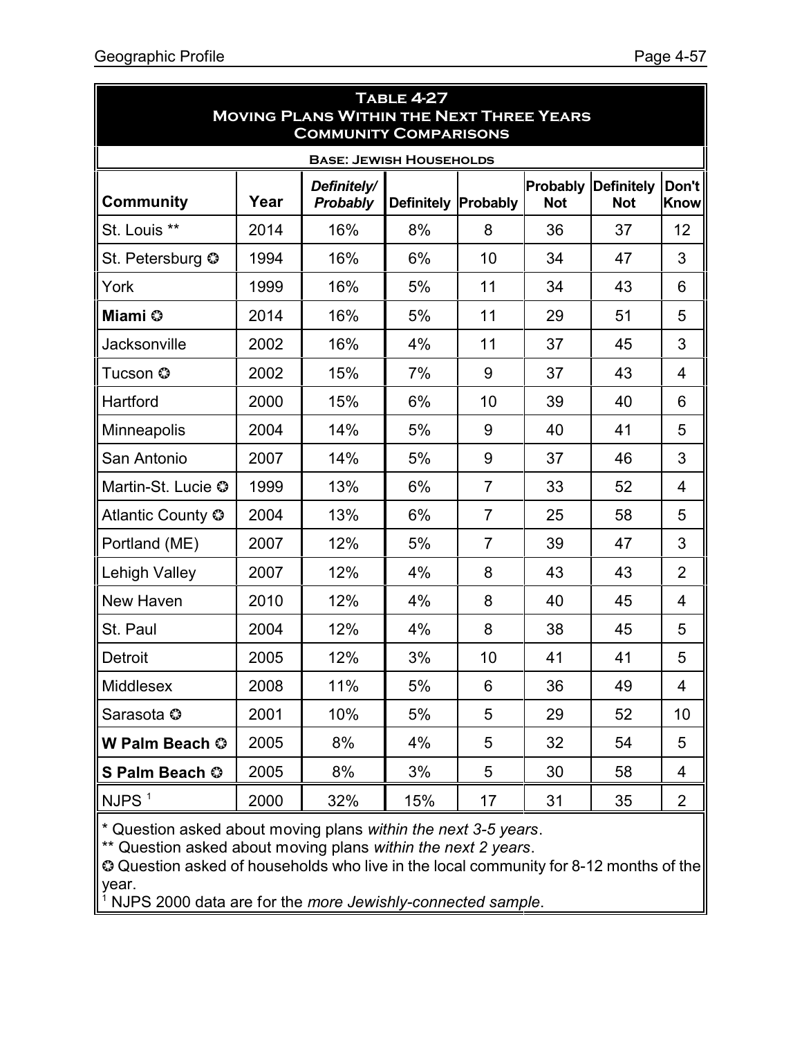**Table 4-27**
**Moving Plans Within the Next Three Years**
**Community Comparisons**

**Base: Jewish Households**

| Community | Year | *Definitely/ Probably* | Definitely | Probably | Probably Not | Definitely Not | Don't Know |
|---|---|---|---|---|---|---|---|
| St. Louis ** | 2014 | 16% | 8% | 8 | 36 | 37 | 12 |
| St. Petersburg ✪ | 1994 | 16% | 6% | 10 | 34 | 47 | 3 |
| York | 1999 | 16% | 5% | 11 | 34 | 43 | 6 |
| **Miami ✪** | 2014 | 16% | 5% | 11 | 29 | 51 | 5 |
| Jacksonville | 2002 | 16% | 4% | 11 | 37 | 45 | 3 |
| Tucson ✪ | 2002 | 15% | 7% | 9 | 37 | 43 | 4 |
| Hartford | 2000 | 15% | 6% | 10 | 39 | 40 | 6 |
| Minneapolis | 2004 | 14% | 5% | 9 | 40 | 41 | 5 |
| San Antonio | 2007 | 14% | 5% | 9 | 37 | 46 | 3 |
| Martin-St. Lucie ✪ | 1999 | 13% | 6% | 7 | 33 | 52 | 4 |
| Atlantic County ✪ | 2004 | 13% | 6% | 7 | 25 | 58 | 5 |
| Portland (ME) | 2007 | 12% | 5% | 7 | 39 | 47 | 3 |
| Lehigh Valley | 2007 | 12% | 4% | 8 | 43 | 43 | 2 |
| New Haven | 2010 | 12% | 4% | 8 | 40 | 45 | 4 |
| St. Paul | 2004 | 12% | 4% | 8 | 38 | 45 | 5 |
| Detroit | 2005 | 12% | 3% | 10 | 41 | 41 | 5 |
| Middlesex | 2008 | 11% | 5% | 6 | 36 | 49 | 4 |
| Sarasota ✪ | 2001 | 10% | 5% | 5 | 29 | 52 | 10 |
| **W Palm Beach ✪** | 2005 | 8% | 4% | 5 | 32 | 54 | 5 |
| **S Palm Beach ✪** | 2005 | 8% | 3% | 5 | 30 | 58 | 4 |
| NJPS [1] | 2000 | 32% | 15% | 17 | 31 | 35 | 2 |

* Question asked about moving plans *within the next 3-5 years*.
** Question asked about moving plans *within the next 2 years*.
✪ Question asked of households who live in the local community for 8-12 months of the year.
[1] NJPS 2000 data are for the *more Jewishly-connected sample*.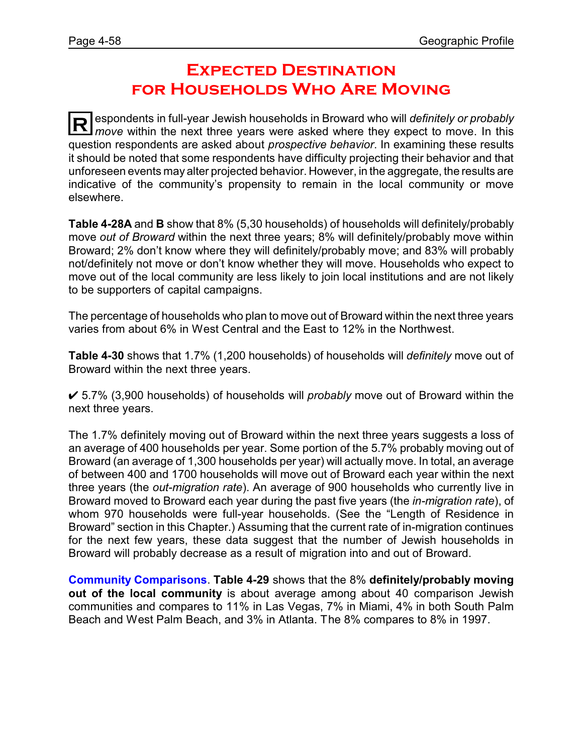# Expected Destination for Households Who Are Moving

Respondents in full-year Jewish households in Broward who will *definitely or probably move* within the next three years were asked where they expect to move. In this question respondents are asked about *prospective behavior*. In examining these results it should be noted that some respondents have difficulty projecting their behavior and that unforeseen events may alter projected behavior. However, in the aggregate, the results are indicative of the community's propensity to remain in the local community or move elsewhere.

**Table 4-28A** and **B** show that 8% (5,30 households) of households will definitely/probably move *out of Broward* within the next three years; 8% will definitely/probably move within Broward; 2% don't know where they will definitely/probably move; and 83% will probably not/definitely not move or don't know whether they will move. Households who expect to move out of the local community are less likely to join local institutions and are not likely to be supporters of capital campaigns.

The percentage of households who plan to move out of Broward within the next three years varies from about 6% in West Central and the East to 12% in the Northwest.

**Table 4-30** shows that 1.7% (1,200 households) of households will *definitely* move out of Broward within the next three years.

✔ 5.7% (3,900 households) of households will *probably* move out of Broward within the next three years.

The 1.7% definitely moving out of Broward within the next three years suggests a loss of an average of 400 households per year. Some portion of the 5.7% probably moving out of Broward (an average of 1,300 households per year) will actually move. In total, an average of between 400 and 1700 households will move out of Broward each year within the next three years (the *out-migration rate*). An average of 900 households who currently live in Broward moved to Broward each year during the past five years (the *in-migration rate*), of whom 970 households were full-year households. (See the "Length of Residence in Broward" section in this Chapter.) Assuming that the current rate of in-migration continues for the next few years, these data suggest that the number of Jewish households in Broward will probably decrease as a result of migration into and out of Broward.

**Community Comparisons**. **Table 4-29** shows that the 8% **definitely/probably moving out of the local community** is about average among about 40 comparison Jewish communities and compares to 11% in Las Vegas, 7% in Miami, 4% in both South Palm Beach and West Palm Beach, and 3% in Atlanta. The 8% compares to 8% in 1997.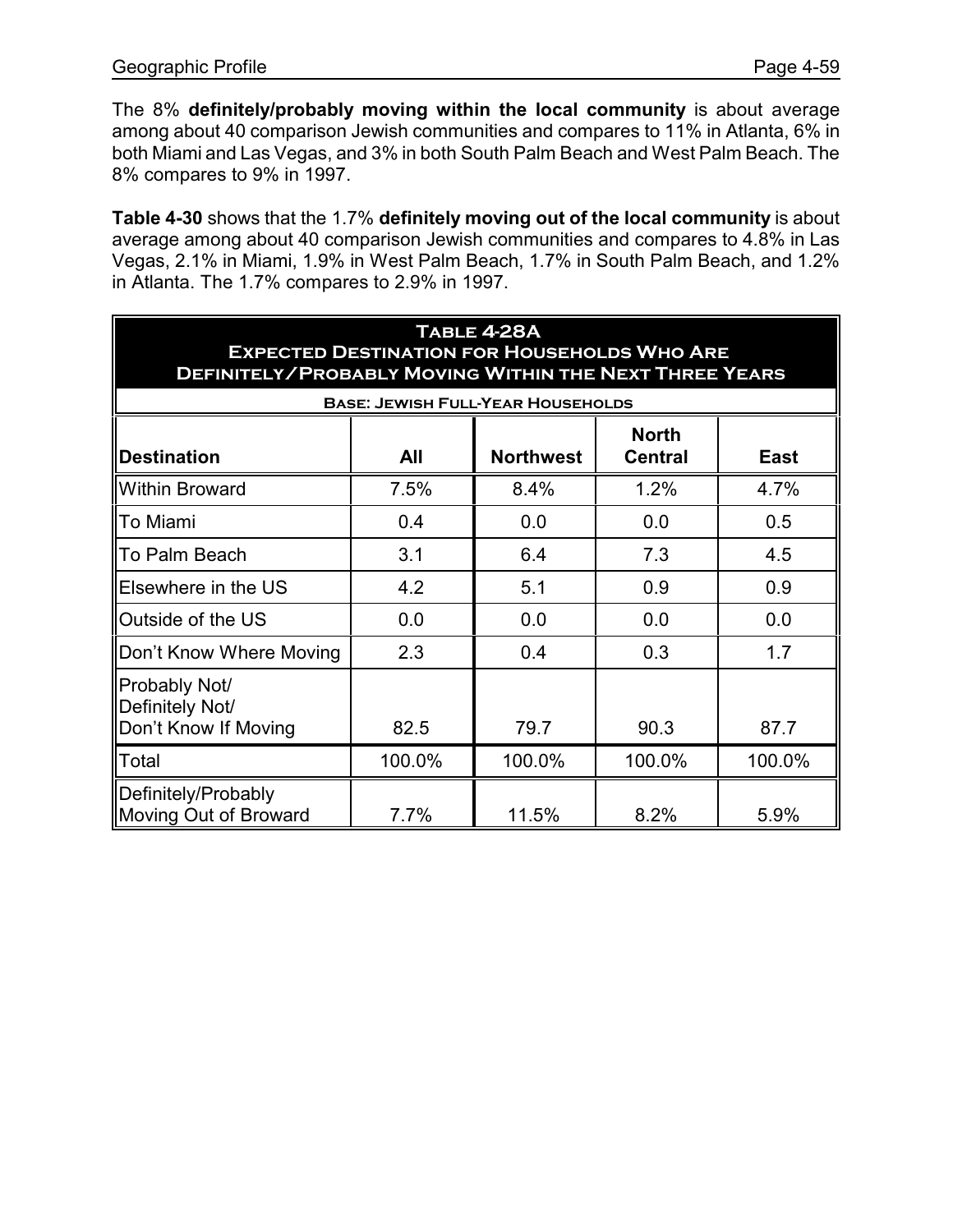The 8% **definitely/probably moving within the local community** is about average among about 40 comparison Jewish communities and compares to 11% in Atlanta, 6% in both Miami and Las Vegas, and 3% in both South Palm Beach and West Palm Beach. The 8% compares to 9% in 1997.

**Table 4-30** shows that the 1.7% **definitely moving out of the local community** is about average among about 40 comparison Jewish communities and compares to 4.8% in Las Vegas, 2.1% in Miami, 1.9% in West Palm Beach, 1.7% in South Palm Beach, and 1.2% in Atlanta. The 1.7% compares to 2.9% in 1997.

**Table 4-28A**
**Expected Destination for Households Who Are Definitely/Probably Moving Within the Next Three Years**

**Base: Jewish Full-Year Households**

| Destination | All | Northwest | North Central | East |
|---|---|---|---|---|
| Within Broward | 7.5% | 8.4% | 1.2% | 4.7% |
| To Miami | 0.4 | 0.0 | 0.0 | 0.5 |
| To Palm Beach | 3.1 | 6.4 | 7.3 | 4.5 |
| Elsewhere in the US | 4.2 | 5.1 | 0.9 | 0.9 |
| Outside of the US | 0.0 | 0.0 | 0.0 | 0.0 |
| Don't Know Where Moving | 2.3 | 0.4 | 0.3 | 1.7 |
| Probably Not/ Definitely Not/ Don't Know If Moving | 82.5 | 79.7 | 90.3 | 87.7 |
| Total | 100.0% | 100.0% | 100.0% | 100.0% |
| Definitely/Probably Moving Out of Broward | 7.7% | 11.5% | 8.2% | 5.9% |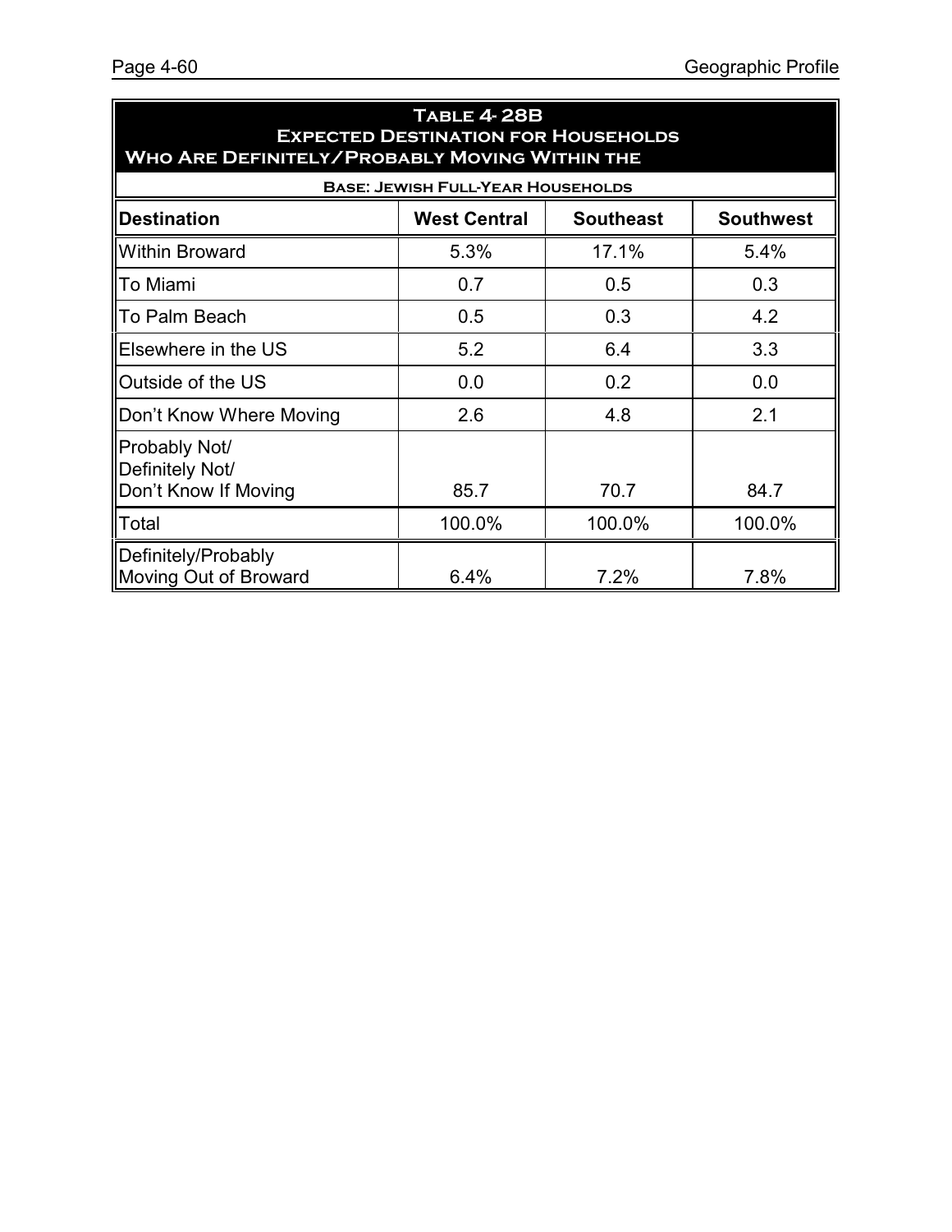## Table 4-28B Expected Destination for Households Who Are Definitely/Probably Moving Within the

**Base: Jewish Full-Year Households**

| Destination | West Central | Southeast | Southwest |
|---|---|---|---|
| Within Broward | 5.3% | 17.1% | 5.4% |
| To Miami | 0.7 | 0.5 | 0.3 |
| To Palm Beach | 0.5 | 0.3 | 4.2 |
| Elsewhere in the US | 5.2 | 6.4 | 3.3 |
| Outside of the US | 0.0 | 0.2 | 0.0 |
| Don't Know Where Moving | 2.6 | 4.8 | 2.1 |
| Probably Not/ Definitely Not/ Don't Know If Moving | 85.7 | 70.7 | 84.7 |
| Total | 100.0% | 100.0% | 100.0% |
| Definitely/Probably Moving Out of Broward | 6.4% | 7.2% | 7.8% |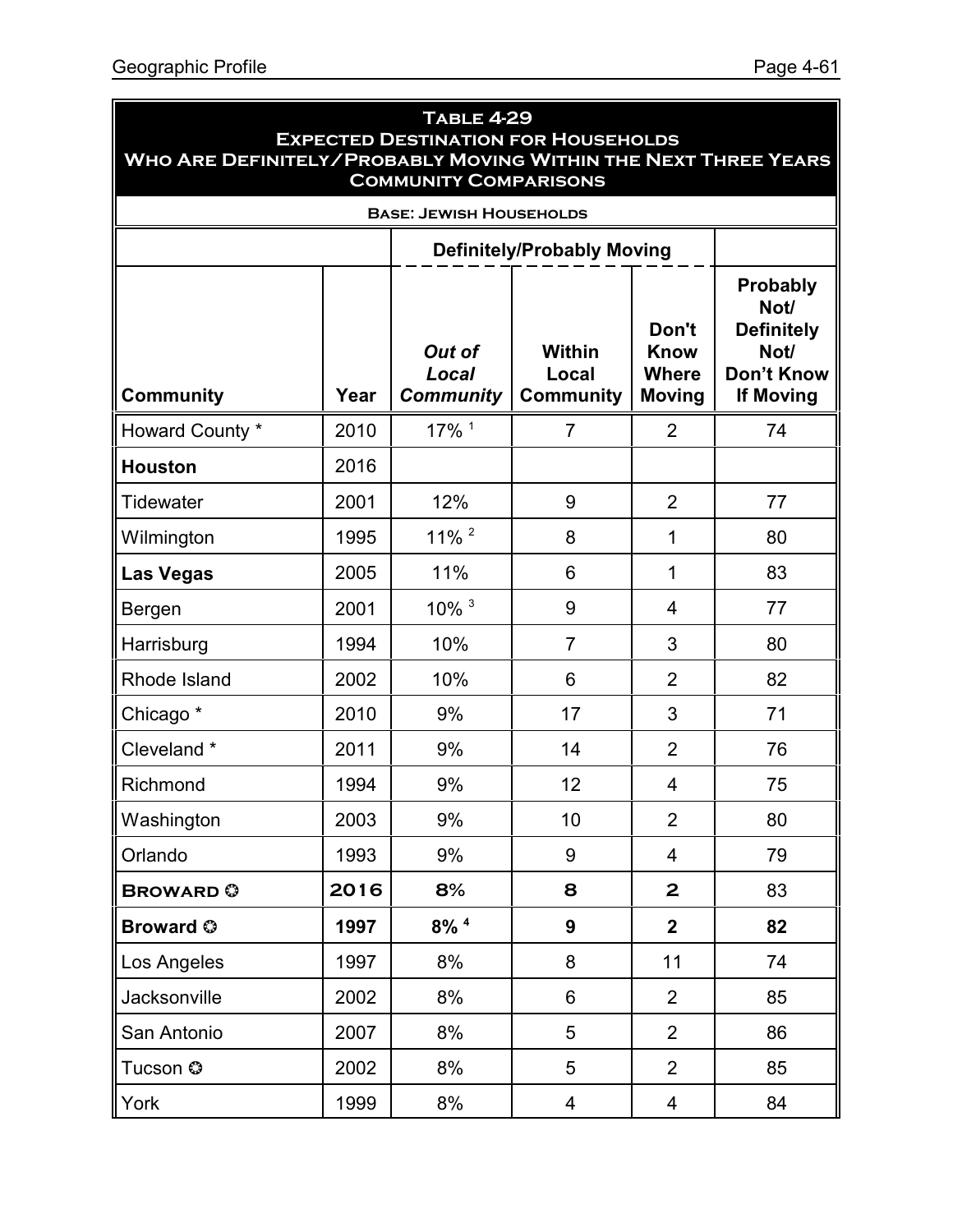**Table 4-29**
**Expected Destination for Households Who Are Definitely/Probably Moving Within the Next Three Years**
**Community Comparisons**

**Base: Jewish Households**

| | | Definitely/Probably Moving | | | |
|---|---|---|---|---|---|
| **Community** | **Year** | ***Out of Local Community*** | **Within Local Community** | **Don't Know Where Moving** | **Probably Not/ Definitely Not/ Don't Know If Moving** |
| Howard County * | 2010 | 17% [1] | 7 | 2 | 74 |
| **Houston** | 2016 | | | | |
| Tidewater | 2001 | 12% | 9 | 2 | 77 |
| Wilmington | 1995 | 11% [2] | 8 | 1 | 80 |
| **Las Vegas** | 2005 | 11% | 6 | 1 | 83 |
| Bergen | 2001 | 10% [3] | 9 | 4 | 77 |
| Harrisburg | 1994 | 10% | 7 | 3 | 80 |
| Rhode Island | 2002 | 10% | 6 | 2 | 82 |
| Chicago * | 2010 | 9% | 17 | 3 | 71 |
| Cleveland * | 2011 | 9% | 14 | 2 | 76 |
| Richmond | 1994 | 9% | 12 | 4 | 75 |
| Washington | 2003 | 9% | 10 | 2 | 80 |
| Orlando | 1993 | 9% | 9 | 4 | 79 |
| **BROWARD ✪** | **2016** | **8%** | **8** | **2** | 83 |
| **Broward ✪** | **1997** | **8%** [4] | **9** | **2** | **82** |
| Los Angeles | 1997 | 8% | 8 | 11 | 74 |
| Jacksonville | 2002 | 8% | 6 | 2 | 85 |
| San Antonio | 2007 | 8% | 5 | 2 | 86 |
| Tucson ✪ | 2002 | 8% | 5 | 2 | 85 |
| York | 1999 | 8% | 4 | 4 | 84 |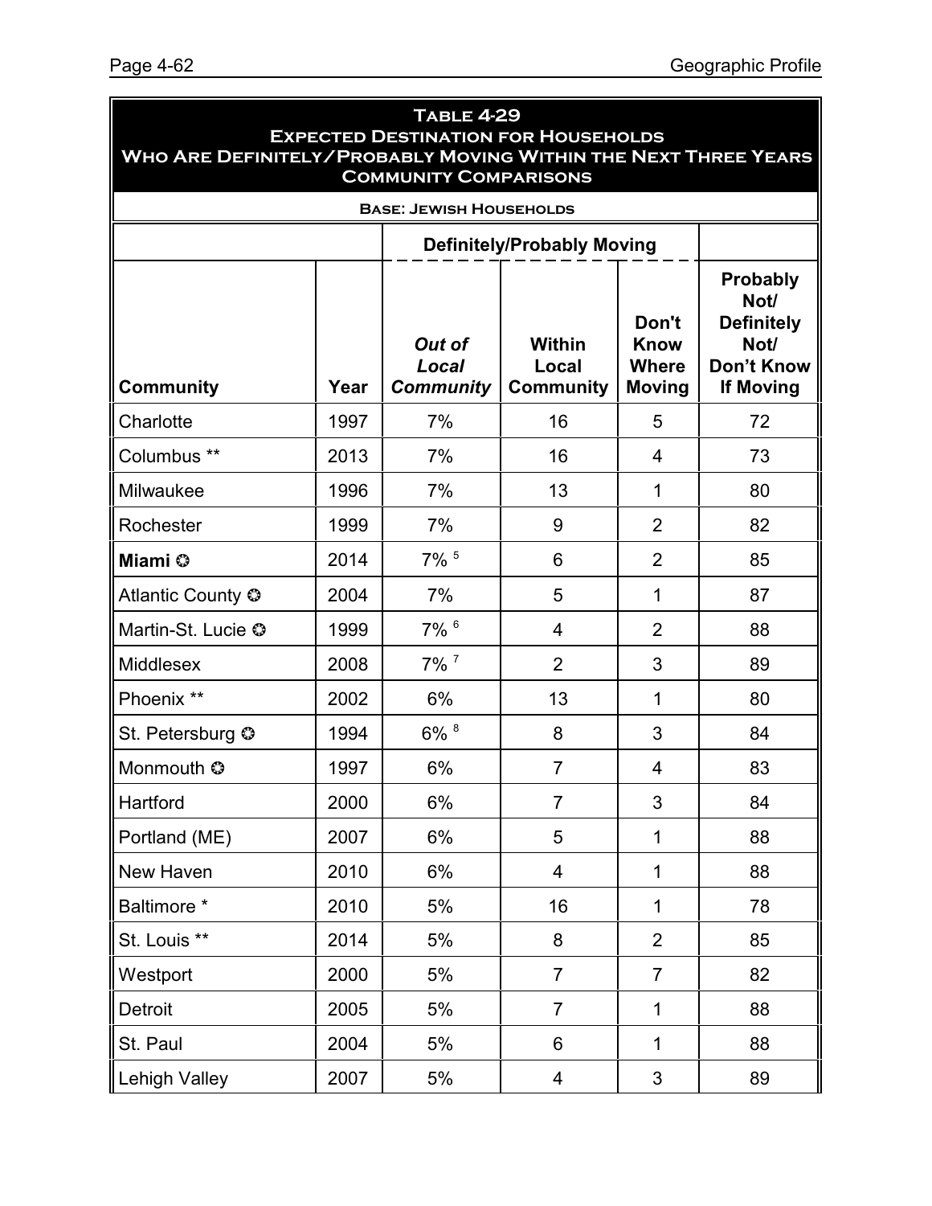## Table 4-29
## Expected Destination for Households Who Are Definitely/Probably Moving Within the Next Three Years
## Community Comparisons

**Base: Jewish Households**

| | | Definitely/Probably Moving | | | |
|---|---|---|---|---|---|
| **Community** | **Year** | ***Out of Local Community*** | **Within Local Community** | **Don't Know Where Moving** | **Probably Not/ Definitely Not/ Don't Know If Moving** |
| Charlotte | 1997 | 7% | 16 | 5 | 72 |
| Columbus ** | 2013 | 7% | 16 | 4 | 73 |
| Milwaukee | 1996 | 7% | 13 | 1 | 80 |
| Rochester | 1999 | 7% | 9 | 2 | 82 |
| **Miami** ✪ | 2014 | 7% [5] | 6 | 2 | 85 |
| Atlantic County ✪ | 2004 | 7% | 5 | 1 | 87 |
| Martin-St. Lucie ✪ | 1999 | 7% [6] | 4 | 2 | 88 |
| Middlesex | 2008 | 7% [7] | 2 | 3 | 89 |
| Phoenix ** | 2002 | 6% | 13 | 1 | 80 |
| St. Petersburg ✪ | 1994 | 6% [8] | 8 | 3 | 84 |
| Monmouth ✪ | 1997 | 6% | 7 | 4 | 83 |
| Hartford | 2000 | 6% | 7 | 3 | 84 |
| Portland (ME) | 2007 | 6% | 5 | 1 | 88 |
| New Haven | 2010 | 6% | 4 | 1 | 88 |
| Baltimore * | 2010 | 5% | 16 | 1 | 78 |
| St. Louis ** | 2014 | 5% | 8 | 2 | 85 |
| Westport | 2000 | 5% | 7 | 7 | 82 |
| Detroit | 2005 | 5% | 7 | 1 | 88 |
| St. Paul | 2004 | 5% | 6 | 1 | 88 |
| Lehigh Valley | 2007 | 5% | 4 | 3 | 89 |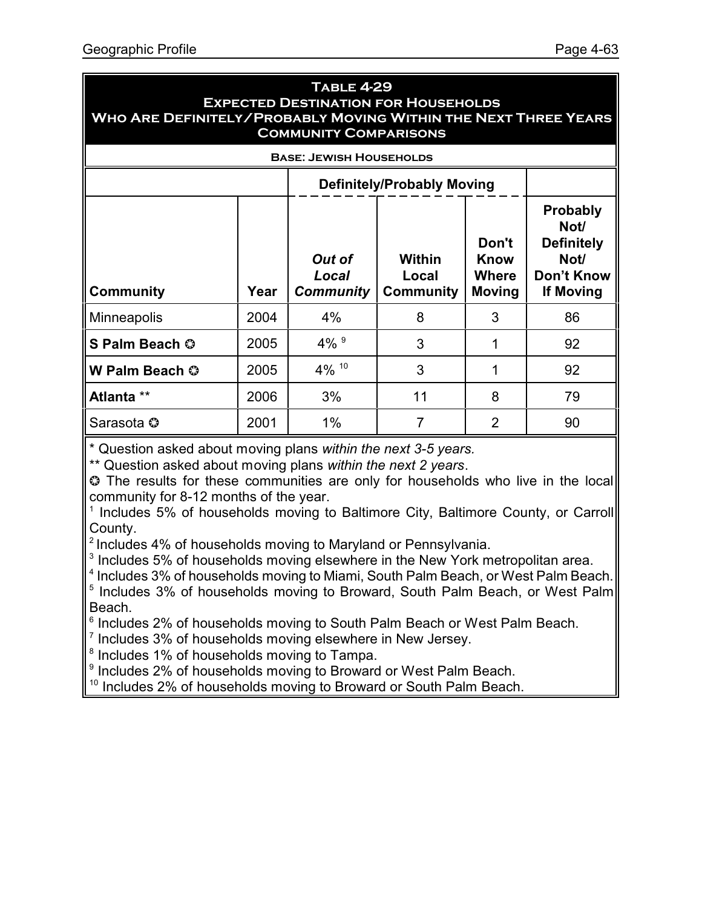**Table 4-29**
**Expected Destination for Households Who Are Definitely/Probably Moving Within the Next Three Years**
**Community Comparisons**

**Base: Jewish Households**

| | | Definitely/Probably Moving | | | |
|---|---|---|---|---|---|
| **Community** | **Year** | ***Out of Local Community*** | **Within Local Community** | **Don't Know Where Moving** | **Probably Not/ Definitely Not/ Don't Know If Moving** |
| Minneapolis | 2004 | 4% | 8 | 3 | 86 |
| **S Palm Beach ✪** | 2005 | 4% [9] | 3 | 1 | 92 |
| **W Palm Beach ✪** | 2005 | 4% [10] | 3 | 1 | 92 |
| **Atlanta** ** | 2006 | 3% | 11 | 8 | 79 |
| Sarasota ✪ | 2001 | 1% | 7 | 2 | 90 |

* Question asked about moving plans *within the next 3-5 years.*

** Question asked about moving plans *within the next 2 years*.

✪ The results for these communities are only for households who live in the local community for 8-12 months of the year.

[1] Includes 5% of households moving to Baltimore City, Baltimore County, or Carroll County.

[2] Includes 4% of households moving to Maryland or Pennsylvania.

[3] Includes 5% of households moving elsewhere in the New York metropolitan area.

[4] Includes 3% of households moving to Miami, South Palm Beach, or West Palm Beach.

[5] Includes 3% of households moving to Broward, South Palm Beach, or West Palm Beach.

[6] Includes 2% of households moving to South Palm Beach or West Palm Beach.

[7] Includes 3% of households moving elsewhere in New Jersey.

[8] Includes 1% of households moving to Tampa.

[9] Includes 2% of households moving to Broward or West Palm Beach.

[10] Includes 2% of households moving to Broward or South Palm Beach.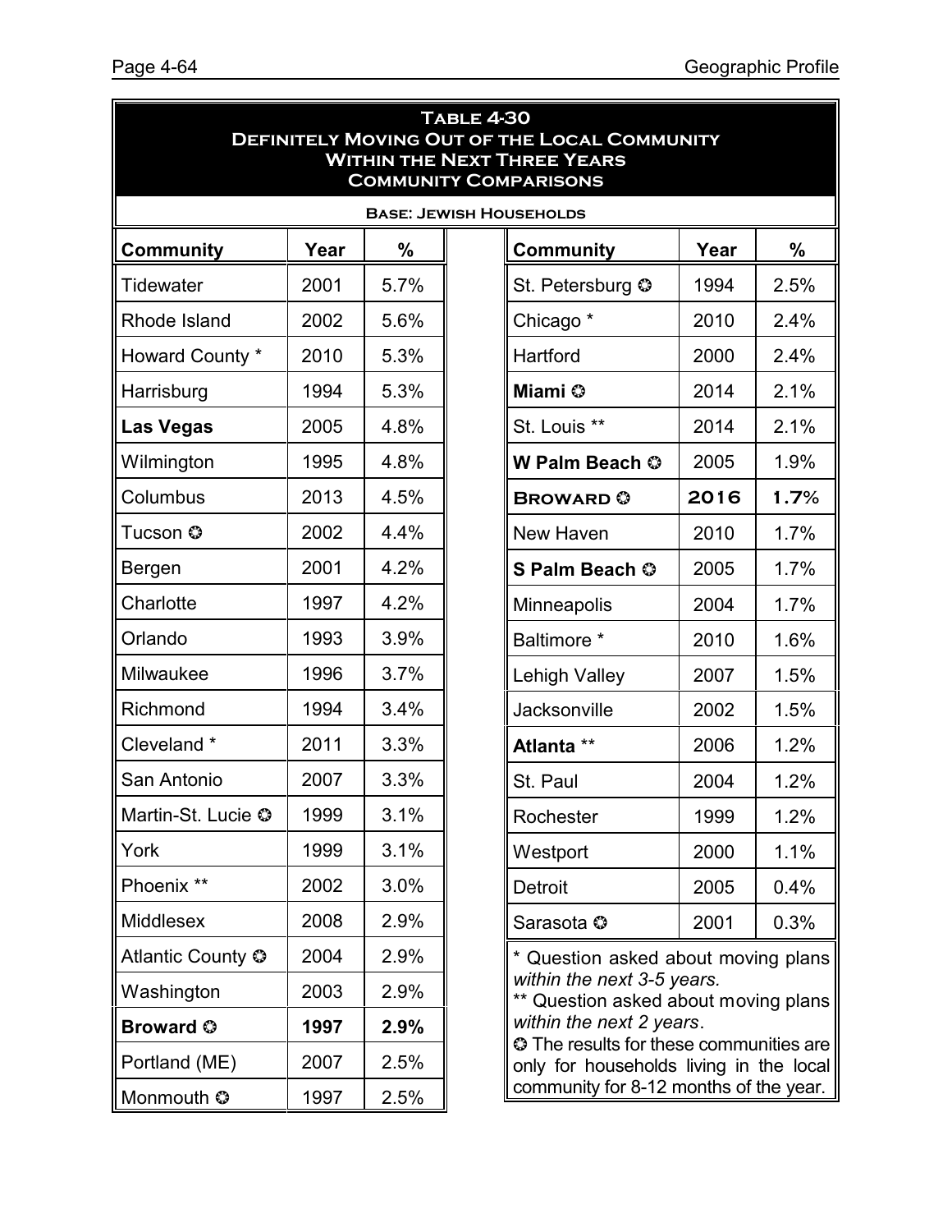**Table 4-30**
**Definitely Moving Out of the Local Community Within the Next Three Years**
**Community Comparisons**

**Base: Jewish Households**

| Community | Year | % |
|---|---|---|
| Tidewater | 2001 | 5.7% |
| Rhode Island | 2002 | 5.6% |
| Howard County * | 2010 | 5.3% |
| Harrisburg | 1994 | 5.3% |
| **Las Vegas** | 2005 | 4.8% |
| Wilmington | 1995 | 4.8% |
| Columbus | 2013 | 4.5% |
| Tucson ✪ | 2002 | 4.4% |
| Bergen | 2001 | 4.2% |
| Charlotte | 1997 | 4.2% |
| Orlando | 1993 | 3.9% |
| Milwaukee | 1996 | 3.7% |
| Richmond | 1994 | 3.4% |
| Cleveland * | 2011 | 3.3% |
| San Antonio | 2007 | 3.3% |
| Martin-St. Lucie ✪ | 1999 | 3.1% |
| York | 1999 | 3.1% |
| Phoenix ** | 2002 | 3.0% |
| Middlesex | 2008 | 2.9% |
| Atlantic County ✪ | 2004 | 2.9% |
| Washington | 2003 | 2.9% |
| **Broward ✪** | **1997** | **2.9%** |
| Portland (ME) | 2007 | 2.5% |
| Monmouth ✪ | 1997 | 2.5% |
| St. Petersburg ✪ | 1994 | 2.5% |
| Chicago * | 2010 | 2.4% |
| Hartford | 2000 | 2.4% |
| **Miami ✪** | 2014 | 2.1% |
| St. Louis ** | 2014 | 2.1% |
| **W Palm Beach ✪** | 2005 | 1.9% |
| **BROWARD ✪** | **2016** | **1.7%** |
| New Haven | 2010 | 1.7% |
| **S Palm Beach ✪** | 2005 | 1.7% |
| Minneapolis | 2004 | 1.7% |
| Baltimore * | 2010 | 1.6% |
| Lehigh Valley | 2007 | 1.5% |
| Jacksonville | 2002 | 1.5% |
| **Atlanta** ** | 2006 | 1.2% |
| St. Paul | 2004 | 1.2% |
| Rochester | 1999 | 1.2% |
| Westport | 2000 | 1.1% |
| Detroit | 2005 | 0.4% |
| Sarasota ✪ | 2001 | 0.3% |

\* Question asked about moving plans *within the next 3-5 years.*

\** Question asked about moving plans *within the next 2 years*.

✪ The results for these communities are only for households living in the local community for 8-12 months of the year.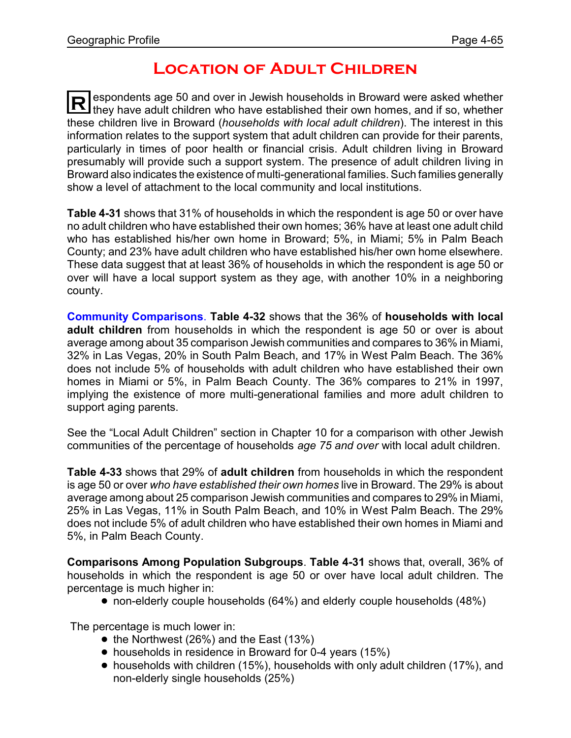# Location of Adult Children

Respondents age 50 and over in Jewish households in Broward were asked whether they have adult children who have established their own homes, and if so, whether these children live in Broward (*households with local adult children*). The interest in this information relates to the support system that adult children can provide for their parents, particularly in times of poor health or financial crisis. Adult children living in Broward presumably will provide such a support system. The presence of adult children living in Broward also indicates the existence of multi-generational families. Such families generally show a level of attachment to the local community and local institutions.

**Table 4-31** shows that 31% of households in which the respondent is age 50 or over have no adult children who have established their own homes; 36% have at least one adult child who has established his/her own home in Broward; 5%, in Miami; 5% in Palm Beach County; and 23% have adult children who have established his/her own home elsewhere. These data suggest that at least 36% of households in which the respondent is age 50 or over will have a local support system as they age, with another 10% in a neighboring county.

**Community Comparisons**. **Table 4-32** shows that the 36% of **households with local adult children** from households in which the respondent is age 50 or over is about average among about 35 comparison Jewish communities and compares to 36% in Miami, 32% in Las Vegas, 20% in South Palm Beach, and 17% in West Palm Beach. The 36% does not include 5% of households with adult children who have established their own homes in Miami or 5%, in Palm Beach County. The 36% compares to 21% in 1997, implying the existence of more multi-generational families and more adult children to support aging parents.

See the "Local Adult Children" section in Chapter 10 for a comparison with other Jewish communities of the percentage of households *age 75 and over* with local adult children.

**Table 4-33** shows that 29% of **adult children** from households in which the respondent is age 50 or over *who have established their own homes* live in Broward. The 29% is about average among about 25 comparison Jewish communities and compares to 29% in Miami, 25% in Las Vegas, 11% in South Palm Beach, and 10% in West Palm Beach. The 29% does not include 5% of adult children who have established their own homes in Miami and 5%, in Palm Beach County.

**Comparisons Among Population Subgroups**. **Table 4-31** shows that, overall, 36% of households in which the respondent is age 50 or over have local adult children. The percentage is much higher in:

- non-elderly couple households (64%) and elderly couple households (48%)

The percentage is much lower in:

- the Northwest (26%) and the East (13%)
- households in residence in Broward for 0-4 years (15%)
- households with children (15%), households with only adult children (17%), and non-elderly single households (25%)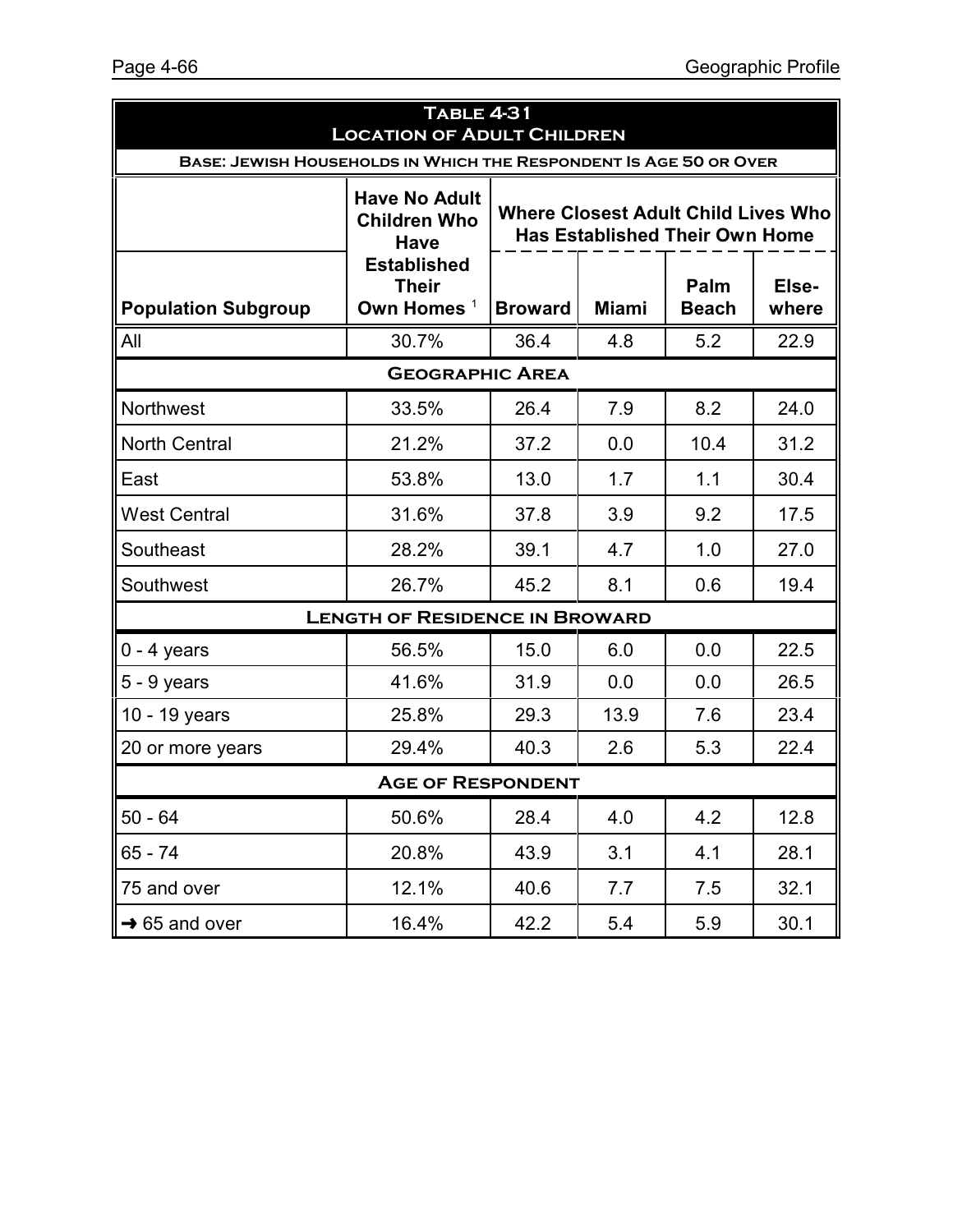**Table 4-31**
**Location of Adult Children**
**Base: Jewish Households in Which the Respondent Is Age 50 or Over**

| Population Subgroup | Have No Adult Children Who Have Established Their Own Homes [1] | Where Closest Adult Child Lives Who Has Established Their Own Home | | | |
|---|---|---|---|---|---|
| | | Broward | Miami | Palm Beach | Elsewhere |
| All | 30.7% | 36.4 | 4.8 | 5.2 | 22.9 |
| **Geographic Area** | | | | | |
| Northwest | 33.5% | 26.4 | 7.9 | 8.2 | 24.0 |
| North Central | 21.2% | 37.2 | 0.0 | 10.4 | 31.2 |
| East | 53.8% | 13.0 | 1.7 | 1.1 | 30.4 |
| West Central | 31.6% | 37.8 | 3.9 | 9.2 | 17.5 |
| Southeast | 28.2% | 39.1 | 4.7 | 1.0 | 27.0 |
| Southwest | 26.7% | 45.2 | 8.1 | 0.6 | 19.4 |
| **Length of Residence in Broward** | | | | | |
| 0 - 4 years | 56.5% | 15.0 | 6.0 | 0.0 | 22.5 |
| 5 - 9 years | 41.6% | 31.9 | 0.0 | 0.0 | 26.5 |
| 10 - 19 years | 25.8% | 29.3 | 13.9 | 7.6 | 23.4 |
| 20 or more years | 29.4% | 40.3 | 2.6 | 5.3 | 22.4 |
| **Age of Respondent** | | | | | |
| 50 - 64 | 50.6% | 28.4 | 4.0 | 4.2 | 12.8 |
| 65 - 74 | 20.8% | 43.9 | 3.1 | 4.1 | 28.1 |
| 75 and over | 12.1% | 40.6 | 7.7 | 7.5 | 32.1 |
| → 65 and over | 16.4% | 42.2 | 5.4 | 5.9 | 30.1 |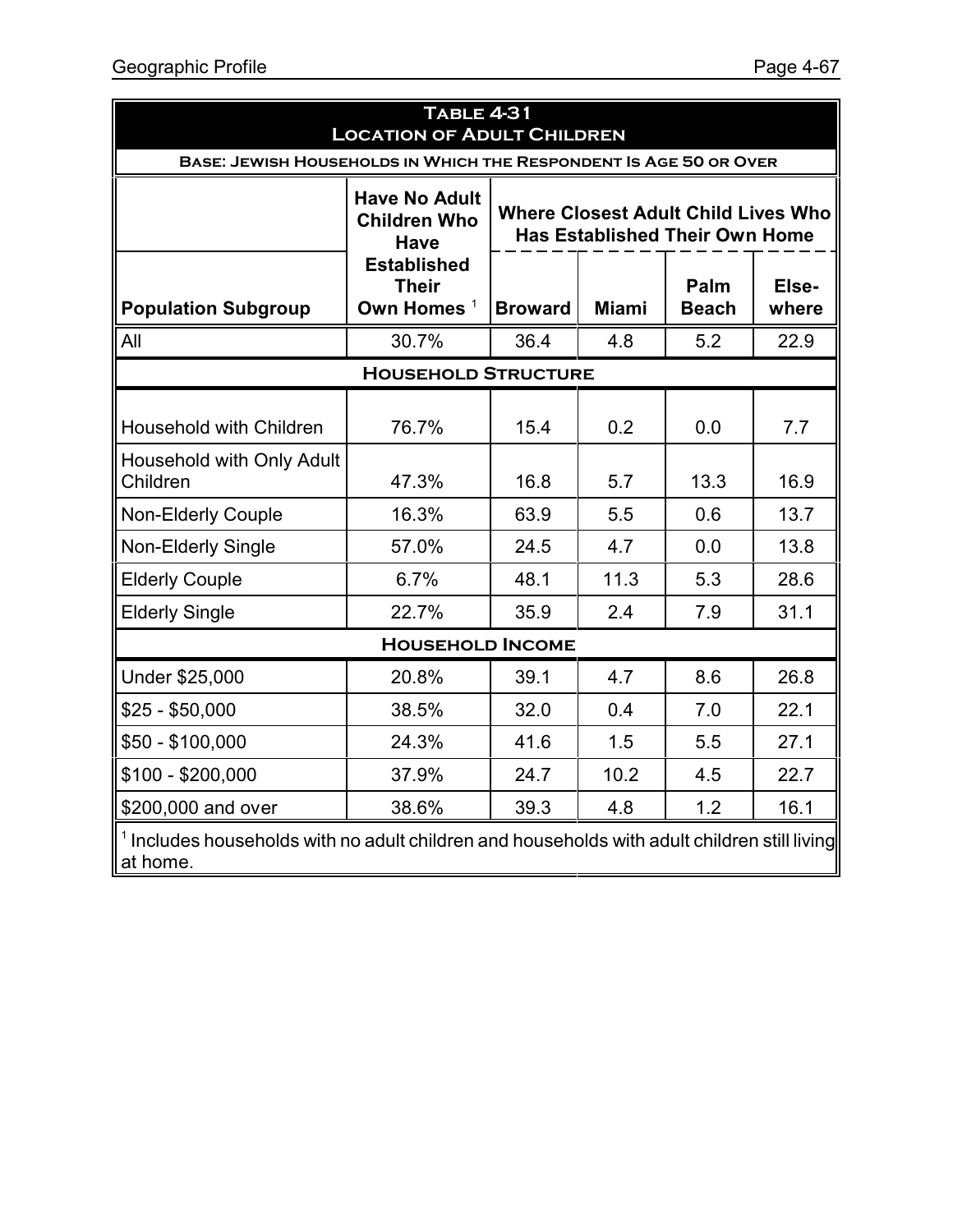**Table 4-31**
**Location of Adult Children**

**Base: Jewish Households in Which the Respondent Is Age 50 or Over**

| Population Subgroup | Have No Adult Children Who Have Established Their Own Homes [1] | Where Closest Adult Child Lives Who Has Established Their Own Home | | | |
|---|---|---|---|---|---|
| | | Broward | Miami | Palm Beach | Elsewhere |
| All | 30.7% | 36.4 | 4.8 | 5.2 | 22.9 |
| **Household Structure** | | | | | |
| Household with Children | 76.7% | 15.4 | 0.2 | 0.0 | 7.7 |
| Household with Only Adult Children | 47.3% | 16.8 | 5.7 | 13.3 | 16.9 |
| Non-Elderly Couple | 16.3% | 63.9 | 5.5 | 0.6 | 13.7 |
| Non-Elderly Single | 57.0% | 24.5 | 4.7 | 0.0 | 13.8 |
| Elderly Couple | 6.7% | 48.1 | 11.3 | 5.3 | 28.6 |
| Elderly Single | 22.7% | 35.9 | 2.4 | 7.9 | 31.1 |
| **Household Income** | | | | | |
| Under $25,000 | 20.8% | 39.1 | 4.7 | 8.6 | 26.8 |
| $25 - $50,000 | 38.5% | 32.0 | 0.4 | 7.0 | 22.1 |
| $50 - $100,000 | 24.3% | 41.6 | 1.5 | 5.5 | 27.1 |
| $100 - $200,000 | 37.9% | 24.7 | 10.2 | 4.5 | 22.7 |
| $200,000 and over | 38.6% | 39.3 | 4.8 | 1.2 | 16.1 |

[1] Includes households with no adult children and households with adult children still living at home.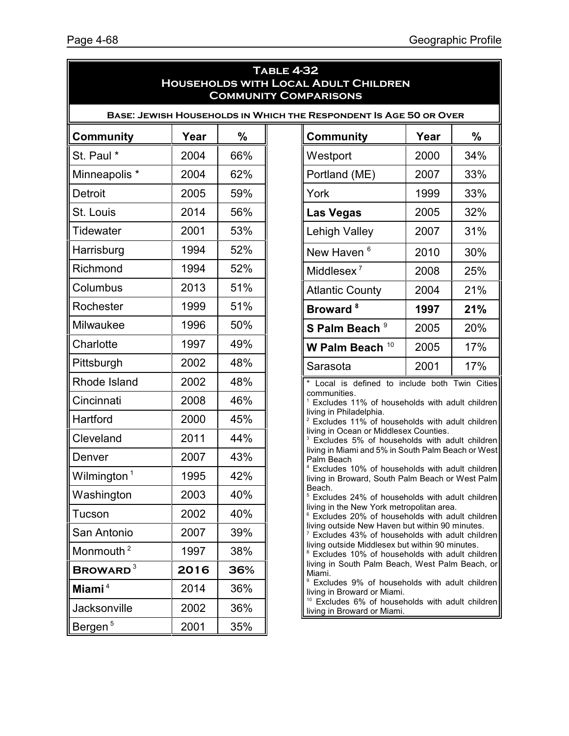# Table 4-32
## Households with Local Adult Children
## Community Comparisons

**Base: Jewish Households in Which the Respondent Is Age 50 or Over**

| Community | Year | % |
|---|---|---|
| St. Paul * | 2004 | 66% |
| Minneapolis * | 2004 | 62% |
| Detroit | 2005 | 59% |
| St. Louis | 2014 | 56% |
| Tidewater | 2001 | 53% |
| Harrisburg | 1994 | 52% |
| Richmond | 1994 | 52% |
| Columbus | 2013 | 51% |
| Rochester | 1999 | 51% |
| Milwaukee | 1996 | 50% |
| Charlotte | 1997 | 49% |
| Pittsburgh | 2002 | 48% |
| Rhode Island | 2002 | 48% |
| Cincinnati | 2008 | 46% |
| Hartford | 2000 | 45% |
| Cleveland | 2011 | 44% |
| Denver | 2007 | 43% |
| Wilmington [1] | 1995 | 42% |
| Washington | 2003 | 40% |
| Tucson | 2002 | 40% |
| San Antonio | 2007 | 39% |
| Monmouth [2] | 1997 | 38% |
| **BROWARD** [3] | **2016** | **36%** |
| **Miami** [4] | 2014 | 36% |
| Jacksonville | 2002 | 36% |
| Bergen [5] | 2001 | 35% |
| Westport | 2000 | 34% |
| Portland (ME) | 2007 | 33% |
| York | 1999 | 33% |
| **Las Vegas** | 2005 | 32% |
| Lehigh Valley | 2007 | 31% |
| New Haven [6] | 2010 | 30% |
| Middlesex [7] | 2008 | 25% |
| Atlantic County | 2004 | 21% |
| **Broward** [8] | **1997** | **21%** |
| **S Palm Beach** [9] | 2005 | 20% |
| **W Palm Beach** [10] | 2005 | 17% |
| Sarasota | 2001 | 17% |

\* Local is defined to include both Twin Cities communities.

[1] Excludes 11% of households with adult children living in Philadelphia.

[2] Excludes 11% of households with adult children living in Ocean or Middlesex Counties.

[3] Excludes 5% of households with adult children living in Miami and 5% in South Palm Beach or West Palm Beach

[4] Excludes 10% of households with adult children living in Broward, South Palm Beach or West Palm Beach.

[5] Excludes 24% of households with adult children living in the New York metropolitan area.

[6] Excludes 20% of households with adult children living outside New Haven but within 90 minutes.

[7] Excludes 43% of households with adult children living outside Middlesex but within 90 minutes.

[8] Excludes 10% of households with adult children living in South Palm Beach, West Palm Beach, or Miami.

[9] Excludes 9% of households with adult children living in Broward or Miami.

[10] Excludes 6% of households with adult children living in Broward or Miami.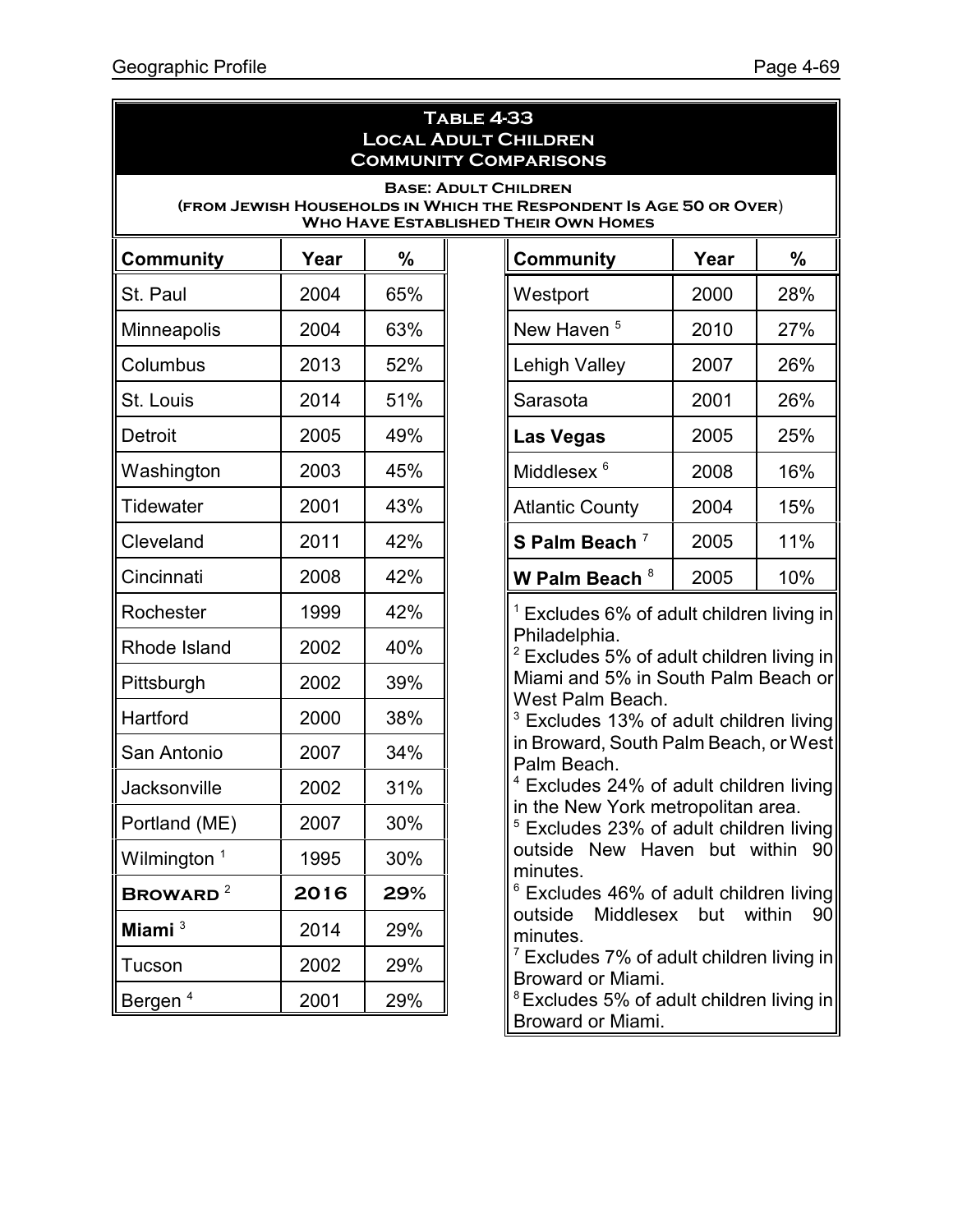## Table 4-33
## Local Adult Children
## Community Comparisons

**Base: Adult Children (from Jewish Households in Which the Respondent Is Age 50 or Over) Who Have Established Their Own Homes**

| Community | Year | % |
|---|---|---|
| St. Paul | 2004 | 65% |
| Minneapolis | 2004 | 63% |
| Columbus | 2013 | 52% |
| St. Louis | 2014 | 51% |
| Detroit | 2005 | 49% |
| Washington | 2003 | 45% |
| Tidewater | 2001 | 43% |
| Cleveland | 2011 | 42% |
| Cincinnati | 2008 | 42% |
| Rochester | 1999 | 42% |
| Rhode Island | 2002 | 40% |
| Pittsburgh | 2002 | 39% |
| Hartford | 2000 | 38% |
| San Antonio | 2007 | 34% |
| Jacksonville | 2002 | 31% |
| Portland (ME) | 2007 | 30% |
| Wilmington [1] | 1995 | 30% |
| **Broward** [2] | **2016** | **29%** |
| **Miami** [3] | 2014 | 29% |
| Tucson | 2002 | 29% |
| Bergen [4] | 2001 | 29% |
| Westport | 2000 | 28% |
| New Haven [5] | 2010 | 27% |
| Lehigh Valley | 2007 | 26% |
| Sarasota | 2001 | 26% |
| **Las Vegas** | 2005 | 25% |
| Middlesex [6] | 2008 | 16% |
| Atlantic County | 2004 | 15% |
| **S Palm Beach** [7] | 2005 | 11% |
| **W Palm Beach** [8] | 2005 | 10% |

[1] Excludes 6% of adult children living in Philadelphia.
[2] Excludes 5% of adult children living in Miami and 5% in South Palm Beach or West Palm Beach.
[3] Excludes 13% of adult children living in Broward, South Palm Beach, or West Palm Beach.
[4] Excludes 24% of adult children living in the New York metropolitan area.
[5] Excludes 23% of adult children living outside New Haven but within 90 minutes.
[6] Excludes 46% of adult children living outside Middlesex but within 90 minutes.
[7] Excludes 7% of adult children living in Broward or Miami.
[8] Excludes 5% of adult children living in Broward or Miami.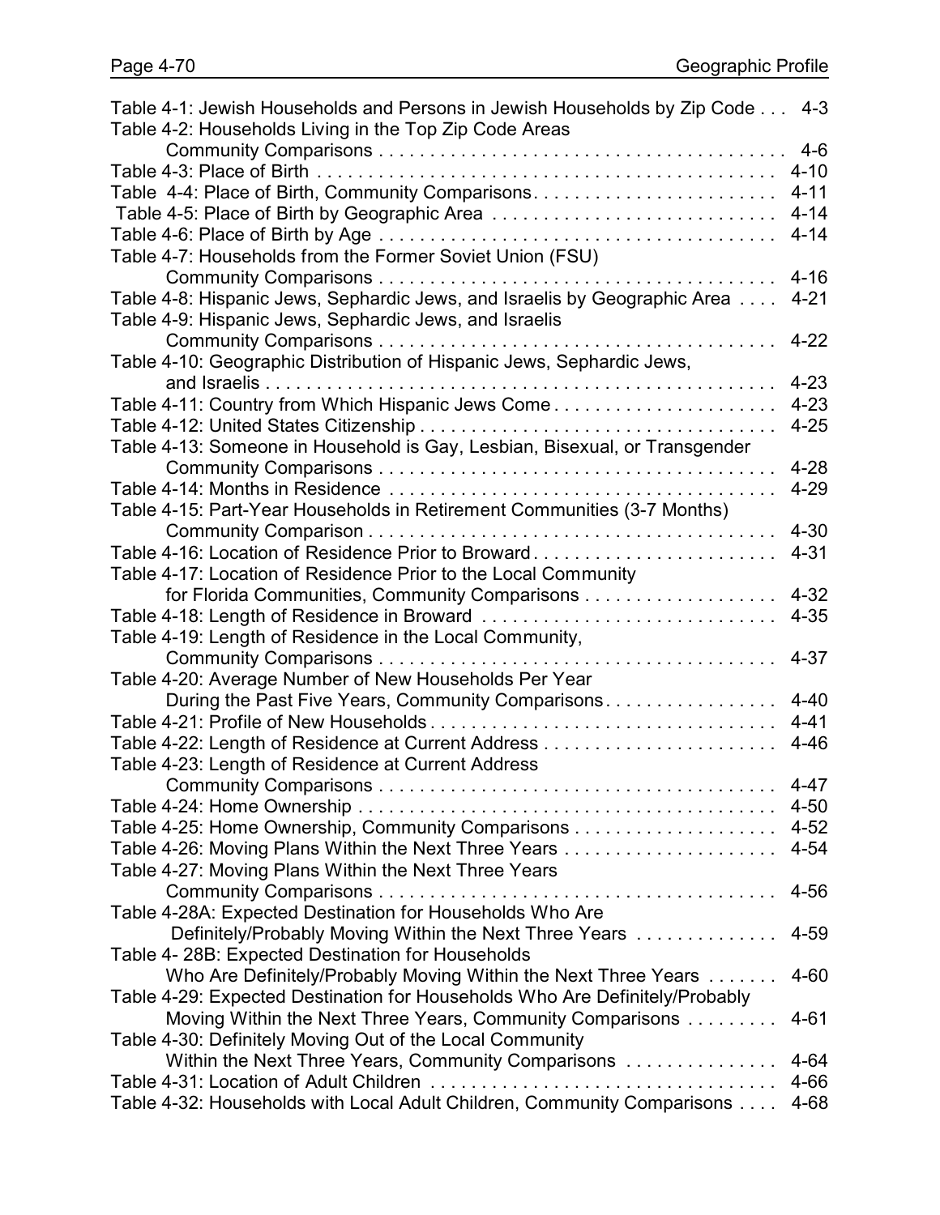| Table | Page |
|---|---|
| Table 4-1: Jewish Households and Persons in Jewish Households by Zip Code | 4-3 |
| Table 4-2: Households Living in the Top Zip Code Areas Community Comparisons | 4-6 |
| Table 4-3: Place of Birth | 4-10 |
| Table 4-4: Place of Birth, Community Comparisons | 4-11 |
| Table 4-5: Place of Birth by Geographic Area | 4-14 |
| Table 4-6: Place of Birth by Age | 4-14 |
| Table 4-7: Households from the Former Soviet Union (FSU) Community Comparisons | 4-16 |
| Table 4-8: Hispanic Jews, Sephardic Jews, and Israelis by Geographic Area | 4-21 |
| Table 4-9: Hispanic Jews, Sephardic Jews, and Israelis Community Comparisons | 4-22 |
| Table 4-10: Geographic Distribution of Hispanic Jews, Sephardic Jews, and Israelis | 4-23 |
| Table 4-11: Country from Which Hispanic Jews Come | 4-23 |
| Table 4-12: United States Citizenship | 4-25 |
| Table 4-13: Someone in Household is Gay, Lesbian, Bisexual, or Transgender Community Comparisons | 4-28 |
| Table 4-14: Months in Residence | 4-29 |
| Table 4-15: Part-Year Households in Retirement Communities (3-7 Months) Community Comparison | 4-30 |
| Table 4-16: Location of Residence Prior to Broward | 4-31 |
| Table 4-17: Location of Residence Prior to the Local Community for Florida Communities, Community Comparisons | 4-32 |
| Table 4-18: Length of Residence in Broward | 4-35 |
| Table 4-19: Length of Residence in the Local Community, Community Comparisons | 4-37 |
| Table 4-20: Average Number of New Households Per Year During the Past Five Years, Community Comparisons | 4-40 |
| Table 4-21: Profile of New Households | 4-41 |
| Table 4-22: Length of Residence at Current Address | 4-46 |
| Table 4-23: Length of Residence at Current Address Community Comparisons | 4-47 |
| Table 4-24: Home Ownership | 4-50 |
| Table 4-25: Home Ownership, Community Comparisons | 4-52 |
| Table 4-26: Moving Plans Within the Next Three Years | 4-54 |
| Table 4-27: Moving Plans Within the Next Three Years Community Comparisons | 4-56 |
| Table 4-28A: Expected Destination for Households Who Are Definitely/Probably Moving Within the Next Three Years | 4-59 |
| Table 4- 28B: Expected Destination for Households Who Are Definitely/Probably Moving Within the Next Three Years | 4-60 |
| Table 4-29: Expected Destination for Households Who Are Definitely/Probably Moving Within the Next Three Years, Community Comparisons | 4-61 |
| Table 4-30: Definitely Moving Out of the Local Community Within the Next Three Years, Community Comparisons | 4-64 |
| Table 4-31: Location of Adult Children | 4-66 |
| Table 4-32: Households with Local Adult Children, Community Comparisons | 4-68 |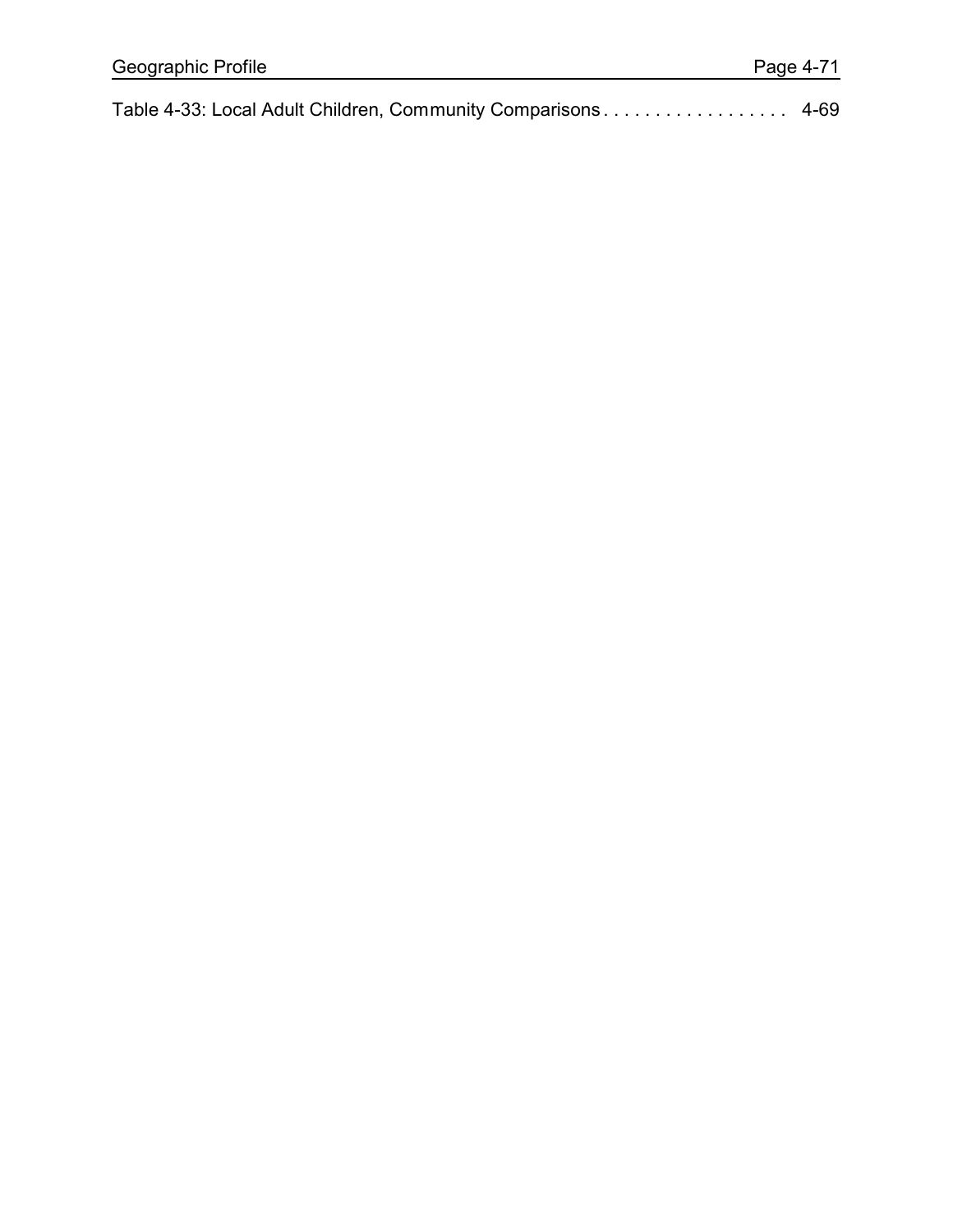Table 4-33: Local Adult Children, Community Comparisons . . . . . . . . . . . . . . . . . . 4-69